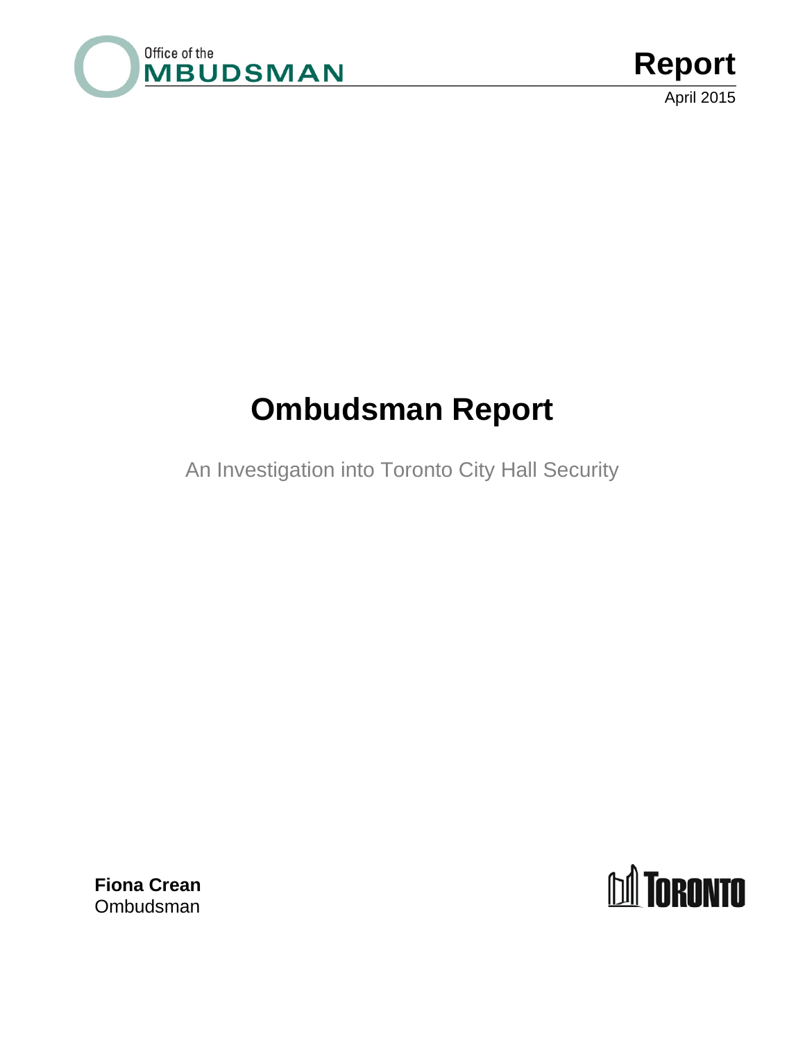Office of the OMBUDSMAN

**Report**

April 2015

# Ombudsman Report

An Investigation into Toronto City Hall Security

**Fiona Crean**
Ombudsman

TORONTO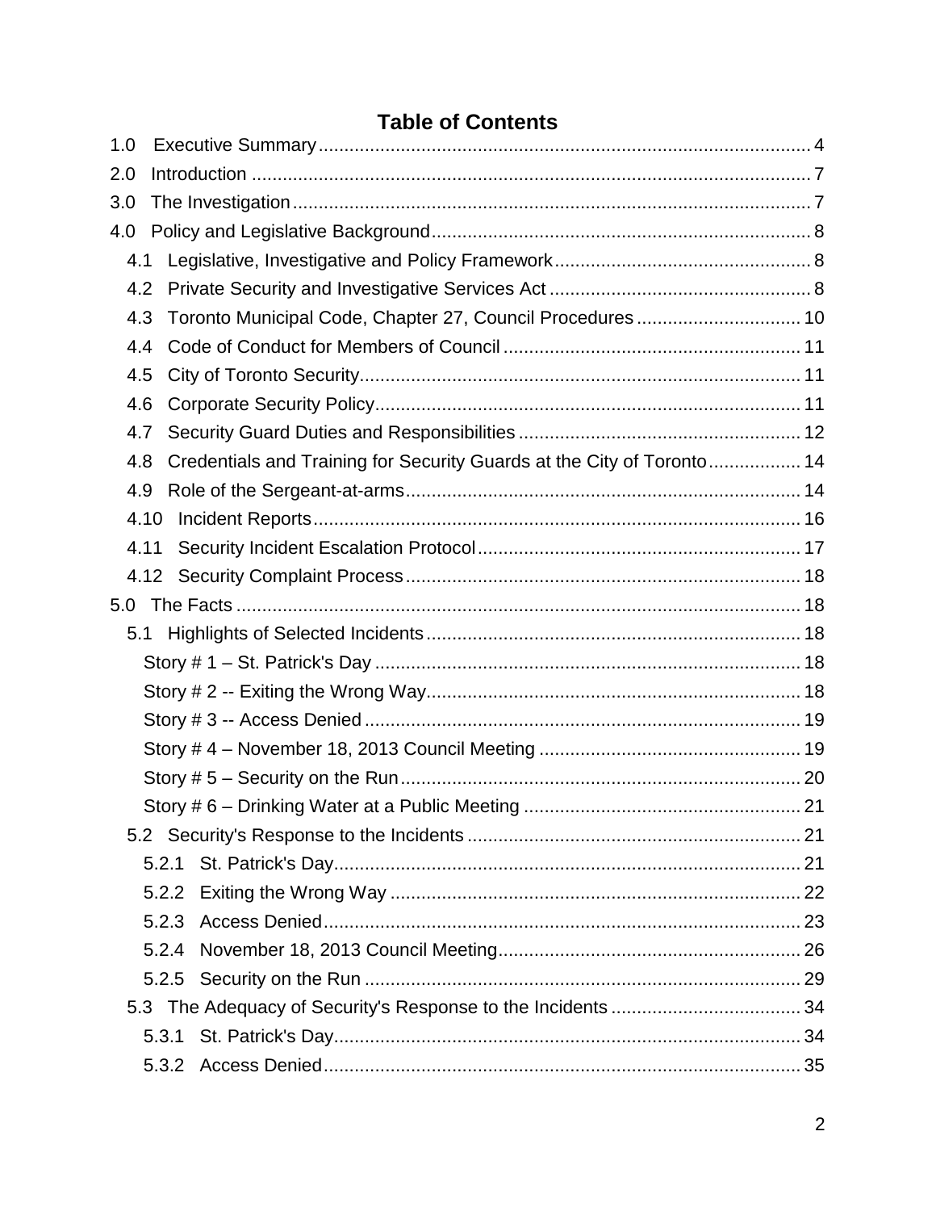# Table of Contents

1.0 Executive Summary ... 4
2.0 Introduction ... 7
3.0 The Investigation ... 7
4.0 Policy and Legislative Background ... 8
- 4.1 Legislative, Investigative and Policy Framework ... 8
- 4.2 Private Security and Investigative Services Act ... 8
- 4.3 Toronto Municipal Code, Chapter 27, Council Procedures ... 10
- 4.4 Code of Conduct for Members of Council ... 11
- 4.5 City of Toronto Security ... 11
- 4.6 Corporate Security Policy ... 11
- 4.7 Security Guard Duties and Responsibilities ... 12
- 4.8 Credentials and Training for Security Guards at the City of Toronto ... 14
- 4.9 Role of the Sergeant-at-arms ... 14
- 4.10 Incident Reports ... 16
- 4.11 Security Incident Escalation Protocol ... 17
- 4.12 Security Complaint Process ... 18

5.0 The Facts ... 18
- 5.1 Highlights of Selected Incidents ... 18
  - Story # 1 – St. Patrick's Day ... 18
  - Story # 2 -- Exiting the Wrong Way ... 18
  - Story # 3 -- Access Denied ... 19
  - Story # 4 – November 18, 2013 Council Meeting ... 19
  - Story # 5 – Security on the Run ... 20
  - Story # 6 – Drinking Water at a Public Meeting ... 21
- 5.2 Security's Response to the Incidents ... 21
  - 5.2.1 St. Patrick's Day ... 21
  - 5.2.2 Exiting the Wrong Way ... 22
  - 5.2.3 Access Denied ... 23
  - 5.2.4 November 18, 2013 Council Meeting ... 26
  - 5.2.5 Security on the Run ... 29
- 5.3 The Adequacy of Security's Response to the Incidents ... 34
  - 5.3.1 St. Patrick's Day ... 34
  - 5.3.2 Access Denied ... 35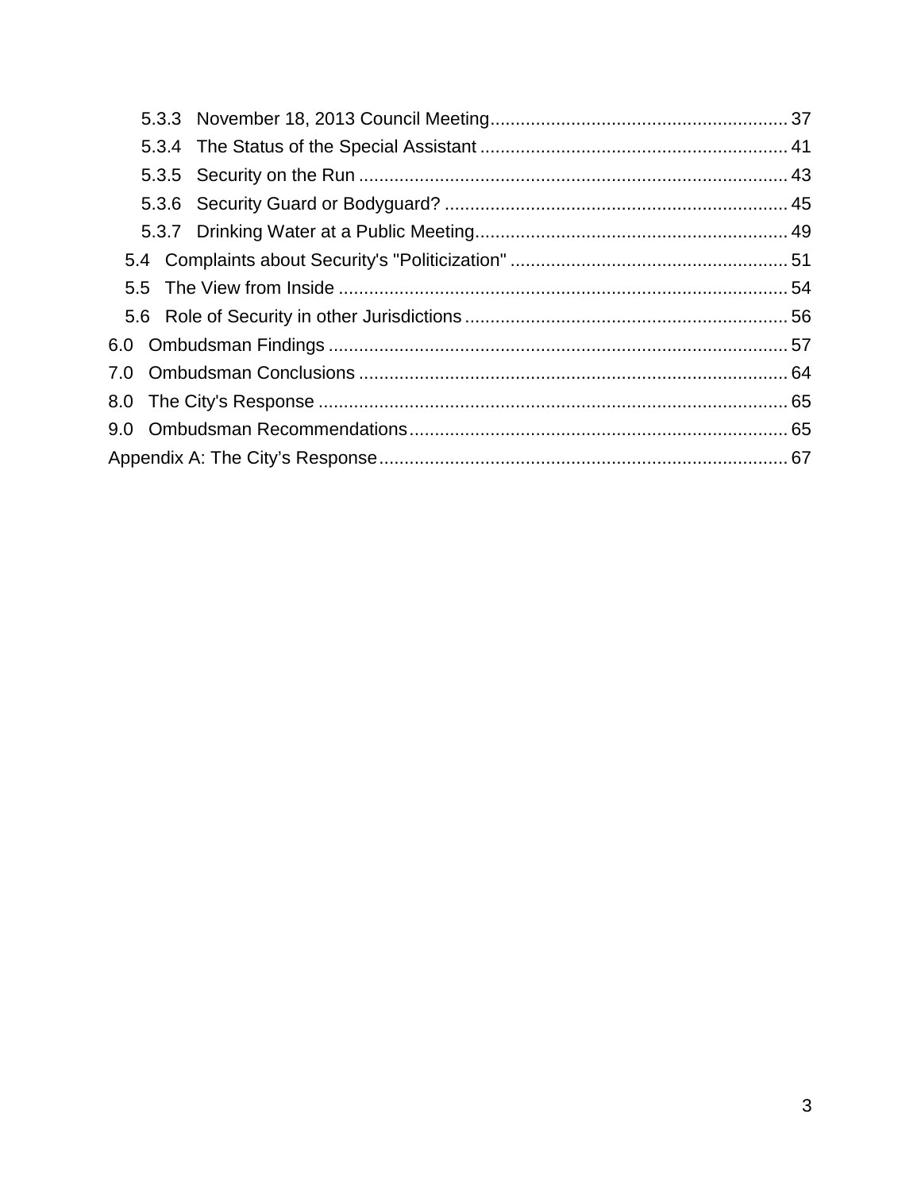5.3.3 November 18, 2013 Council Meeting .......... 37

5.3.4 The Status of the Special Assistant .......... 41

5.3.5 Security on the Run .......... 43

5.3.6 Security Guard or Bodyguard? .......... 45

5.3.7 Drinking Water at a Public Meeting .......... 49

5.4 Complaints about Security's "Politicization" .......... 51

5.5 The View from Inside .......... 54

5.6 Role of Security in other Jurisdictions .......... 56

6.0 Ombudsman Findings .......... 57

7.0 Ombudsman Conclusions .......... 64

8.0 The City's Response .......... 65

9.0 Ombudsman Recommendations .......... 65

Appendix A: The City's Response .......... 67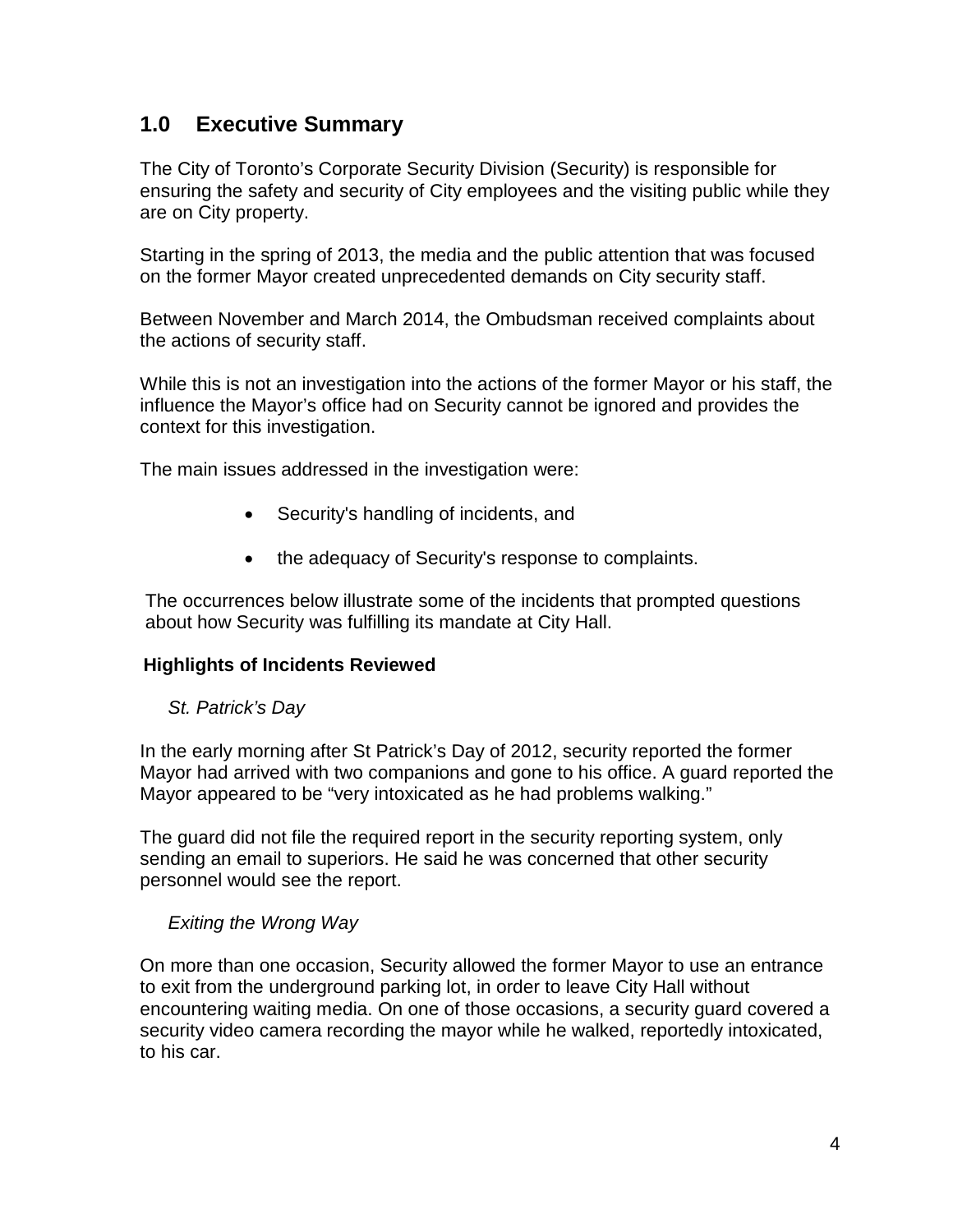## 1.0 Executive Summary

The City of Toronto's Corporate Security Division (Security) is responsible for ensuring the safety and security of City employees and the visiting public while they are on City property.

Starting in the spring of 2013, the media and the public attention that was focused on the former Mayor created unprecedented demands on City security staff.

Between November and March 2014, the Ombudsman received complaints about the actions of security staff.

While this is not an investigation into the actions of the former Mayor or his staff, the influence the Mayor's office had on Security cannot be ignored and provides the context for this investigation.

The main issues addressed in the investigation were:

- Security's handling of incidents, and
- the adequacy of Security's response to complaints.

The occurrences below illustrate some of the incidents that prompted questions about how Security was fulfilling its mandate at City Hall.

**Highlights of Incidents Reviewed**

*St. Patrick's Day*

In the early morning after St Patrick's Day of 2012, security reported the former Mayor had arrived with two companions and gone to his office. A guard reported the Mayor appeared to be "very intoxicated as he had problems walking."

The guard did not file the required report in the security reporting system, only sending an email to superiors. He said he was concerned that other security personnel would see the report.

*Exiting the Wrong Way*

On more than one occasion, Security allowed the former Mayor to use an entrance to exit from the underground parking lot, in order to leave City Hall without encountering waiting media. On one of those occasions, a security guard covered a security video camera recording the mayor while he walked, reportedly intoxicated, to his car.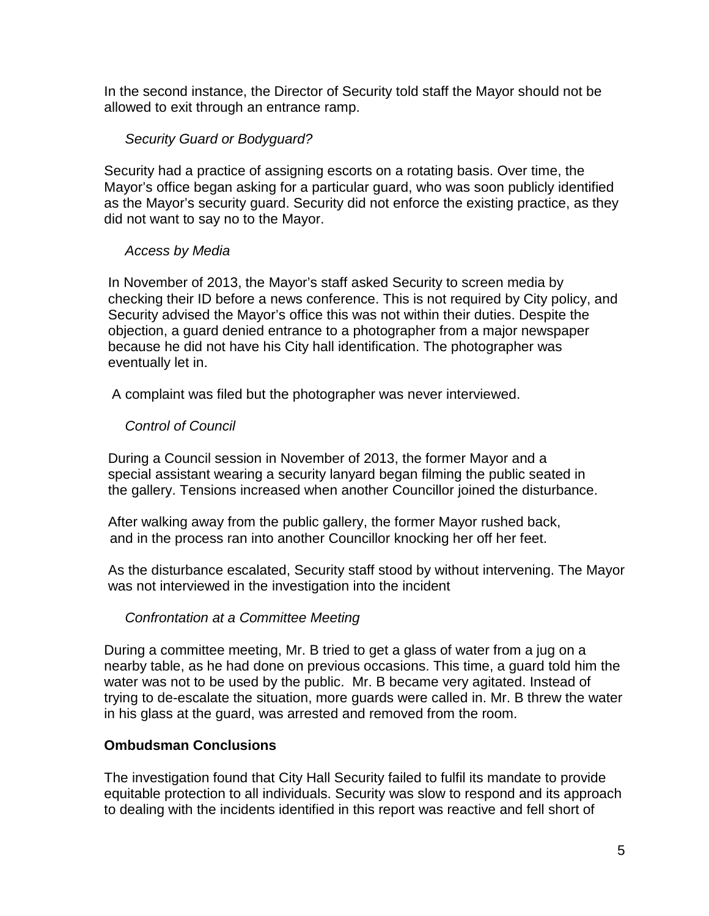In the second instance, the Director of Security told staff the Mayor should not be allowed to exit through an entrance ramp.

*Security Guard or Bodyguard?*

Security had a practice of assigning escorts on a rotating basis. Over time, the Mayor's office began asking for a particular guard, who was soon publicly identified as the Mayor's security guard. Security did not enforce the existing practice, as they did not want to say no to the Mayor.

*Access by Media*

In November of 2013, the Mayor's staff asked Security to screen media by checking their ID before a news conference. This is not required by City policy, and Security advised the Mayor's office this was not within their duties. Despite the objection, a guard denied entrance to a photographer from a major newspaper because he did not have his City hall identification. The photographer was eventually let in.

A complaint was filed but the photographer was never interviewed.

*Control of Council*

During a Council session in November of 2013, the former Mayor and a special assistant wearing a security lanyard began filming the public seated in the gallery. Tensions increased when another Councillor joined the disturbance.

After walking away from the public gallery, the former Mayor rushed back, and in the process ran into another Councillor knocking her off her feet.

As the disturbance escalated, Security staff stood by without intervening. The Mayor was not interviewed in the investigation into the incident

*Confrontation at a Committee Meeting*

During a committee meeting, Mr. B tried to get a glass of water from a jug on a nearby table, as he had done on previous occasions. This time, a guard told him the water was not to be used by the public. Mr. B became very agitated. Instead of trying to de-escalate the situation, more guards were called in. Mr. B threw the water in his glass at the guard, was arrested and removed from the room.

**Ombudsman Conclusions**

The investigation found that City Hall Security failed to fulfil its mandate to provide equitable protection to all individuals. Security was slow to respond and its approach to dealing with the incidents identified in this report was reactive and fell short of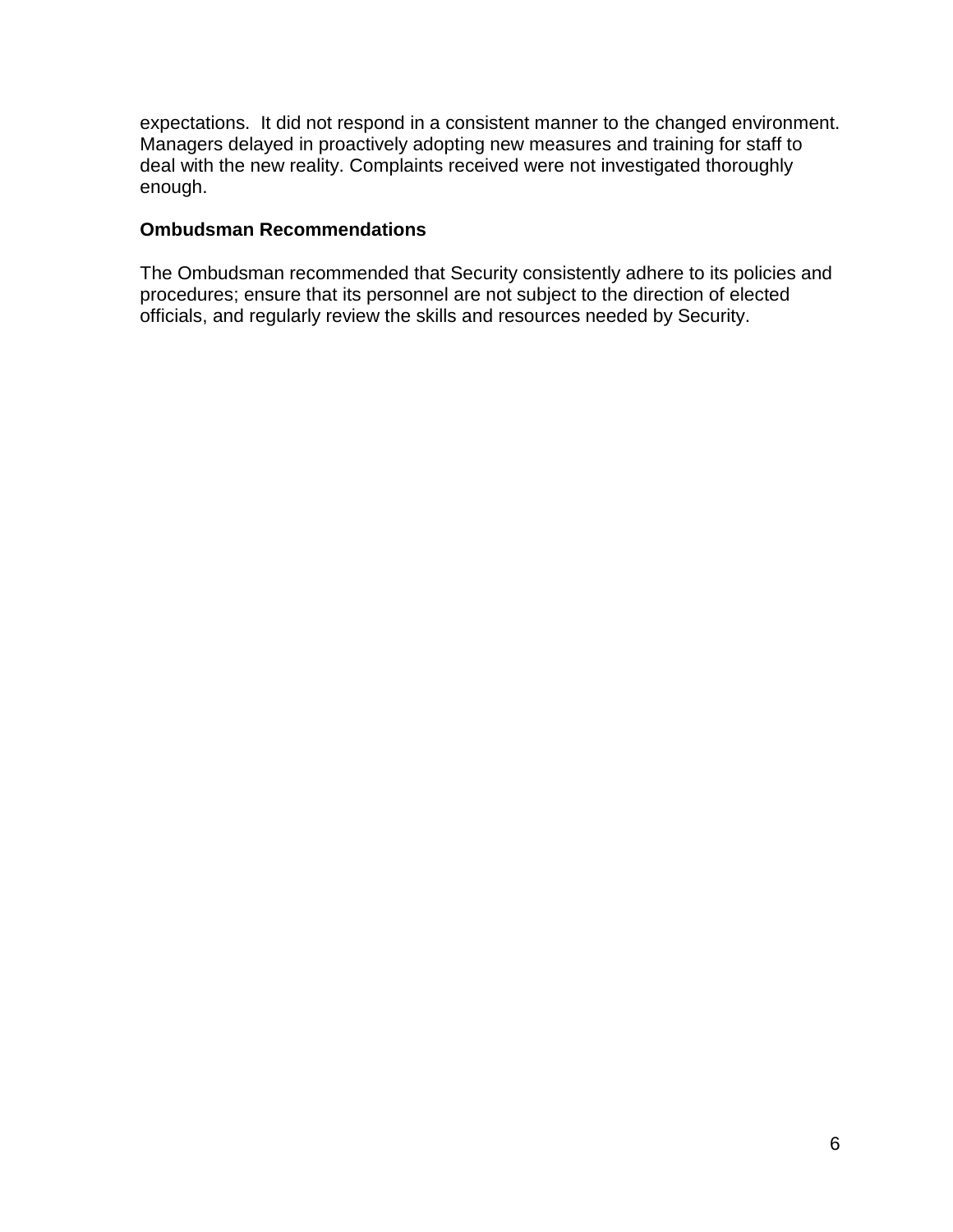expectations. It did not respond in a consistent manner to the changed environment. Managers delayed in proactively adopting new measures and training for staff to deal with the new reality. Complaints received were not investigated thoroughly enough.

**Ombudsman Recommendations**

The Ombudsman recommended that Security consistently adhere to its policies and procedures; ensure that its personnel are not subject to the direction of elected officials, and regularly review the skills and resources needed by Security.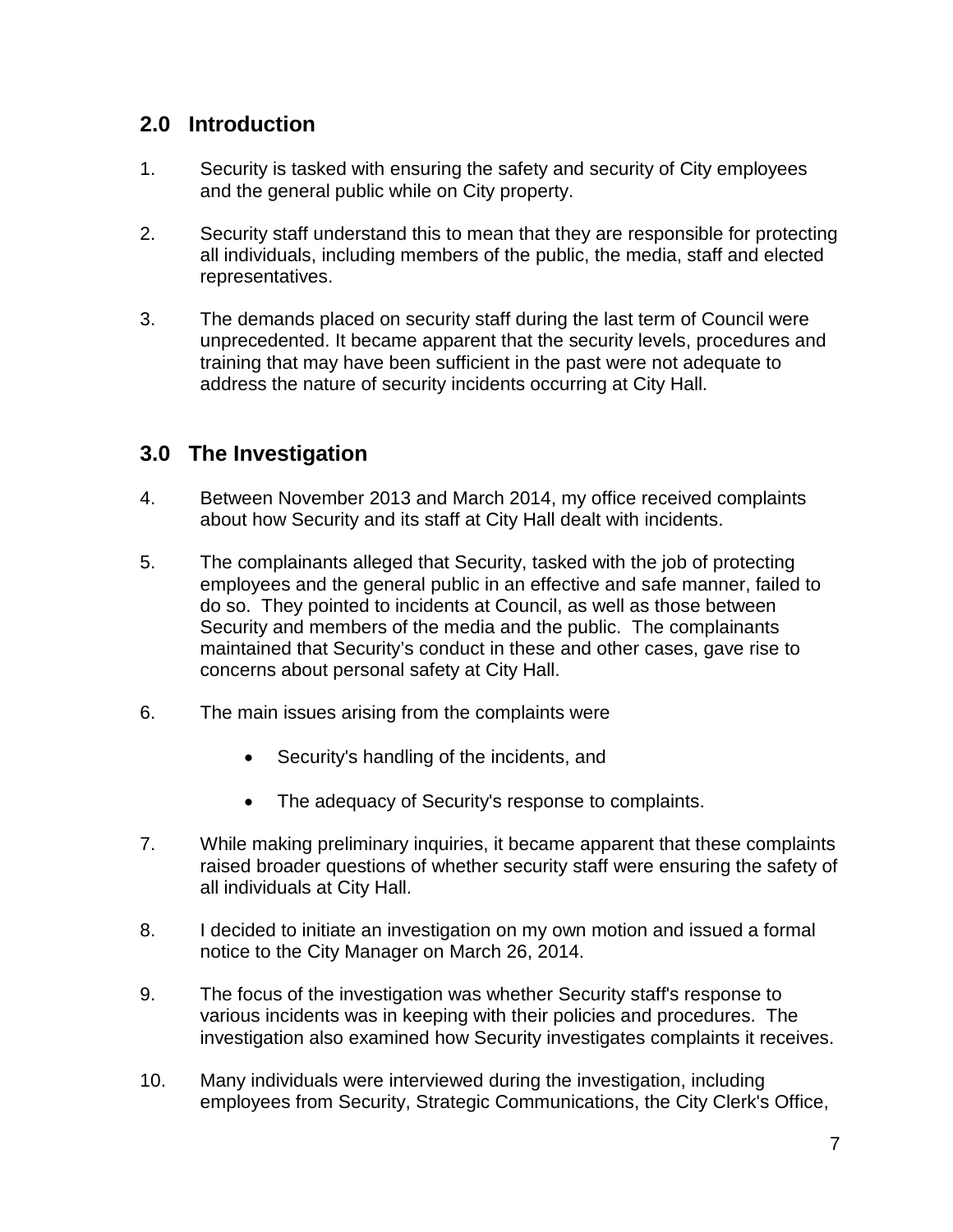## 2.0 Introduction

1. Security is tasked with ensuring the safety and security of City employees and the general public while on City property.

2. Security staff understand this to mean that they are responsible for protecting all individuals, including members of the public, the media, staff and elected representatives.

3. The demands placed on security staff during the last term of Council were unprecedented. It became apparent that the security levels, procedures and training that may have been sufficient in the past were not adequate to address the nature of security incidents occurring at City Hall.

## 3.0 The Investigation

4. Between November 2013 and March 2014, my office received complaints about how Security and its staff at City Hall dealt with incidents.

5. The complainants alleged that Security, tasked with the job of protecting employees and the general public in an effective and safe manner, failed to do so. They pointed to incidents at Council, as well as those between Security and members of the media and the public. The complainants maintained that Security's conduct in these and other cases, gave rise to concerns about personal safety at City Hall.

6. The main issues arising from the complaints were

   - Security's handling of the incidents, and
   - The adequacy of Security's response to complaints.

7. While making preliminary inquiries, it became apparent that these complaints raised broader questions of whether security staff were ensuring the safety of all individuals at City Hall.

8. I decided to initiate an investigation on my own motion and issued a formal notice to the City Manager on March 26, 2014.

9. The focus of the investigation was whether Security staff's response to various incidents was in keeping with their policies and procedures. The investigation also examined how Security investigates complaints it receives.

10. Many individuals were interviewed during the investigation, including employees from Security, Strategic Communications, the City Clerk's Office,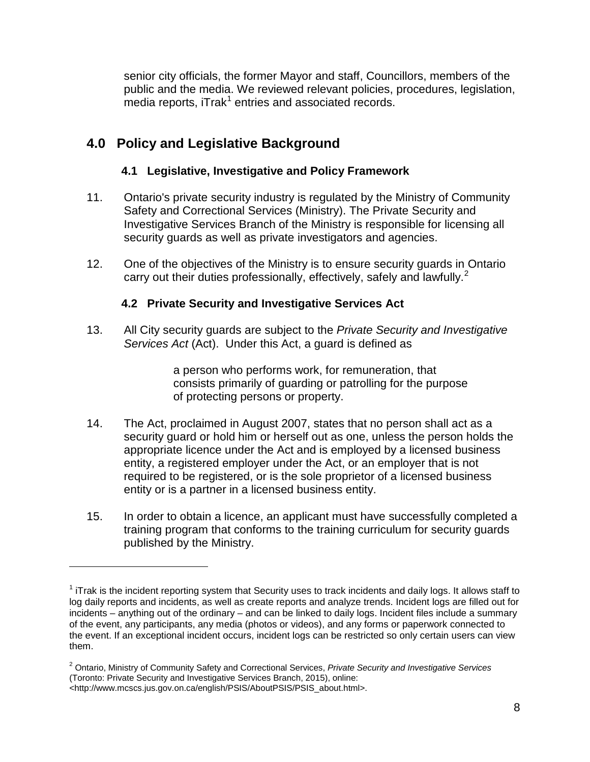senior city officials, the former Mayor and staff, Councillors, members of the public and the media. We reviewed relevant policies, procedures, legislation, media reports, iTrak[1] entries and associated records.

## 4.0 Policy and Legislative Background

### 4.1 Legislative, Investigative and Policy Framework

11. Ontario's private security industry is regulated by the Ministry of Community Safety and Correctional Services (Ministry). The Private Security and Investigative Services Branch of the Ministry is responsible for licensing all security guards as well as private investigators and agencies.

12. One of the objectives of the Ministry is to ensure security guards in Ontario carry out their duties professionally, effectively, safely and lawfully.[2]

### 4.2 Private Security and Investigative Services Act

13. All City security guards are subject to the *Private Security and Investigative Services Act* (Act). Under this Act, a guard is defined as

> a person who performs work, for remuneration, that consists primarily of guarding or patrolling for the purpose of protecting persons or property.

14. The Act, proclaimed in August 2007, states that no person shall act as a security guard or hold him or herself out as one, unless the person holds the appropriate licence under the Act and is employed by a licensed business entity, a registered employer under the Act, or an employer that is not required to be registered, or is the sole proprietor of a licensed business entity or is a partner in a licensed business entity.

15. In order to obtain a licence, an applicant must have successfully completed a training program that conforms to the training curriculum for security guards published by the Ministry.

---

[1] iTrak is the incident reporting system that Security uses to track incidents and daily logs. It allows staff to log daily reports and incidents, as well as create reports and analyze trends. Incident logs are filled out for incidents – anything out of the ordinary – and can be linked to daily logs. Incident files include a summary of the event, any participants, any media (photos or videos), and any forms or paperwork connected to the event. If an exceptional incident occurs, incident logs can be restricted so only certain users can view them.

[2] Ontario, Ministry of Community Safety and Correctional Services, *Private Security and Investigative Services* (Toronto: Private Security and Investigative Services Branch, 2015), online: <http://www.mcscs.jus.gov.on.ca/english/PSIS/AboutPSIS/PSIS_about.html>.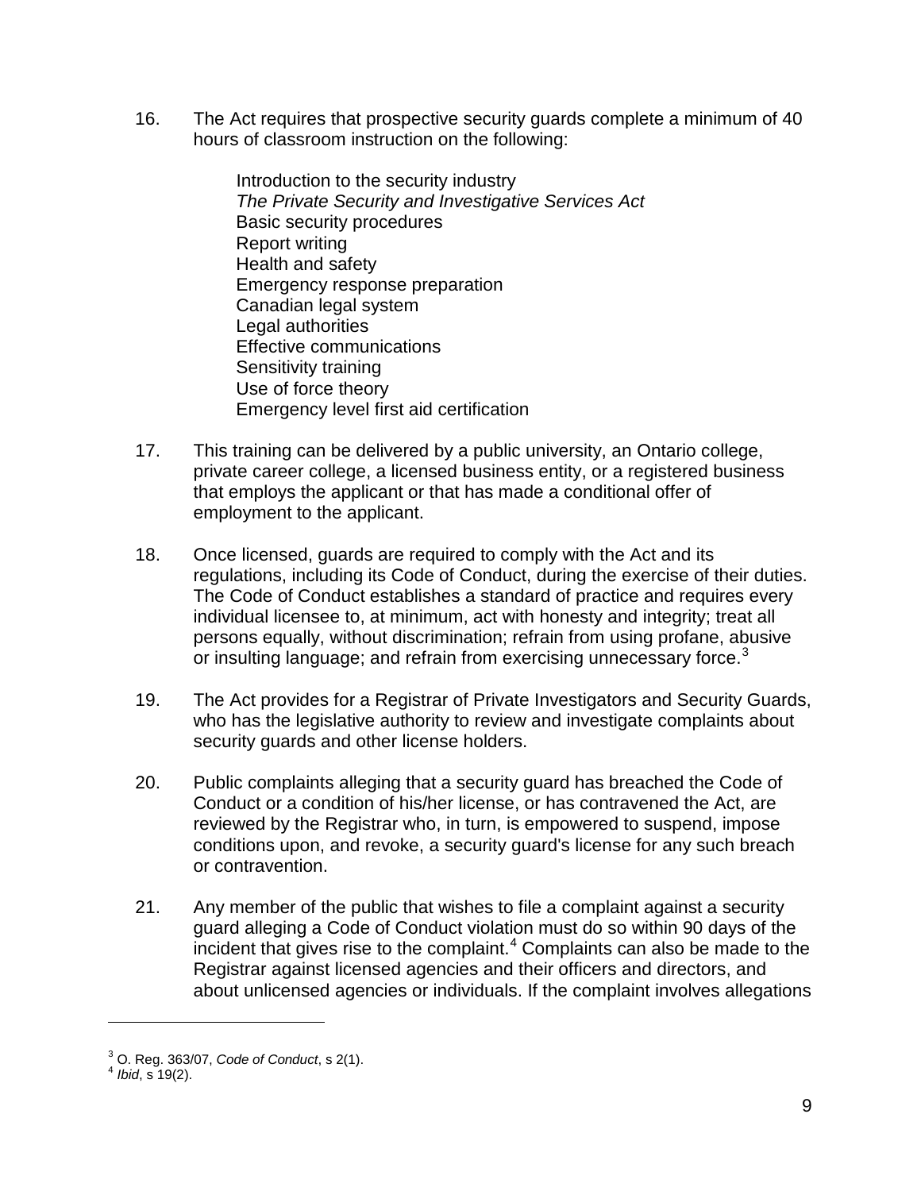16. The Act requires that prospective security guards complete a minimum of 40 hours of classroom instruction on the following:

    Introduction to the security industry
    *The Private Security and Investigative Services Act*
    Basic security procedures
    Report writing
    Health and safety
    Emergency response preparation
    Canadian legal system
    Legal authorities
    Effective communications
    Sensitivity training
    Use of force theory
    Emergency level first aid certification

17. This training can be delivered by a public university, an Ontario college, private career college, a licensed business entity, or a registered business that employs the applicant or that has made a conditional offer of employment to the applicant.

18. Once licensed, guards are required to comply with the Act and its regulations, including its Code of Conduct, during the exercise of their duties. The Code of Conduct establishes a standard of practice and requires every individual licensee to, at minimum, act with honesty and integrity; treat all persons equally, without discrimination; refrain from using profane, abusive or insulting language; and refrain from exercising unnecessary force.[3]

19. The Act provides for a Registrar of Private Investigators and Security Guards, who has the legislative authority to review and investigate complaints about security guards and other license holders.

20. Public complaints alleging that a security guard has breached the Code of Conduct or a condition of his/her license, or has contravened the Act, are reviewed by the Registrar who, in turn, is empowered to suspend, impose conditions upon, and revoke, a security guard's license for any such breach or contravention.

21. Any member of the public that wishes to file a complaint against a security guard alleging a Code of Conduct violation must do so within 90 days of the incident that gives rise to the complaint.[4] Complaints can also be made to the Registrar against licensed agencies and their officers and directors, and about unlicensed agencies or individuals. If the complaint involves allegations

---

[3] O. Reg. 363/07, *Code of Conduct*, s 2(1).
[4] *Ibid*, s 19(2).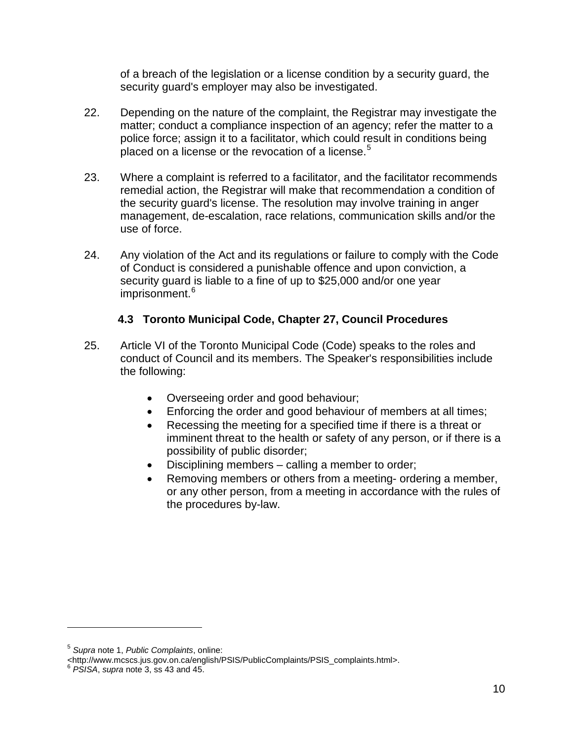of a breach of the legislation or a license condition by a security guard, the security guard's employer may also be investigated.

22. Depending on the nature of the complaint, the Registrar may investigate the matter; conduct a compliance inspection of an agency; refer the matter to a police force; assign it to a facilitator, which could result in conditions being placed on a license or the revocation of a license.[5]

23. Where a complaint is referred to a facilitator, and the facilitator recommends remedial action, the Registrar will make that recommendation a condition of the security guard's license. The resolution may involve training in anger management, de-escalation, race relations, communication skills and/or the use of force.

24. Any violation of the Act and its regulations or failure to comply with the Code of Conduct is considered a punishable offence and upon conviction, a security guard is liable to a fine of up to $25,000 and/or one year imprisonment.[6]

### 4.3 Toronto Municipal Code, Chapter 27, Council Procedures

25. Article VI of the Toronto Municipal Code (Code) speaks to the roles and conduct of Council and its members. The Speaker's responsibilities include the following:

    - Overseeing order and good behaviour;
    - Enforcing the order and good behaviour of members at all times;
    - Recessing the meeting for a specified time if there is a threat or imminent threat to the health or safety of any person, or if there is a possibility of public disorder;
    - Disciplining members – calling a member to order;
    - Removing members or others from a meeting- ordering a member, or any other person, from a meeting in accordance with the rules of the procedures by-law.

---

[5] *Supra* note 1, *Public Complaints*, online: <http://www.mcscs.jus.gov.on.ca/english/PSIS/PublicComplaints/PSIS_complaints.html>.

[6] *PSISA*, *supra* note 3, ss 43 and 45.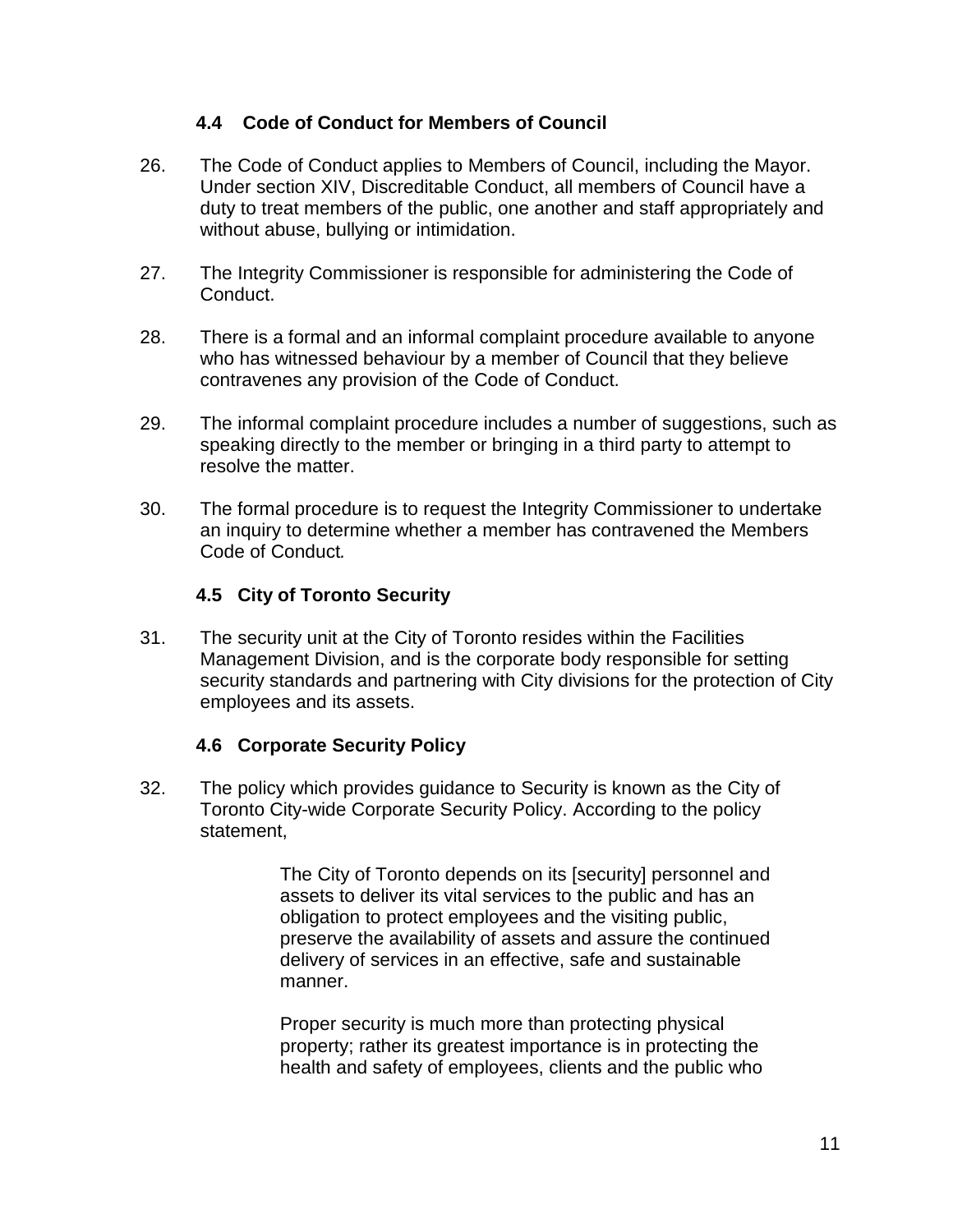### 4.4 Code of Conduct for Members of Council

26. The Code of Conduct applies to Members of Council, including the Mayor. Under section XIV, Discreditable Conduct, all members of Council have a duty to treat members of the public, one another and staff appropriately and without abuse, bullying or intimidation.

27. The Integrity Commissioner is responsible for administering the Code of Conduct.

28. There is a formal and an informal complaint procedure available to anyone who has witnessed behaviour by a member of Council that they believe contravenes any provision of the Code of Conduct.

29. The informal complaint procedure includes a number of suggestions, such as speaking directly to the member or bringing in a third party to attempt to resolve the matter.

30. The formal procedure is to request the Integrity Commissioner to undertake an inquiry to determine whether a member has contravened the Members Code of Conduct*.*

### 4.5 City of Toronto Security

31. The security unit at the City of Toronto resides within the Facilities Management Division, and is the corporate body responsible for setting security standards and partnering with City divisions for the protection of City employees and its assets.

### 4.6 Corporate Security Policy

32. The policy which provides guidance to Security is known as the City of Toronto City-wide Corporate Security Policy. According to the policy statement,

> The City of Toronto depends on its [security] personnel and assets to deliver its vital services to the public and has an obligation to protect employees and the visiting public, preserve the availability of assets and assure the continued delivery of services in an effective, safe and sustainable manner.
>
> Proper security is much more than protecting physical property; rather its greatest importance is in protecting the health and safety of employees, clients and the public who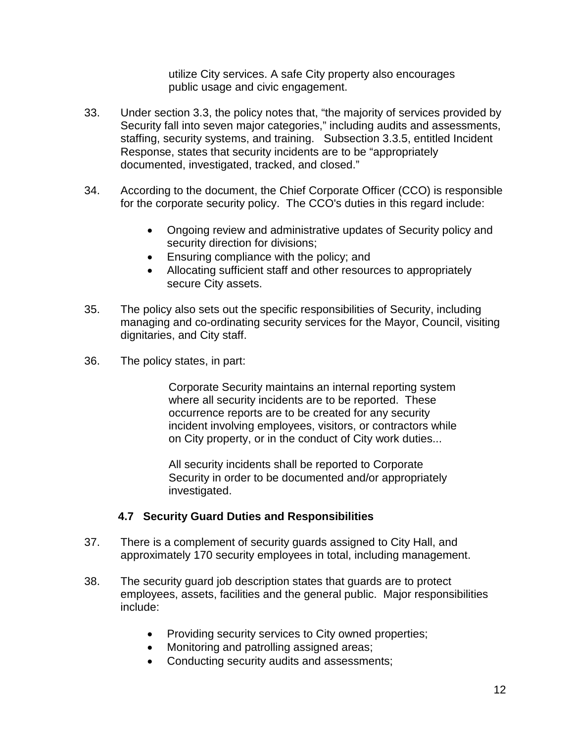utilize City services. A safe City property also encourages public usage and civic engagement.

33. Under section 3.3, the policy notes that, "the majority of services provided by Security fall into seven major categories," including audits and assessments, staffing, security systems, and training. Subsection 3.3.5, entitled Incident Response, states that security incidents are to be "appropriately documented, investigated, tracked, and closed."

34. According to the document, the Chief Corporate Officer (CCO) is responsible for the corporate security policy. The CCO's duties in this regard include:

- Ongoing review and administrative updates of Security policy and security direction for divisions;
- Ensuring compliance with the policy; and
- Allocating sufficient staff and other resources to appropriately secure City assets.

35. The policy also sets out the specific responsibilities of Security, including managing and co-ordinating security services for the Mayor, Council, visiting dignitaries, and City staff.

36. The policy states, in part:

> Corporate Security maintains an internal reporting system where all security incidents are to be reported. These occurrence reports are to be created for any security incident involving employees, visitors, or contractors while on City property, or in the conduct of City work duties...
>
> All security incidents shall be reported to Corporate Security in order to be documented and/or appropriately investigated.

### 4.7 Security Guard Duties and Responsibilities

37. There is a complement of security guards assigned to City Hall, and approximately 170 security employees in total, including management.

38. The security guard job description states that guards are to protect employees, assets, facilities and the general public. Major responsibilities include:

- Providing security services to City owned properties;
- Monitoring and patrolling assigned areas;
- Conducting security audits and assessments;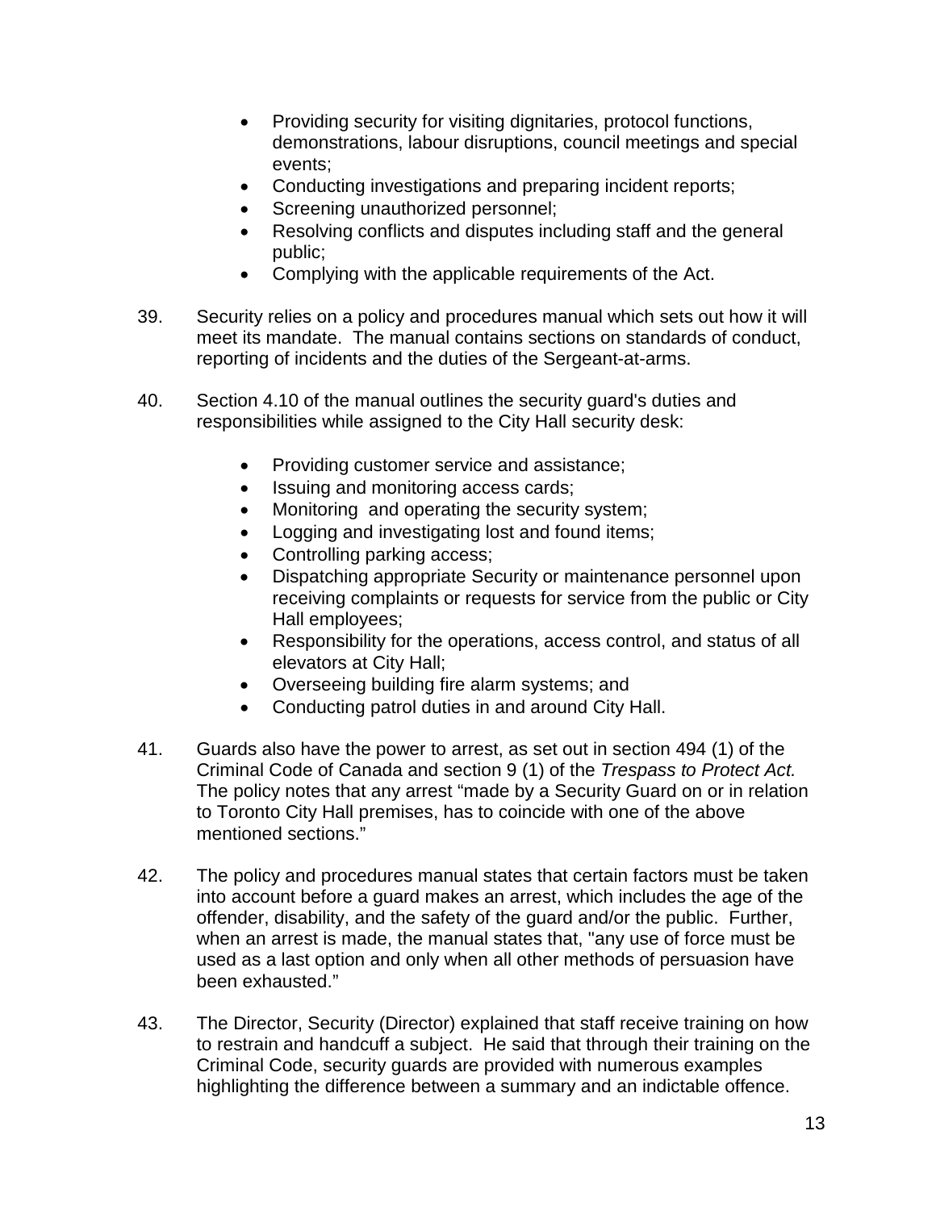- Providing security for visiting dignitaries, protocol functions, demonstrations, labour disruptions, council meetings and special events;
- Conducting investigations and preparing incident reports;
- Screening unauthorized personnel;
- Resolving conflicts and disputes including staff and the general public;
- Complying with the applicable requirements of the Act.

39. Security relies on a policy and procedures manual which sets out how it will meet its mandate. The manual contains sections on standards of conduct, reporting of incidents and the duties of the Sergeant-at-arms.

40. Section 4.10 of the manual outlines the security guard's duties and responsibilities while assigned to the City Hall security desk:

    - Providing customer service and assistance;
    - Issuing and monitoring access cards;
    - Monitoring and operating the security system;
    - Logging and investigating lost and found items;
    - Controlling parking access;
    - Dispatching appropriate Security or maintenance personnel upon receiving complaints or requests for service from the public or City Hall employees;
    - Responsibility for the operations, access control, and status of all elevators at City Hall;
    - Overseeing building fire alarm systems; and
    - Conducting patrol duties in and around City Hall.

41. Guards also have the power to arrest, as set out in section 494 (1) of the Criminal Code of Canada and section 9 (1) of the *Trespass to Protect Act.* The policy notes that any arrest "made by a Security Guard on or in relation to Toronto City Hall premises, has to coincide with one of the above mentioned sections."

42. The policy and procedures manual states that certain factors must be taken into account before a guard makes an arrest, which includes the age of the offender, disability, and the safety of the guard and/or the public. Further, when an arrest is made, the manual states that, "any use of force must be used as a last option and only when all other methods of persuasion have been exhausted."

43. The Director, Security (Director) explained that staff receive training on how to restrain and handcuff a subject. He said that through their training on the Criminal Code, security guards are provided with numerous examples highlighting the difference between a summary and an indictable offence.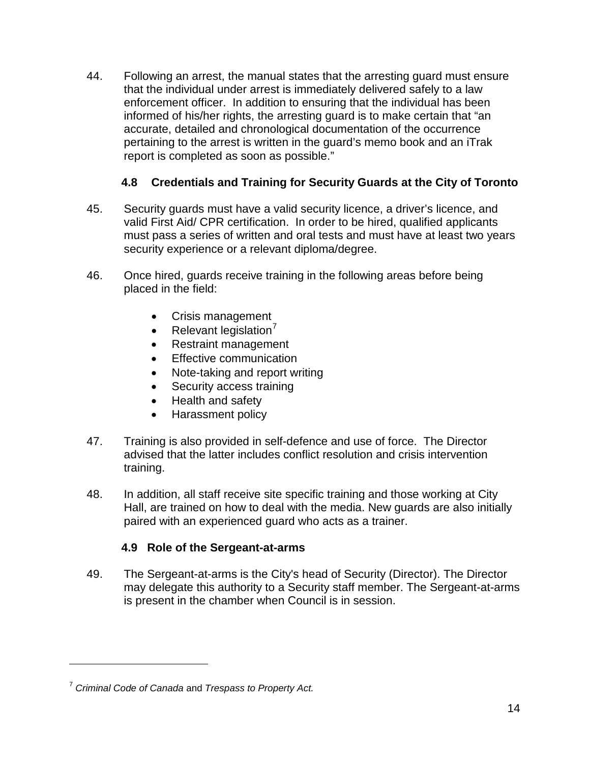44. Following an arrest, the manual states that the arresting guard must ensure that the individual under arrest is immediately delivered safely to a law enforcement officer. In addition to ensuring that the individual has been informed of his/her rights, the arresting guard is to make certain that "an accurate, detailed and chronological documentation of the occurrence pertaining to the arrest is written in the guard's memo book and an iTrak report is completed as soon as possible."

### 4.8 Credentials and Training for Security Guards at the City of Toronto

45. Security guards must have a valid security licence, a driver's licence, and valid First Aid/ CPR certification. In order to be hired, qualified applicants must pass a series of written and oral tests and must have at least two years security experience or a relevant diploma/degree.

46. Once hired, guards receive training in the following areas before being placed in the field:

- Crisis management
- Relevant legislation[7]
- Restraint management
- Effective communication
- Note-taking and report writing
- Security access training
- Health and safety
- Harassment policy

47. Training is also provided in self-defence and use of force. The Director advised that the latter includes conflict resolution and crisis intervention training.

48. In addition, all staff receive site specific training and those working at City Hall, are trained on how to deal with the media. New guards are also initially paired with an experienced guard who acts as a trainer.

### 4.9 Role of the Sergeant-at-arms

49. The Sergeant-at-arms is the City's head of Security (Director). The Director may delegate this authority to a Security staff member. The Sergeant-at-arms is present in the chamber when Council is in session.

---

[7] *Criminal Code of Canada* and *Trespass to Property Act.*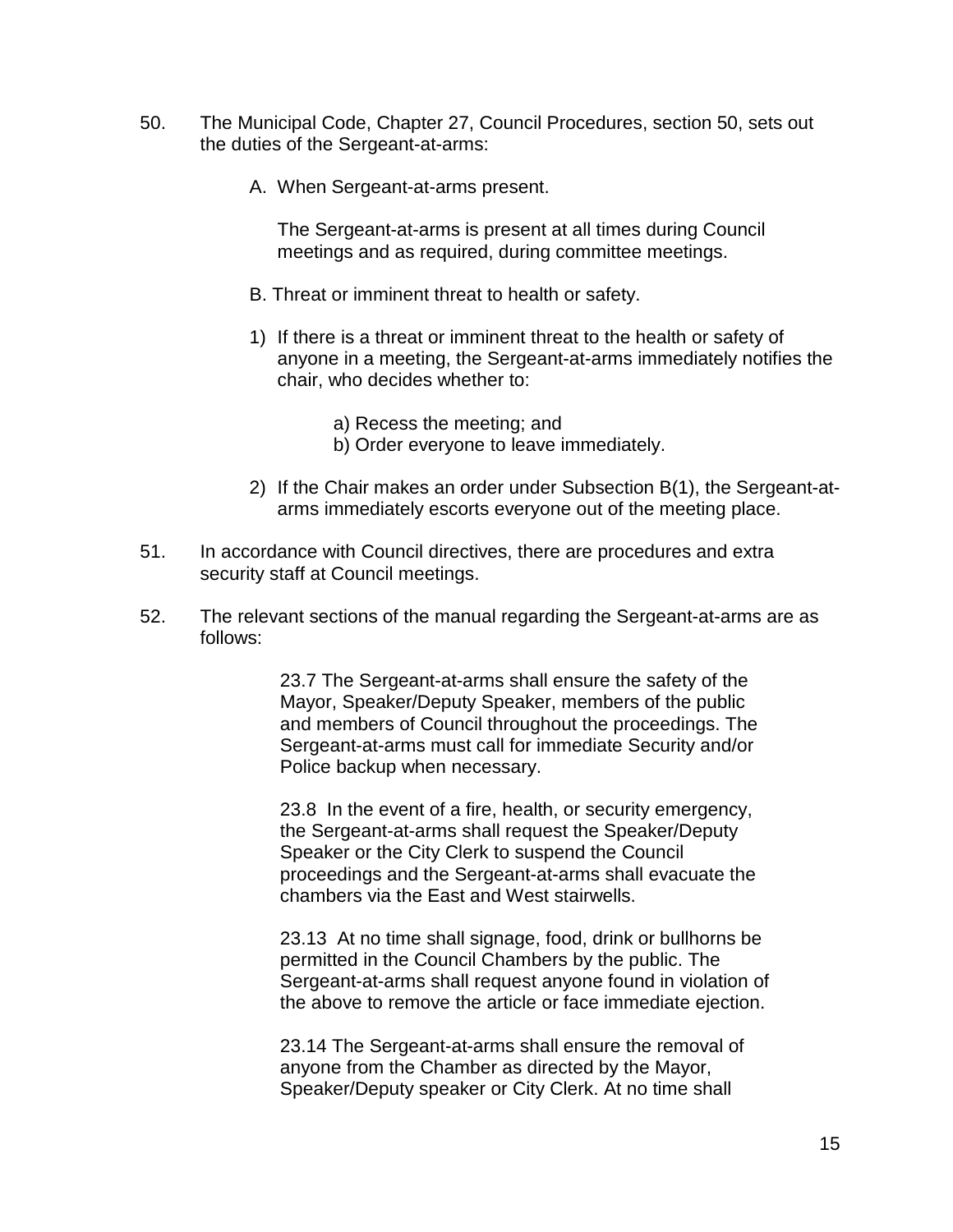50. The Municipal Code, Chapter 27, Council Procedures, section 50, sets out the duties of the Sergeant-at-arms:

    A. When Sergeant-at-arms present.

    The Sergeant-at-arms is present at all times during Council meetings and as required, during committee meetings.

    B. Threat or imminent threat to health or safety.

    1) If there is a threat or imminent threat to the health or safety of anyone in a meeting, the Sergeant-at-arms immediately notifies the chair, who decides whether to:

        a) Recess the meeting; and
        b) Order everyone to leave immediately.

    2) If the Chair makes an order under Subsection B(1), the Sergeant-at-arms immediately escorts everyone out of the meeting place.

51. In accordance with Council directives, there are procedures and extra security staff at Council meetings.

52. The relevant sections of the manual regarding the Sergeant-at-arms are as follows:

    > 23.7 The Sergeant-at-arms shall ensure the safety of the Mayor, Speaker/Deputy Speaker, members of the public and members of Council throughout the proceedings. The Sergeant-at-arms must call for immediate Security and/or Police backup when necessary.
    >
    > 23.8 In the event of a fire, health, or security emergency, the Sergeant-at-arms shall request the Speaker/Deputy Speaker or the City Clerk to suspend the Council proceedings and the Sergeant-at-arms shall evacuate the chambers via the East and West stairwells.
    >
    > 23.13 At no time shall signage, food, drink or bullhorns be permitted in the Council Chambers by the public. The Sergeant-at-arms shall request anyone found in violation of the above to remove the article or face immediate ejection.
    >
    > 23.14 The Sergeant-at-arms shall ensure the removal of anyone from the Chamber as directed by the Mayor, Speaker/Deputy speaker or City Clerk. At no time shall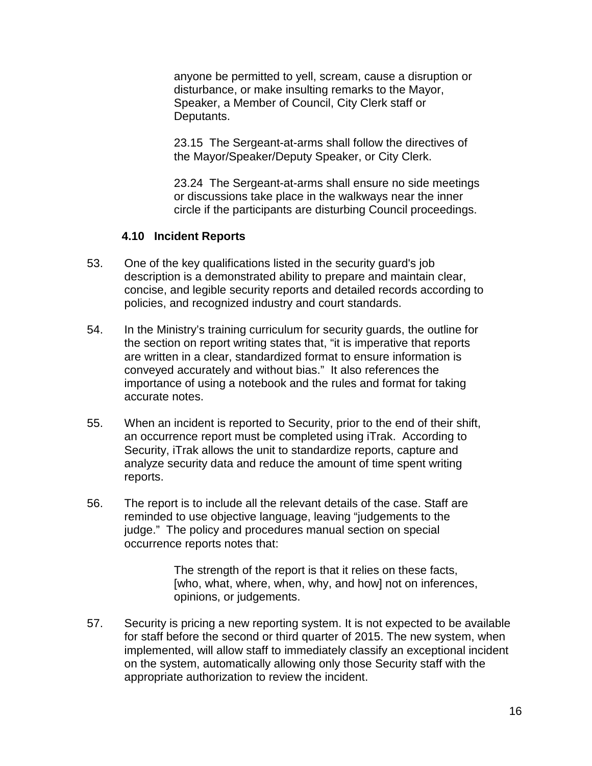anyone be permitted to yell, scream, cause a disruption or disturbance, or make insulting remarks to the Mayor, Speaker, a Member of Council, City Clerk staff or Deputants.

> 23.15 The Sergeant-at-arms shall follow the directives of the Mayor/Speaker/Deputy Speaker, or City Clerk.
>
> 23.24 The Sergeant-at-arms shall ensure no side meetings or discussions take place in the walkways near the inner circle if the participants are disturbing Council proceedings.

### 4.10 Incident Reports

53. One of the key qualifications listed in the security guard's job description is a demonstrated ability to prepare and maintain clear, concise, and legible security reports and detailed records according to policies, and recognized industry and court standards.

54. In the Ministry's training curriculum for security guards, the outline for the section on report writing states that, "it is imperative that reports are written in a clear, standardized format to ensure information is conveyed accurately and without bias." It also references the importance of using a notebook and the rules and format for taking accurate notes.

55. When an incident is reported to Security, prior to the end of their shift, an occurrence report must be completed using iTrak. According to Security, iTrak allows the unit to standardize reports, capture and analyze security data and reduce the amount of time spent writing reports.

56. The report is to include all the relevant details of the case. Staff are reminded to use objective language, leaving "judgements to the judge." The policy and procedures manual section on special occurrence reports notes that:

> The strength of the report is that it relies on these facts, [who, what, where, when, why, and how] not on inferences, opinions, or judgements.

57. Security is pricing a new reporting system. It is not expected to be available for staff before the second or third quarter of 2015. The new system, when implemented, will allow staff to immediately classify an exceptional incident on the system, automatically allowing only those Security staff with the appropriate authorization to review the incident.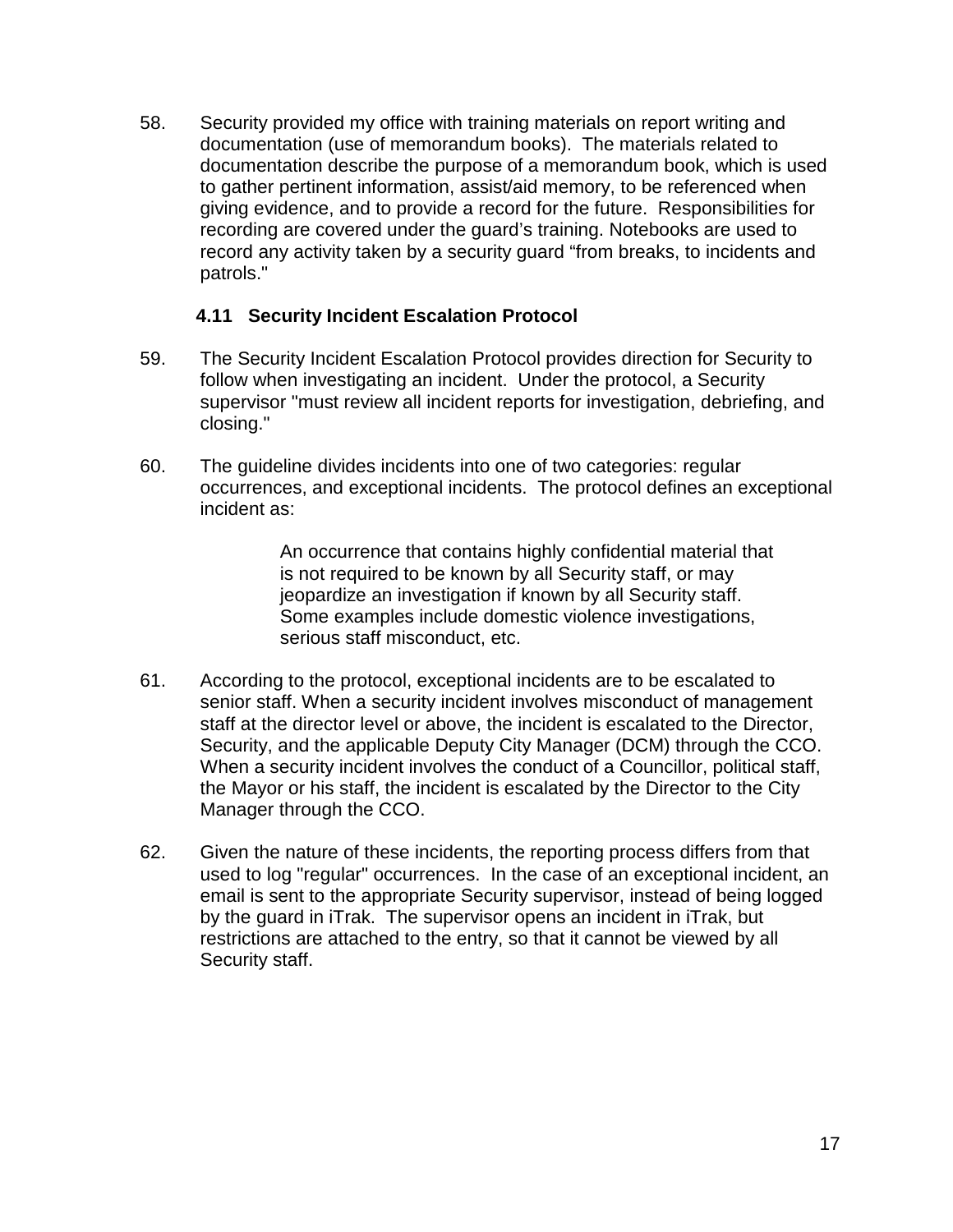58. Security provided my office with training materials on report writing and documentation (use of memorandum books). The materials related to documentation describe the purpose of a memorandum book, which is used to gather pertinent information, assist/aid memory, to be referenced when giving evidence, and to provide a record for the future. Responsibilities for recording are covered under the guard's training. Notebooks are used to record any activity taken by a security guard "from breaks, to incidents and patrols."

### 4.11 Security Incident Escalation Protocol

59. The Security Incident Escalation Protocol provides direction for Security to follow when investigating an incident. Under the protocol, a Security supervisor "must review all incident reports for investigation, debriefing, and closing."

60. The guideline divides incidents into one of two categories: regular occurrences, and exceptional incidents. The protocol defines an exceptional incident as:

> An occurrence that contains highly confidential material that is not required to be known by all Security staff, or may jeopardize an investigation if known by all Security staff. Some examples include domestic violence investigations, serious staff misconduct, etc.

61. According to the protocol, exceptional incidents are to be escalated to senior staff. When a security incident involves misconduct of management staff at the director level or above, the incident is escalated to the Director, Security, and the applicable Deputy City Manager (DCM) through the CCO. When a security incident involves the conduct of a Councillor, political staff, the Mayor or his staff, the incident is escalated by the Director to the City Manager through the CCO.

62. Given the nature of these incidents, the reporting process differs from that used to log "regular" occurrences. In the case of an exceptional incident, an email is sent to the appropriate Security supervisor, instead of being logged by the guard in iTrak. The supervisor opens an incident in iTrak, but restrictions are attached to the entry, so that it cannot be viewed by all Security staff.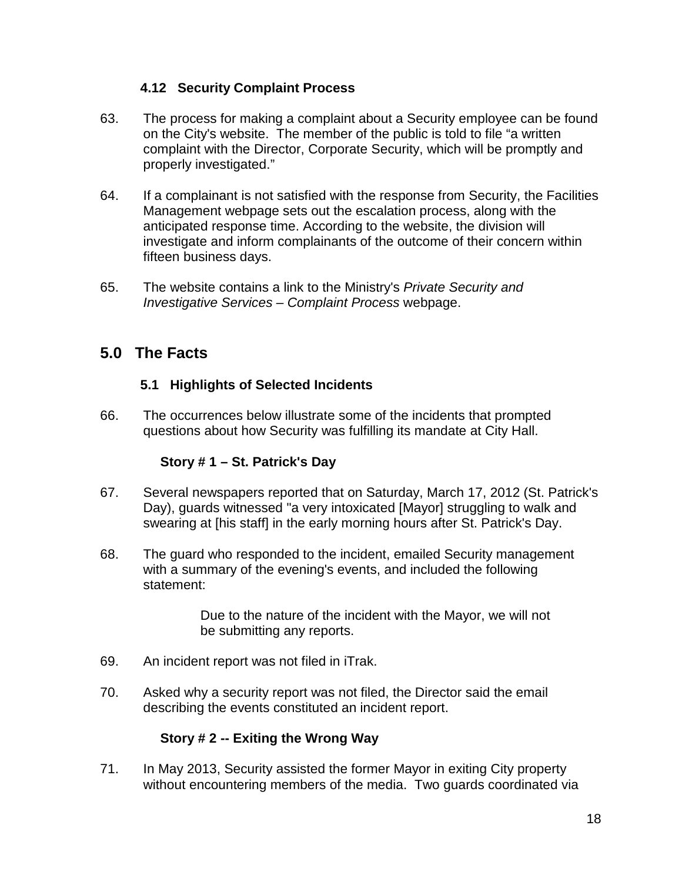### 4.12 Security Complaint Process

63. The process for making a complaint about a Security employee can be found on the City's website. The member of the public is told to file "a written complaint with the Director, Corporate Security, which will be promptly and properly investigated."

64. If a complainant is not satisfied with the response from Security, the Facilities Management webpage sets out the escalation process, along with the anticipated response time. According to the website, the division will investigate and inform complainants of the outcome of their concern within fifteen business days.

65. The website contains a link to the Ministry's *Private Security and Investigative Services – Complaint Process* webpage.

## 5.0 The Facts

### 5.1 Highlights of Selected Incidents

66. The occurrences below illustrate some of the incidents that prompted questions about how Security was fulfilling its mandate at City Hall.

**Story # 1 – St. Patrick's Day**

67. Several newspapers reported that on Saturday, March 17, 2012 (St. Patrick's Day), guards witnessed "a very intoxicated [Mayor] struggling to walk and swearing at [his staff] in the early morning hours after St. Patrick's Day.

68. The guard who responded to the incident, emailed Security management with a summary of the evening's events, and included the following statement:

> Due to the nature of the incident with the Mayor, we will not be submitting any reports.

69. An incident report was not filed in iTrak.

70. Asked why a security report was not filed, the Director said the email describing the events constituted an incident report.

**Story # 2 -- Exiting the Wrong Way**

71. In May 2013, Security assisted the former Mayor in exiting City property without encountering members of the media. Two guards coordinated via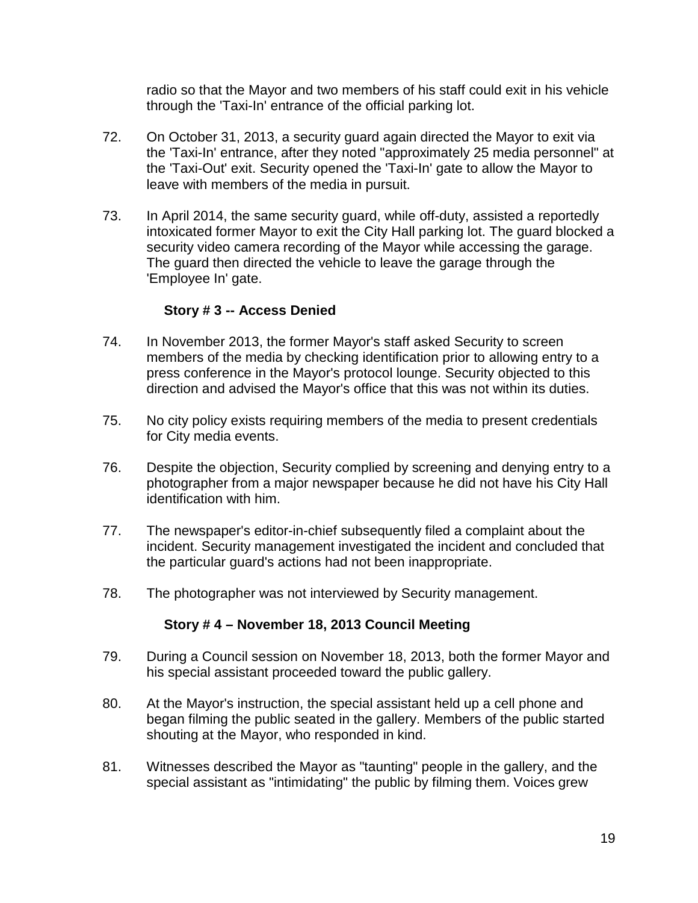radio so that the Mayor and two members of his staff could exit in his vehicle through the 'Taxi-In' entrance of the official parking lot.

72. On October 31, 2013, a security guard again directed the Mayor to exit via the 'Taxi-In' entrance, after they noted "approximately 25 media personnel" at the 'Taxi-Out' exit. Security opened the 'Taxi-In' gate to allow the Mayor to leave with members of the media in pursuit.

73. In April 2014, the same security guard, while off-duty, assisted a reportedly intoxicated former Mayor to exit the City Hall parking lot. The guard blocked a security video camera recording of the Mayor while accessing the garage. The guard then directed the vehicle to leave the garage through the 'Employee In' gate.

### Story # 3 -- Access Denied

74. In November 2013, the former Mayor's staff asked Security to screen members of the media by checking identification prior to allowing entry to a press conference in the Mayor's protocol lounge. Security objected to this direction and advised the Mayor's office that this was not within its duties.

75. No city policy exists requiring members of the media to present credentials for City media events.

76. Despite the objection, Security complied by screening and denying entry to a photographer from a major newspaper because he did not have his City Hall identification with him.

77. The newspaper's editor-in-chief subsequently filed a complaint about the incident. Security management investigated the incident and concluded that the particular guard's actions had not been inappropriate.

78. The photographer was not interviewed by Security management.

### Story # 4 – November 18, 2013 Council Meeting

79. During a Council session on November 18, 2013, both the former Mayor and his special assistant proceeded toward the public gallery.

80. At the Mayor's instruction, the special assistant held up a cell phone and began filming the public seated in the gallery. Members of the public started shouting at the Mayor, who responded in kind.

81. Witnesses described the Mayor as "taunting" people in the gallery, and the special assistant as "intimidating" the public by filming them. Voices grew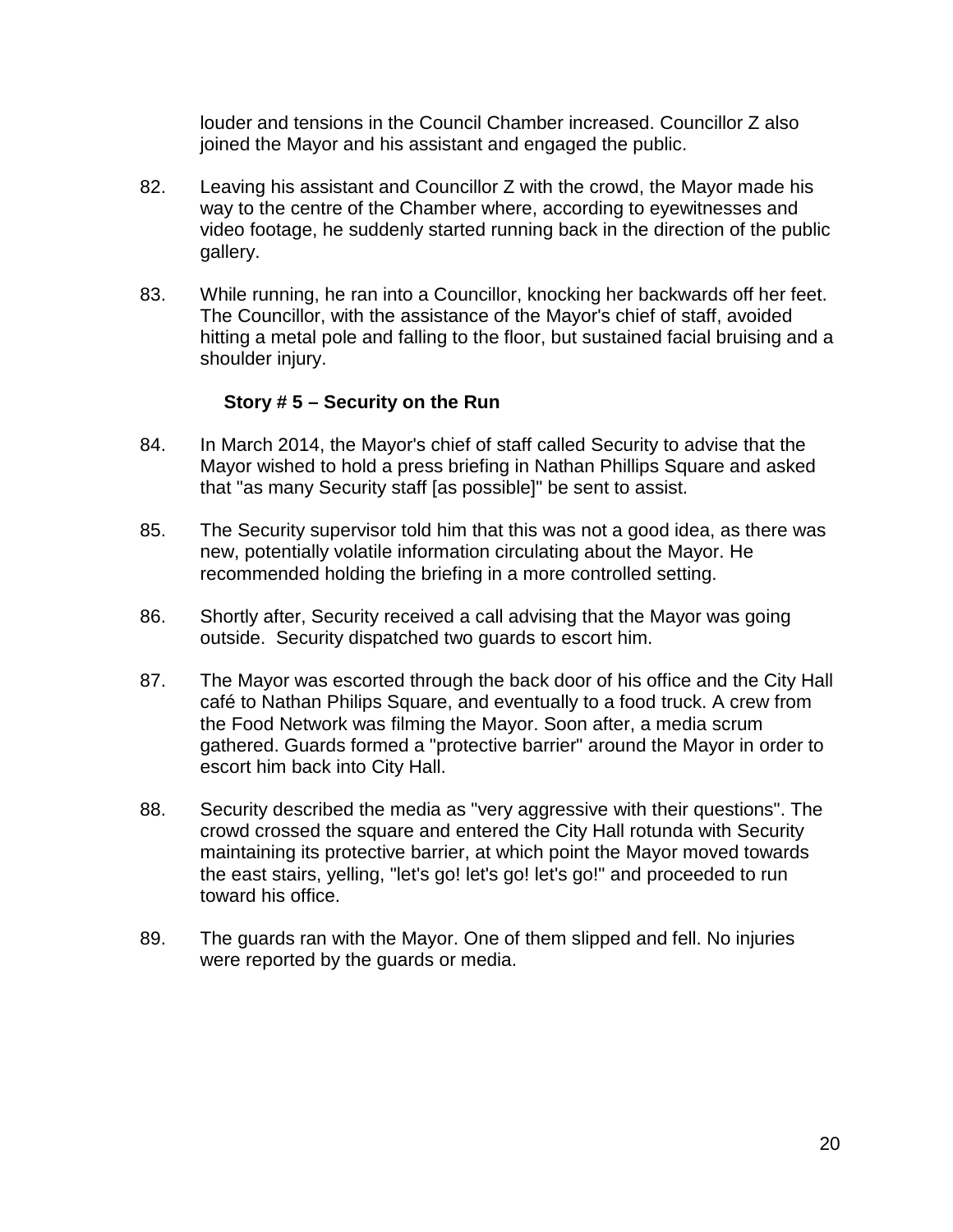louder and tensions in the Council Chamber increased. Councillor Z also joined the Mayor and his assistant and engaged the public.

82. Leaving his assistant and Councillor Z with the crowd, the Mayor made his way to the centre of the Chamber where, according to eyewitnesses and video footage, he suddenly started running back in the direction of the public gallery.

83. While running, he ran into a Councillor, knocking her backwards off her feet. The Councillor, with the assistance of the Mayor's chief of staff, avoided hitting a metal pole and falling to the floor, but sustained facial bruising and a shoulder injury.

### Story # 5 – Security on the Run

84. In March 2014, the Mayor's chief of staff called Security to advise that the Mayor wished to hold a press briefing in Nathan Phillips Square and asked that "as many Security staff [as possible]" be sent to assist.

85. The Security supervisor told him that this was not a good idea, as there was new, potentially volatile information circulating about the Mayor. He recommended holding the briefing in a more controlled setting.

86. Shortly after, Security received a call advising that the Mayor was going outside. Security dispatched two guards to escort him.

87. The Mayor was escorted through the back door of his office and the City Hall café to Nathan Philips Square, and eventually to a food truck. A crew from the Food Network was filming the Mayor. Soon after, a media scrum gathered. Guards formed a "protective barrier" around the Mayor in order to escort him back into City Hall.

88. Security described the media as "very aggressive with their questions". The crowd crossed the square and entered the City Hall rotunda with Security maintaining its protective barrier, at which point the Mayor moved towards the east stairs, yelling, "let's go! let's go! let's go!" and proceeded to run toward his office.

89. The guards ran with the Mayor. One of them slipped and fell. No injuries were reported by the guards or media.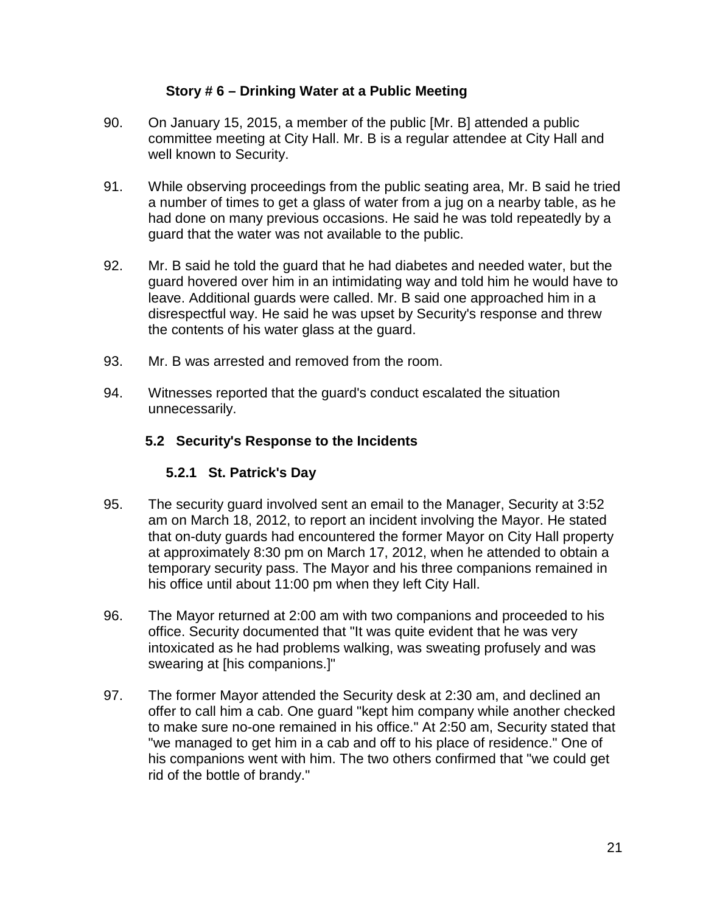### Story # 6 – Drinking Water at a Public Meeting

90. On January 15, 2015, a member of the public [Mr. B] attended a public committee meeting at City Hall. Mr. B is a regular attendee at City Hall and well known to Security.

91. While observing proceedings from the public seating area, Mr. B said he tried a number of times to get a glass of water from a jug on a nearby table, as he had done on many previous occasions. He said he was told repeatedly by a guard that the water was not available to the public.

92. Mr. B said he told the guard that he had diabetes and needed water, but the guard hovered over him in an intimidating way and told him he would have to leave. Additional guards were called. Mr. B said one approached him in a disrespectful way. He said he was upset by Security's response and threw the contents of his water glass at the guard.

93. Mr. B was arrested and removed from the room.

94. Witnesses reported that the guard's conduct escalated the situation unnecessarily.

## 5.2 Security's Response to the Incidents

### 5.2.1 St. Patrick's Day

95. The security guard involved sent an email to the Manager, Security at 3:52 am on March 18, 2012, to report an incident involving the Mayor. He stated that on-duty guards had encountered the former Mayor on City Hall property at approximately 8:30 pm on March 17, 2012, when he attended to obtain a temporary security pass. The Mayor and his three companions remained in his office until about 11:00 pm when they left City Hall.

96. The Mayor returned at 2:00 am with two companions and proceeded to his office. Security documented that "It was quite evident that he was very intoxicated as he had problems walking, was sweating profusely and was swearing at [his companions.]"

97. The former Mayor attended the Security desk at 2:30 am, and declined an offer to call him a cab. One guard "kept him company while another checked to make sure no-one remained in his office." At 2:50 am, Security stated that "we managed to get him in a cab and off to his place of residence." One of his companions went with him. The two others confirmed that "we could get rid of the bottle of brandy."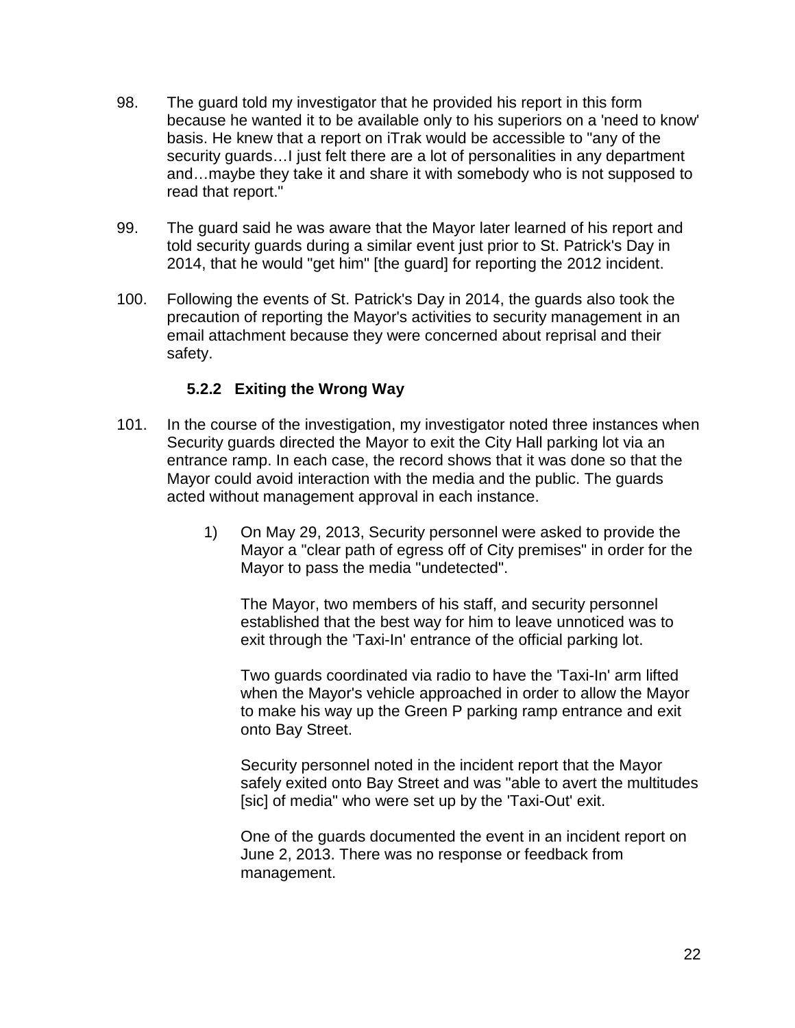98. The guard told my investigator that he provided his report in this form because he wanted it to be available only to his superiors on a 'need to know' basis. He knew that a report on iTrak would be accessible to "any of the security guards…I just felt there are a lot of personalities in any department and…maybe they take it and share it with somebody who is not supposed to read that report."

99. The guard said he was aware that the Mayor later learned of his report and told security guards during a similar event just prior to St. Patrick's Day in 2014, that he would "get him" [the guard] for reporting the 2012 incident.

100. Following the events of St. Patrick's Day in 2014, the guards also took the precaution of reporting the Mayor's activities to security management in an email attachment because they were concerned about reprisal and their safety.

### 5.2.2 Exiting the Wrong Way

101. In the course of the investigation, my investigator noted three instances when Security guards directed the Mayor to exit the City Hall parking lot via an entrance ramp. In each case, the record shows that it was done so that the Mayor could avoid interaction with the media and the public. The guards acted without management approval in each instance.

    1) On May 29, 2013, Security personnel were asked to provide the Mayor a "clear path of egress off of City premises" in order for the Mayor to pass the media "undetected".

       The Mayor, two members of his staff, and security personnel established that the best way for him to leave unnoticed was to exit through the 'Taxi-In' entrance of the official parking lot.

       Two guards coordinated via radio to have the 'Taxi-In' arm lifted when the Mayor's vehicle approached in order to allow the Mayor to make his way up the Green P parking ramp entrance and exit onto Bay Street.

       Security personnel noted in the incident report that the Mayor safely exited onto Bay Street and was "able to avert the multitudes [sic] of media" who were set up by the 'Taxi-Out' exit.

       One of the guards documented the event in an incident report on June 2, 2013. There was no response or feedback from management.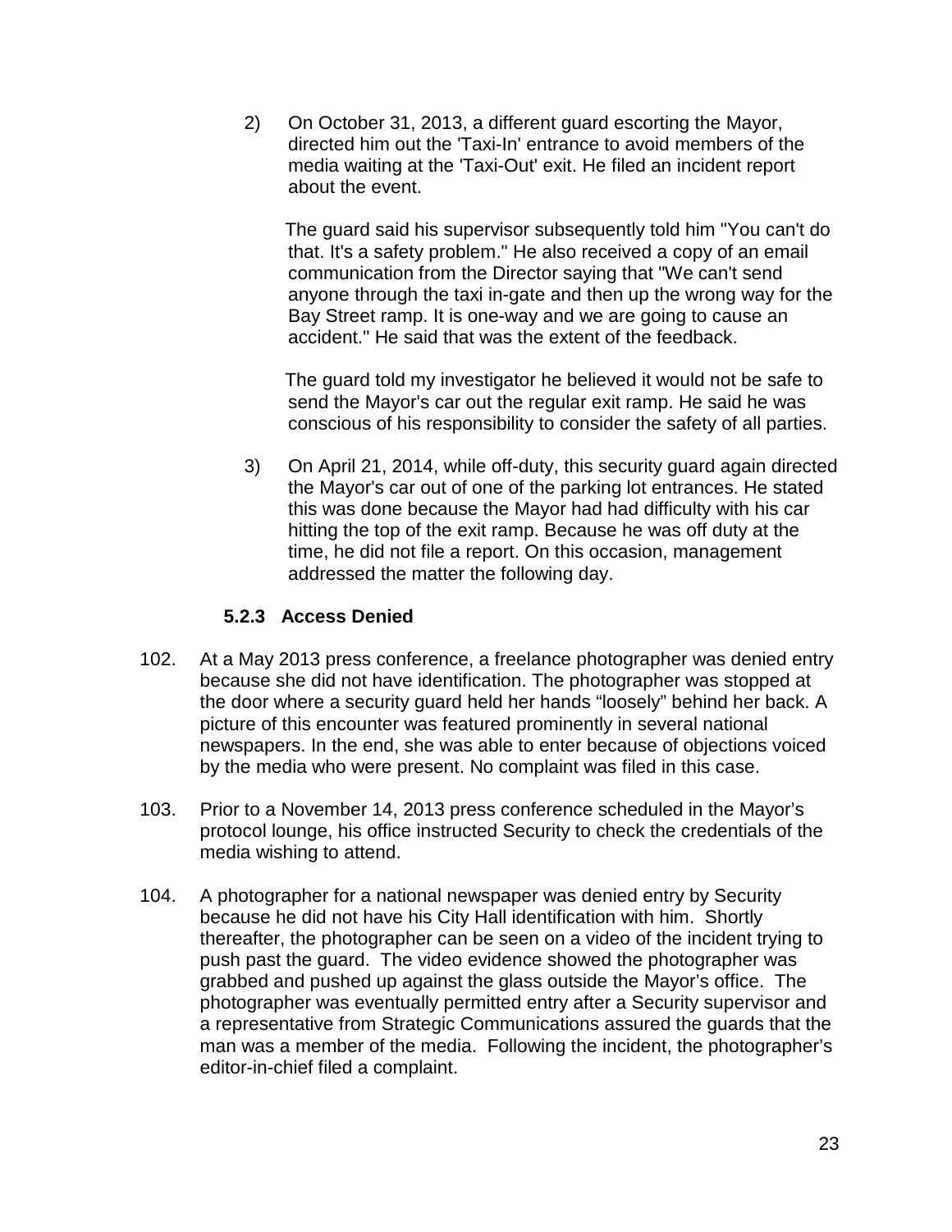2) On October 31, 2013, a different guard escorting the Mayor, directed him out the 'Taxi-In' entrance to avoid members of the media waiting at the 'Taxi-Out' exit. He filed an incident report about the event.

   The guard said his supervisor subsequently told him "You can't do that. It's a safety problem." He also received a copy of an email communication from the Director saying that "We can't send anyone through the taxi in-gate and then up the wrong way for the Bay Street ramp. It is one-way and we are going to cause an accident." He said that was the extent of the feedback.

   The guard told my investigator he believed it would not be safe to send the Mayor's car out the regular exit ramp. He said he was conscious of his responsibility to consider the safety of all parties.

3) On April 21, 2014, while off-duty, this security guard again directed the Mayor's car out of one of the parking lot entrances. He stated this was done because the Mayor had had difficulty with his car hitting the top of the exit ramp. Because he was off duty at the time, he did not file a report. On this occasion, management addressed the matter the following day.

### 5.2.3 Access Denied

102. At a May 2013 press conference, a freelance photographer was denied entry because she did not have identification. The photographer was stopped at the door where a security guard held her hands “loosely” behind her back. A picture of this encounter was featured prominently in several national newspapers. In the end, she was able to enter because of objections voiced by the media who were present. No complaint was filed in this case.

103. Prior to a November 14, 2013 press conference scheduled in the Mayor's protocol lounge, his office instructed Security to check the credentials of the media wishing to attend.

104. A photographer for a national newspaper was denied entry by Security because he did not have his City Hall identification with him. Shortly thereafter, the photographer can be seen on a video of the incident trying to push past the guard. The video evidence showed the photographer was grabbed and pushed up against the glass outside the Mayor's office. The photographer was eventually permitted entry after a Security supervisor and a representative from Strategic Communications assured the guards that the man was a member of the media. Following the incident, the photographer's editor-in-chief filed a complaint.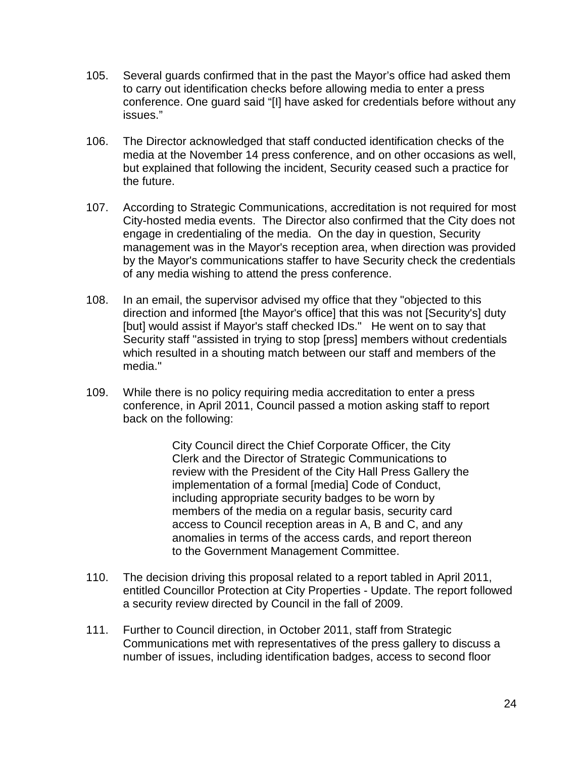105. Several guards confirmed that in the past the Mayor's office had asked them to carry out identification checks before allowing media to enter a press conference. One guard said "[I] have asked for credentials before without any issues."

106. The Director acknowledged that staff conducted identification checks of the media at the November 14 press conference, and on other occasions as well, but explained that following the incident, Security ceased such a practice for the future.

107. According to Strategic Communications, accreditation is not required for most City-hosted media events. The Director also confirmed that the City does not engage in credentialing of the media. On the day in question, Security management was in the Mayor's reception area, when direction was provided by the Mayor's communications staffer to have Security check the credentials of any media wishing to attend the press conference.

108. In an email, the supervisor advised my office that they "objected to this direction and informed [the Mayor's office] that this was not [Security's] duty [but] would assist if Mayor's staff checked IDs." He went on to say that Security staff "assisted in trying to stop [press] members without credentials which resulted in a shouting match between our staff and members of the media."

109. While there is no policy requiring media accreditation to enter a press conference, in April 2011, Council passed a motion asking staff to report back on the following:

> City Council direct the Chief Corporate Officer, the City Clerk and the Director of Strategic Communications to review with the President of the City Hall Press Gallery the implementation of a formal [media] Code of Conduct, including appropriate security badges to be worn by members of the media on a regular basis, security card access to Council reception areas in A, B and C, and any anomalies in terms of the access cards, and report thereon to the Government Management Committee.

110. The decision driving this proposal related to a report tabled in April 2011, entitled Councillor Protection at City Properties - Update. The report followed a security review directed by Council in the fall of 2009.

111. Further to Council direction, in October 2011, staff from Strategic Communications met with representatives of the press gallery to discuss a number of issues, including identification badges, access to second floor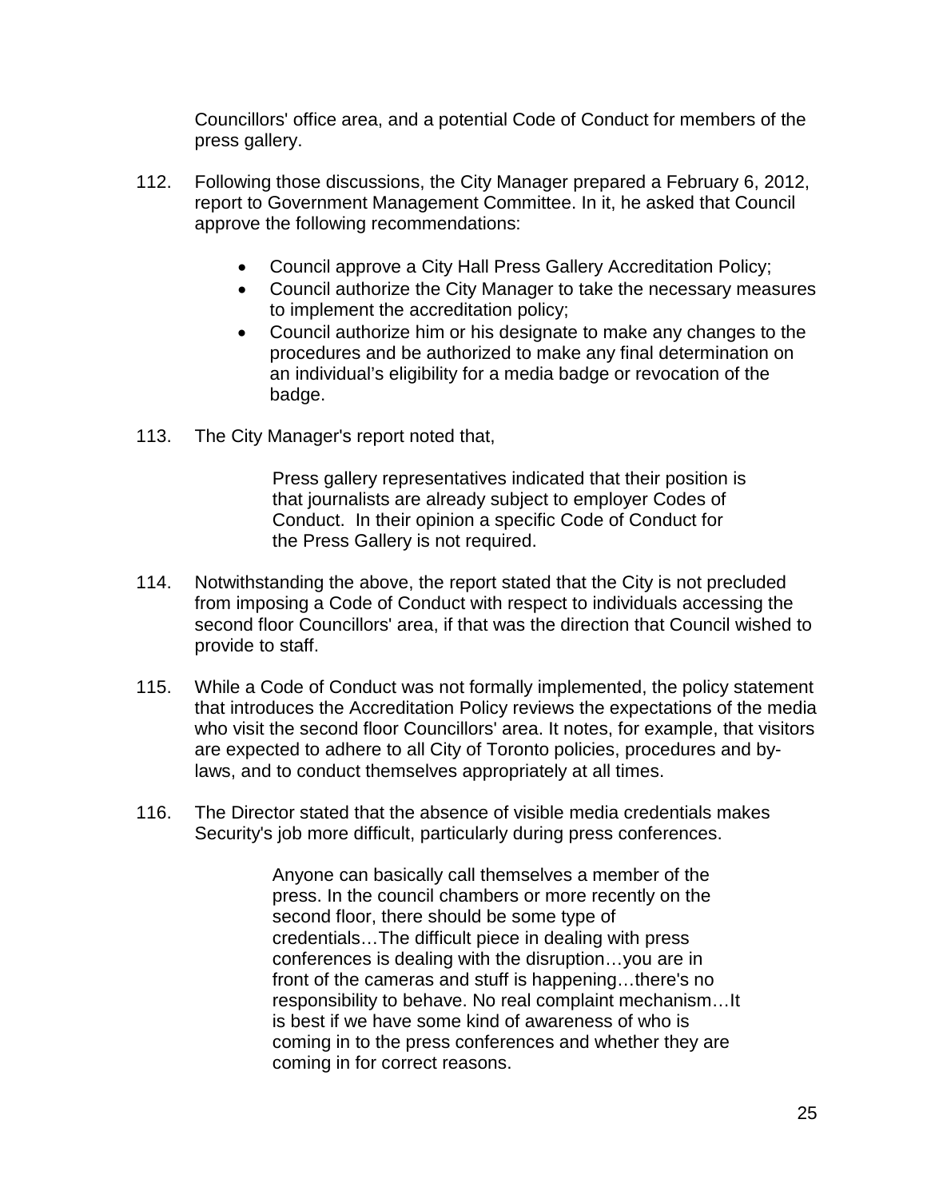Councillors' office area, and a potential Code of Conduct for members of the press gallery.

112. Following those discussions, the City Manager prepared a February 6, 2012, report to Government Management Committee. In it, he asked that Council approve the following recommendations:

   - Council approve a City Hall Press Gallery Accreditation Policy;
   - Council authorize the City Manager to take the necessary measures to implement the accreditation policy;
   - Council authorize him or his designate to make any changes to the procedures and be authorized to make any final determination on an individual's eligibility for a media badge or revocation of the badge.

113. The City Manager's report noted that,

> Press gallery representatives indicated that their position is that journalists are already subject to employer Codes of Conduct. In their opinion a specific Code of Conduct for the Press Gallery is not required.

114. Notwithstanding the above, the report stated that the City is not precluded from imposing a Code of Conduct with respect to individuals accessing the second floor Councillors' area, if that was the direction that Council wished to provide to staff.

115. While a Code of Conduct was not formally implemented, the policy statement that introduces the Accreditation Policy reviews the expectations of the media who visit the second floor Councillors' area. It notes, for example, that visitors are expected to adhere to all City of Toronto policies, procedures and by-laws, and to conduct themselves appropriately at all times.

116. The Director stated that the absence of visible media credentials makes Security's job more difficult, particularly during press conferences.

> Anyone can basically call themselves a member of the press. In the council chambers or more recently on the second floor, there should be some type of credentials…The difficult piece in dealing with press conferences is dealing with the disruption…you are in front of the cameras and stuff is happening…there's no responsibility to behave. No real complaint mechanism…It is best if we have some kind of awareness of who is coming in to the press conferences and whether they are coming in for correct reasons.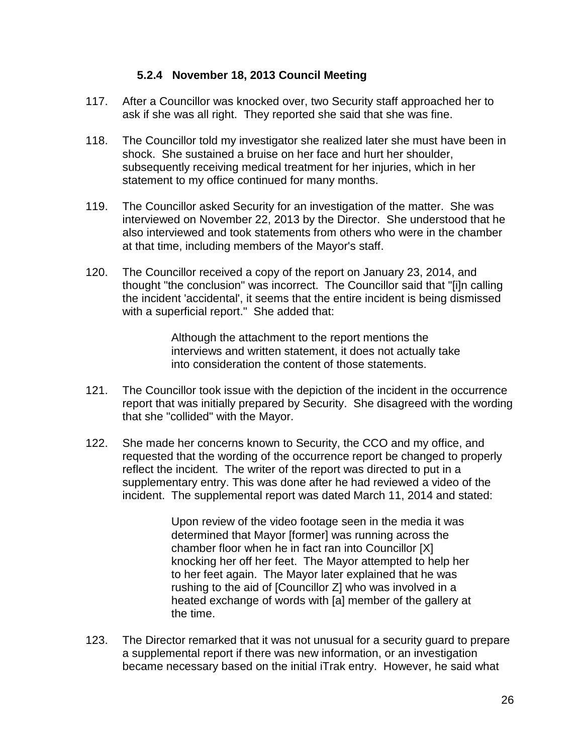### 5.2.4 November 18, 2013 Council Meeting

117. After a Councillor was knocked over, two Security staff approached her to ask if she was all right. They reported she said that she was fine.

118. The Councillor told my investigator she realized later she must have been in shock. She sustained a bruise on her face and hurt her shoulder, subsequently receiving medical treatment for her injuries, which in her statement to my office continued for many months.

119. The Councillor asked Security for an investigation of the matter. She was interviewed on November 22, 2013 by the Director. She understood that he also interviewed and took statements from others who were in the chamber at that time, including members of the Mayor's staff.

120. The Councillor received a copy of the report on January 23, 2014, and thought "the conclusion" was incorrect. The Councillor said that "[i]n calling the incident 'accidental', it seems that the entire incident is being dismissed with a superficial report." She added that:

> Although the attachment to the report mentions the interviews and written statement, it does not actually take into consideration the content of those statements.

121. The Councillor took issue with the depiction of the incident in the occurrence report that was initially prepared by Security. She disagreed with the wording that she "collided" with the Mayor.

122. She made her concerns known to Security, the CCO and my office, and requested that the wording of the occurrence report be changed to properly reflect the incident. The writer of the report was directed to put in a supplementary entry. This was done after he had reviewed a video of the incident. The supplemental report was dated March 11, 2014 and stated:

> Upon review of the video footage seen in the media it was determined that Mayor [former] was running across the chamber floor when he in fact ran into Councillor [X] knocking her off her feet. The Mayor attempted to help her to her feet again. The Mayor later explained that he was rushing to the aid of [Councillor Z] who was involved in a heated exchange of words with [a] member of the gallery at the time.

123. The Director remarked that it was not unusual for a security guard to prepare a supplemental report if there was new information, or an investigation became necessary based on the initial iTrak entry. However, he said what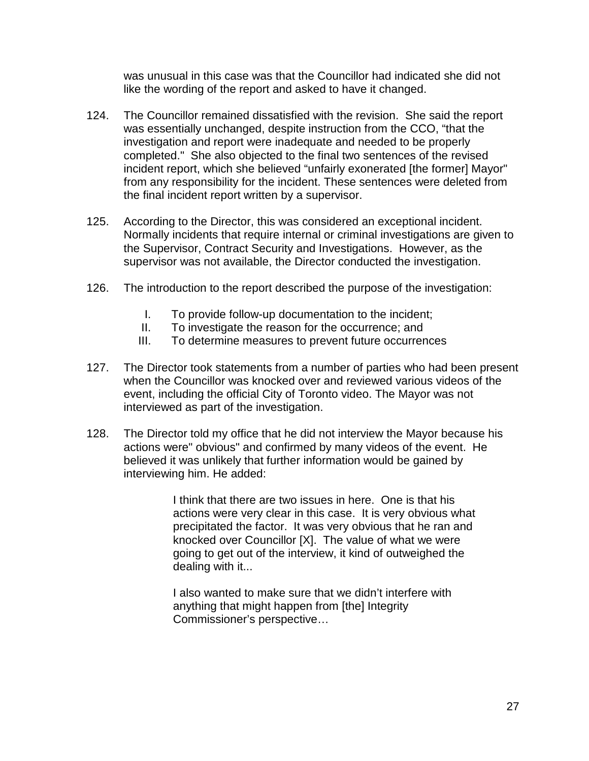was unusual in this case was that the Councillor had indicated she did not like the wording of the report and asked to have it changed.

124. The Councillor remained dissatisfied with the revision. She said the report was essentially unchanged, despite instruction from the CCO, "that the investigation and report were inadequate and needed to be properly completed." She also objected to the final two sentences of the revised incident report, which she believed "unfairly exonerated [the former] Mayor" from any responsibility for the incident. These sentences were deleted from the final incident report written by a supervisor.

125. According to the Director, this was considered an exceptional incident. Normally incidents that require internal or criminal investigations are given to the Supervisor, Contract Security and Investigations. However, as the supervisor was not available, the Director conducted the investigation.

126. The introduction to the report described the purpose of the investigation:

   I. To provide follow-up documentation to the incident;
   II. To investigate the reason for the occurrence; and
   III. To determine measures to prevent future occurrences

127. The Director took statements from a number of parties who had been present when the Councillor was knocked over and reviewed various videos of the event, including the official City of Toronto video. The Mayor was not interviewed as part of the investigation.

128. The Director told my office that he did not interview the Mayor because his actions were" obvious" and confirmed by many videos of the event. He believed it was unlikely that further information would be gained by interviewing him. He added:

> I think that there are two issues in here. One is that his actions were very clear in this case. It is very obvious what precipitated the factor. It was very obvious that he ran and knocked over Councillor [X]. The value of what we were going to get out of the interview, it kind of outweighed the dealing with it...
>
> I also wanted to make sure that we didn't interfere with anything that might happen from [the] Integrity Commissioner's perspective…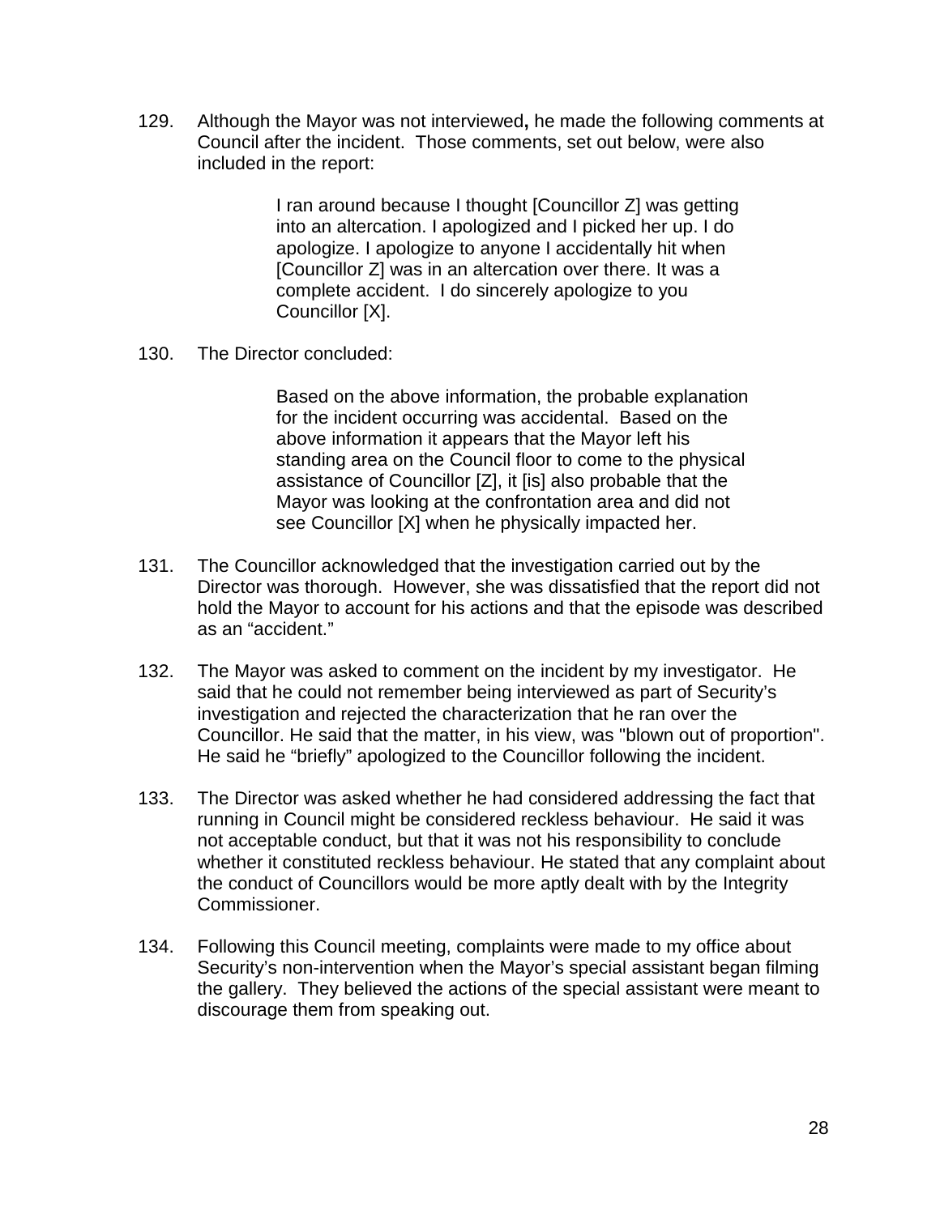129. Although the Mayor was not interviewed**,** he made the following comments at Council after the incident. Those comments, set out below, were also included in the report:

> I ran around because I thought [Councillor Z] was getting into an altercation. I apologized and I picked her up. I do apologize. I apologize to anyone I accidentally hit when [Councillor Z] was in an altercation over there. It was a complete accident. I do sincerely apologize to you Councillor [X].

130. The Director concluded:

> Based on the above information, the probable explanation for the incident occurring was accidental. Based on the above information it appears that the Mayor left his standing area on the Council floor to come to the physical assistance of Councillor [Z], it [is] also probable that the Mayor was looking at the confrontation area and did not see Councillor [X] when he physically impacted her.

131. The Councillor acknowledged that the investigation carried out by the Director was thorough. However, she was dissatisfied that the report did not hold the Mayor to account for his actions and that the episode was described as an "accident."

132. The Mayor was asked to comment on the incident by my investigator. He said that he could not remember being interviewed as part of Security's investigation and rejected the characterization that he ran over the Councillor. He said that the matter, in his view, was "blown out of proportion". He said he "briefly" apologized to the Councillor following the incident.

133. The Director was asked whether he had considered addressing the fact that running in Council might be considered reckless behaviour. He said it was not acceptable conduct, but that it was not his responsibility to conclude whether it constituted reckless behaviour. He stated that any complaint about the conduct of Councillors would be more aptly dealt with by the Integrity Commissioner.

134. Following this Council meeting, complaints were made to my office about Security's non-intervention when the Mayor's special assistant began filming the gallery. They believed the actions of the special assistant were meant to discourage them from speaking out.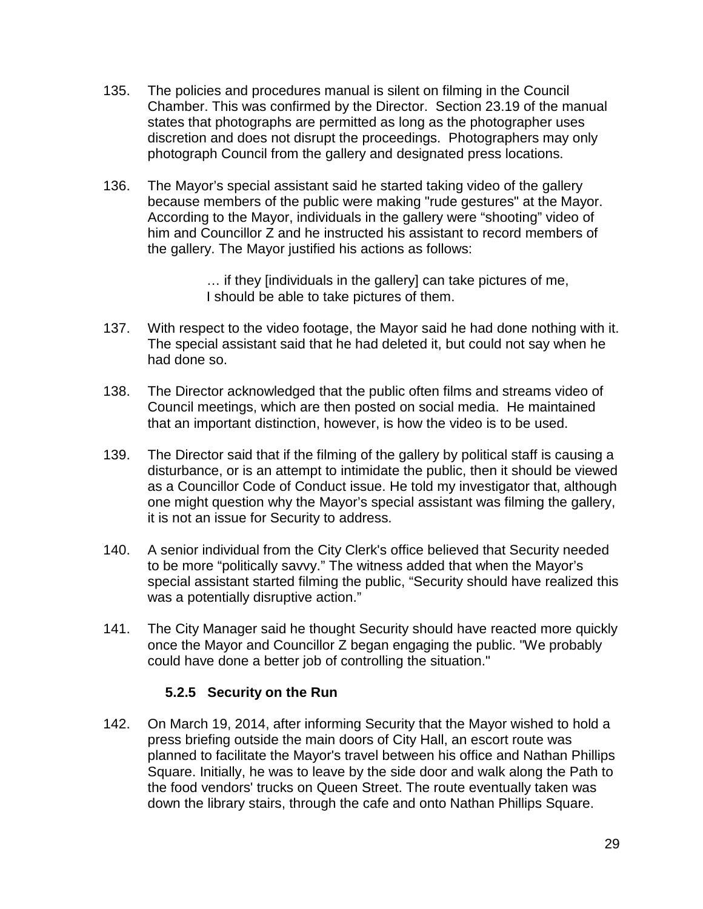135. The policies and procedures manual is silent on filming in the Council Chamber. This was confirmed by the Director. Section 23.19 of the manual states that photographs are permitted as long as the photographer uses discretion and does not disrupt the proceedings. Photographers may only photograph Council from the gallery and designated press locations.

136. The Mayor's special assistant said he started taking video of the gallery because members of the public were making "rude gestures" at the Mayor. According to the Mayor, individuals in the gallery were "shooting" video of him and Councillor Z and he instructed his assistant to record members of the gallery. The Mayor justified his actions as follows:

> … if they [individuals in the gallery] can take pictures of me, I should be able to take pictures of them.

137. With respect to the video footage, the Mayor said he had done nothing with it. The special assistant said that he had deleted it, but could not say when he had done so.

138. The Director acknowledged that the public often films and streams video of Council meetings, which are then posted on social media. He maintained that an important distinction, however, is how the video is to be used.

139. The Director said that if the filming of the gallery by political staff is causing a disturbance, or is an attempt to intimidate the public, then it should be viewed as a Councillor Code of Conduct issue. He told my investigator that, although one might question why the Mayor's special assistant was filming the gallery, it is not an issue for Security to address.

140. A senior individual from the City Clerk's office believed that Security needed to be more "politically savvy." The witness added that when the Mayor's special assistant started filming the public, "Security should have realized this was a potentially disruptive action."

141. The City Manager said he thought Security should have reacted more quickly once the Mayor and Councillor Z began engaging the public. "We probably could have done a better job of controlling the situation."

### 5.2.5 Security on the Run

142. On March 19, 2014, after informing Security that the Mayor wished to hold a press briefing outside the main doors of City Hall, an escort route was planned to facilitate the Mayor's travel between his office and Nathan Phillips Square. Initially, he was to leave by the side door and walk along the Path to the food vendors' trucks on Queen Street. The route eventually taken was down the library stairs, through the cafe and onto Nathan Phillips Square.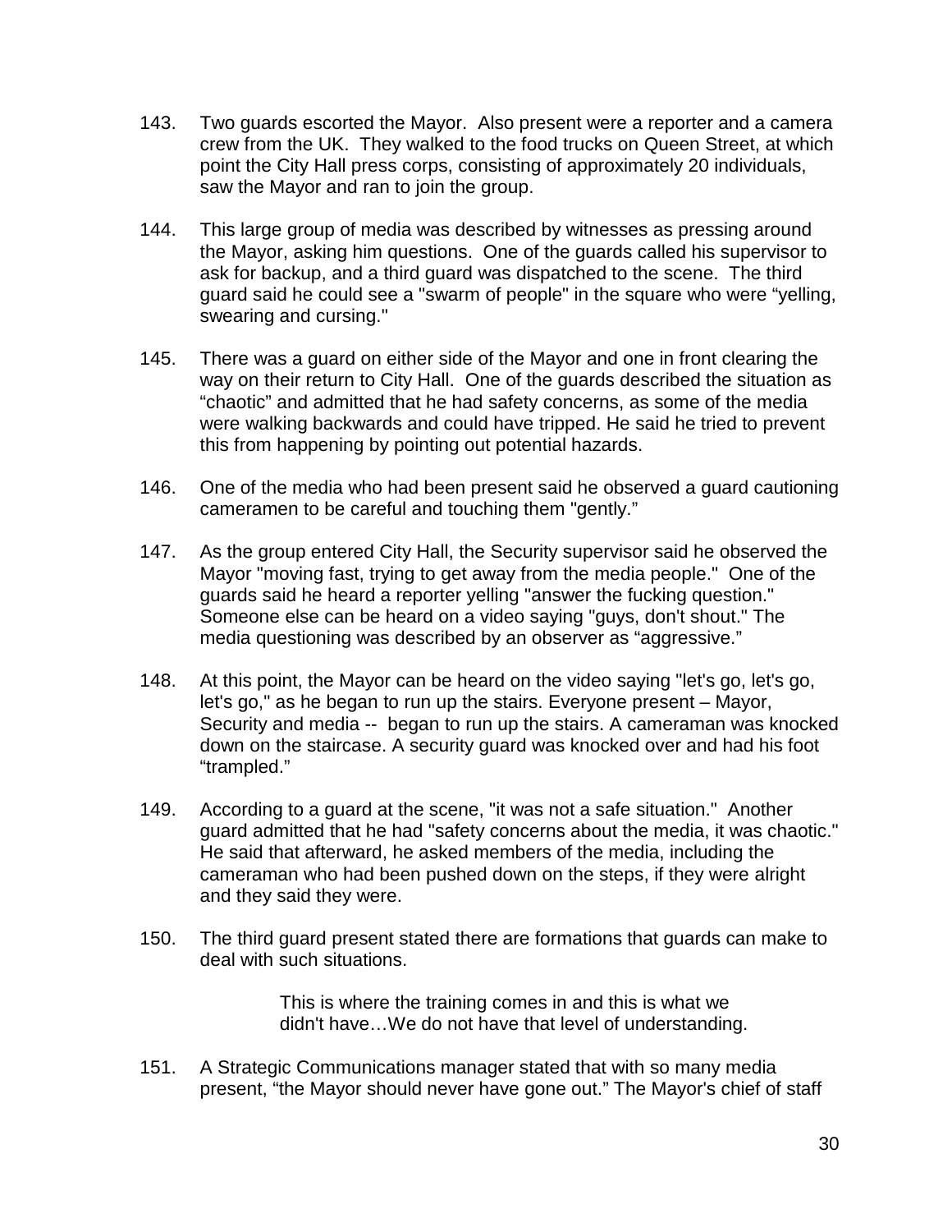143. Two guards escorted the Mayor. Also present were a reporter and a camera crew from the UK. They walked to the food trucks on Queen Street, at which point the City Hall press corps, consisting of approximately 20 individuals, saw the Mayor and ran to join the group.

144. This large group of media was described by witnesses as pressing around the Mayor, asking him questions. One of the guards called his supervisor to ask for backup, and a third guard was dispatched to the scene. The third guard said he could see a "swarm of people" in the square who were "yelling, swearing and cursing."

145. There was a guard on either side of the Mayor and one in front clearing the way on their return to City Hall. One of the guards described the situation as "chaotic" and admitted that he had safety concerns, as some of the media were walking backwards and could have tripped. He said he tried to prevent this from happening by pointing out potential hazards.

146. One of the media who had been present said he observed a guard cautioning cameramen to be careful and touching them "gently."

147. As the group entered City Hall, the Security supervisor said he observed the Mayor "moving fast, trying to get away from the media people." One of the guards said he heard a reporter yelling "answer the fucking question." Someone else can be heard on a video saying "guys, don't shout." The media questioning was described by an observer as "aggressive."

148. At this point, the Mayor can be heard on the video saying "let's go, let's go, let's go," as he began to run up the stairs. Everyone present – Mayor, Security and media -- began to run up the stairs. A cameraman was knocked down on the staircase. A security guard was knocked over and had his foot "trampled."

149. According to a guard at the scene, "it was not a safe situation." Another guard admitted that he had "safety concerns about the media, it was chaotic." He said that afterward, he asked members of the media, including the cameraman who had been pushed down on the steps, if they were alright and they said they were.

150. The third guard present stated there are formations that guards can make to deal with such situations.

> This is where the training comes in and this is what we didn't have…We do not have that level of understanding.

151. A Strategic Communications manager stated that with so many media present, "the Mayor should never have gone out." The Mayor's chief of staff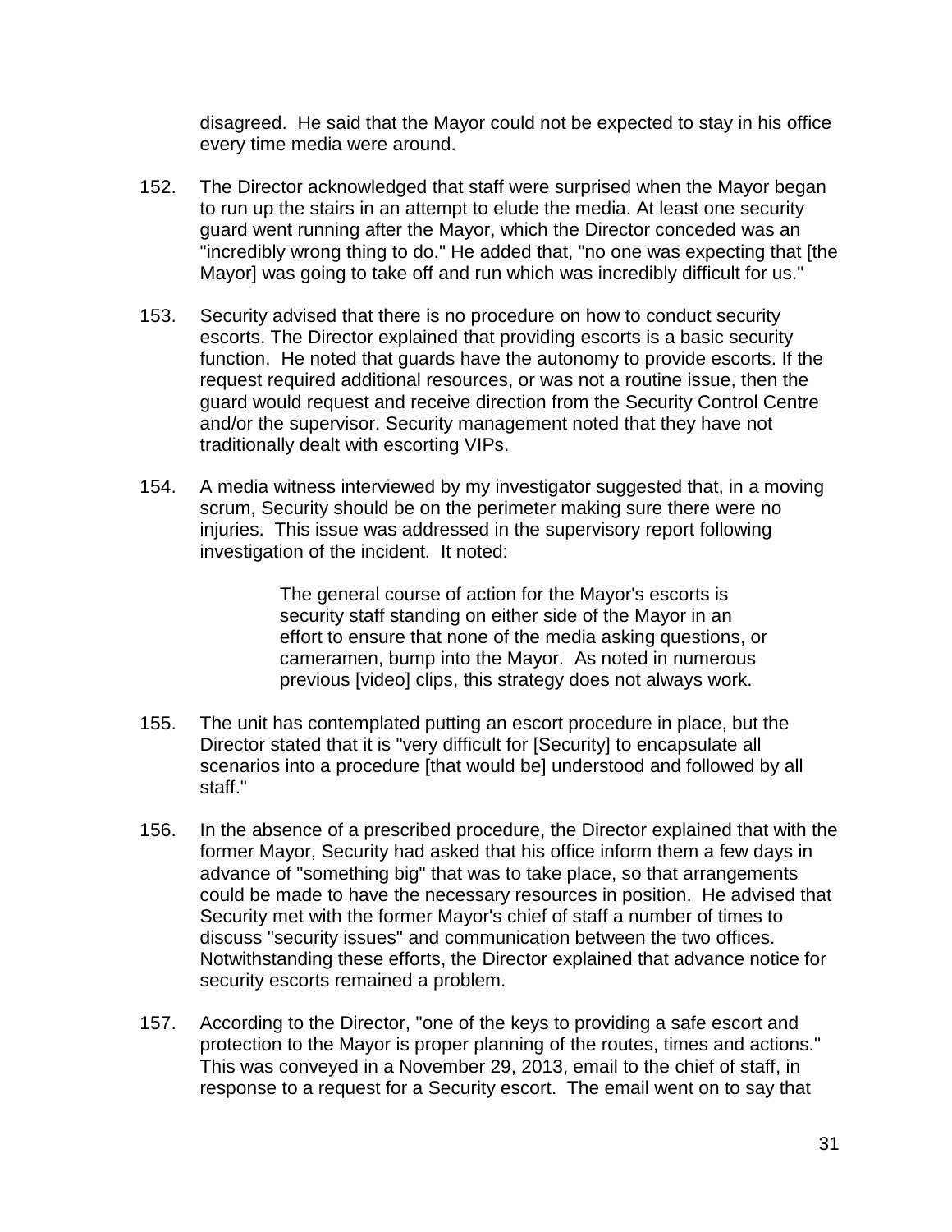disagreed. He said that the Mayor could not be expected to stay in his office every time media were around.

152. The Director acknowledged that staff were surprised when the Mayor began to run up the stairs in an attempt to elude the media. At least one security guard went running after the Mayor, which the Director conceded was an "incredibly wrong thing to do." He added that, "no one was expecting that [the Mayor] was going to take off and run which was incredibly difficult for us."

153. Security advised that there is no procedure on how to conduct security escorts. The Director explained that providing escorts is a basic security function. He noted that guards have the autonomy to provide escorts. If the request required additional resources, or was not a routine issue, then the guard would request and receive direction from the Security Control Centre and/or the supervisor. Security management noted that they have not traditionally dealt with escorting VIPs.

154. A media witness interviewed by my investigator suggested that, in a moving scrum, Security should be on the perimeter making sure there were no injuries. This issue was addressed in the supervisory report following investigation of the incident. It noted:

> The general course of action for the Mayor's escorts is security staff standing on either side of the Mayor in an effort to ensure that none of the media asking questions, or cameramen, bump into the Mayor. As noted in numerous previous [video] clips, this strategy does not always work.

155. The unit has contemplated putting an escort procedure in place, but the Director stated that it is "very difficult for [Security] to encapsulate all scenarios into a procedure [that would be] understood and followed by all staff."

156. In the absence of a prescribed procedure, the Director explained that with the former Mayor, Security had asked that his office inform them a few days in advance of "something big" that was to take place, so that arrangements could be made to have the necessary resources in position. He advised that Security met with the former Mayor's chief of staff a number of times to discuss "security issues" and communication between the two offices. Notwithstanding these efforts, the Director explained that advance notice for security escorts remained a problem.

157. According to the Director, "one of the keys to providing a safe escort and protection to the Mayor is proper planning of the routes, times and actions." This was conveyed in a November 29, 2013, email to the chief of staff, in response to a request for a Security escort. The email went on to say that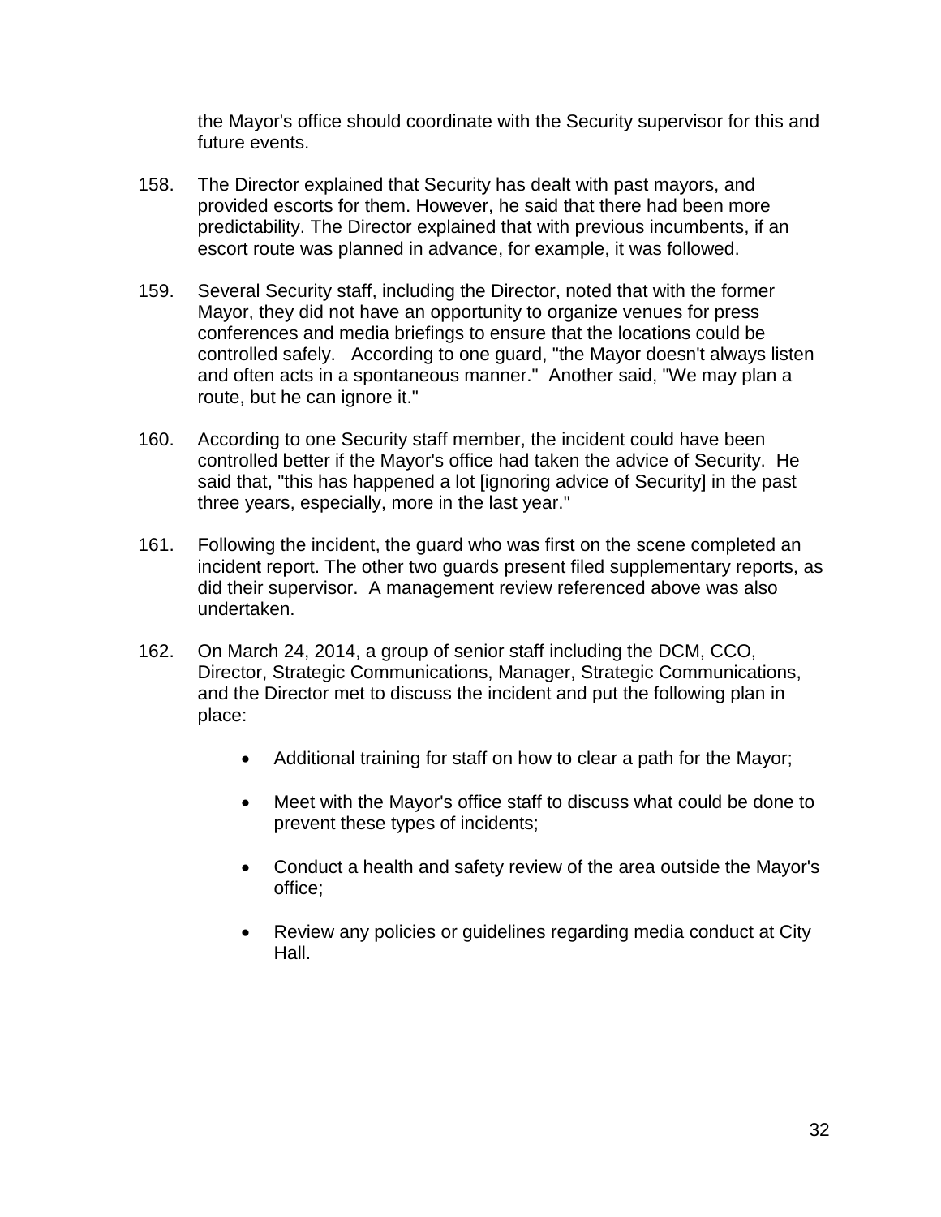the Mayor's office should coordinate with the Security supervisor for this and future events.

158. The Director explained that Security has dealt with past mayors, and provided escorts for them. However, he said that there had been more predictability. The Director explained that with previous incumbents, if an escort route was planned in advance, for example, it was followed.

159. Several Security staff, including the Director, noted that with the former Mayor, they did not have an opportunity to organize venues for press conferences and media briefings to ensure that the locations could be controlled safely. According to one guard, "the Mayor doesn't always listen and often acts in a spontaneous manner." Another said, "We may plan a route, but he can ignore it."

160. According to one Security staff member, the incident could have been controlled better if the Mayor's office had taken the advice of Security. He said that, "this has happened a lot [ignoring advice of Security] in the past three years, especially, more in the last year."

161. Following the incident, the guard who was first on the scene completed an incident report. The other two guards present filed supplementary reports, as did their supervisor. A management review referenced above was also undertaken.

162. On March 24, 2014, a group of senior staff including the DCM, CCO, Director, Strategic Communications, Manager, Strategic Communications, and the Director met to discuss the incident and put the following plan in place:

- Additional training for staff on how to clear a path for the Mayor;
- Meet with the Mayor's office staff to discuss what could be done to prevent these types of incidents;
- Conduct a health and safety review of the area outside the Mayor's office;
- Review any policies or guidelines regarding media conduct at City Hall.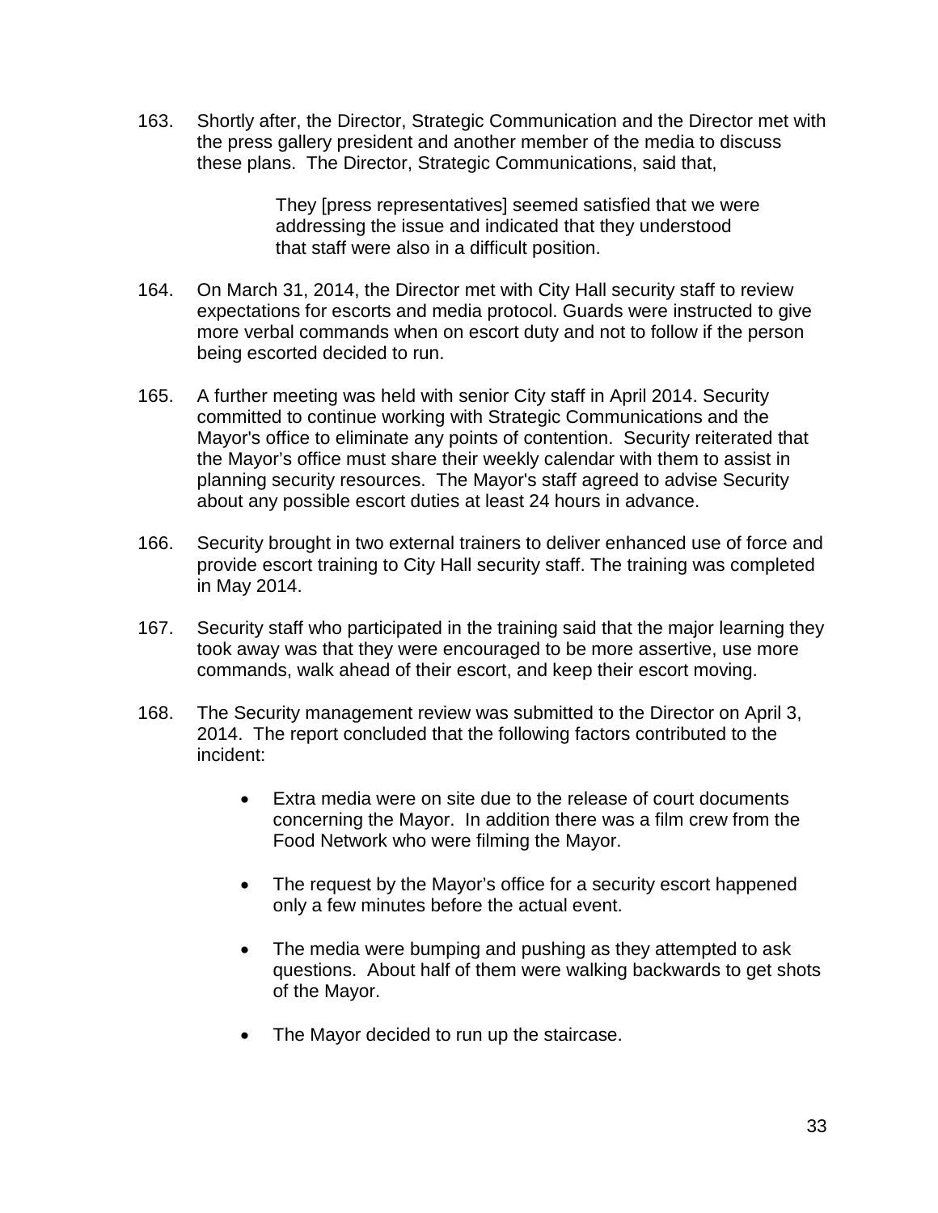163. Shortly after, the Director, Strategic Communication and the Director met with the press gallery president and another member of the media to discuss these plans. The Director, Strategic Communications, said that,

> They [press representatives] seemed satisfied that we were addressing the issue and indicated that they understood that staff were also in a difficult position.

164. On March 31, 2014, the Director met with City Hall security staff to review expectations for escorts and media protocol. Guards were instructed to give more verbal commands when on escort duty and not to follow if the person being escorted decided to run.

165. A further meeting was held with senior City staff in April 2014. Security committed to continue working with Strategic Communications and the Mayor's office to eliminate any points of contention. Security reiterated that the Mayor's office must share their weekly calendar with them to assist in planning security resources. The Mayor's staff agreed to advise Security about any possible escort duties at least 24 hours in advance.

166. Security brought in two external trainers to deliver enhanced use of force and provide escort training to City Hall security staff. The training was completed in May 2014.

167. Security staff who participated in the training said that the major learning they took away was that they were encouraged to be more assertive, use more commands, walk ahead of their escort, and keep their escort moving.

168. The Security management review was submitted to the Director on April 3, 2014. The report concluded that the following factors contributed to the incident:

    - Extra media were on site due to the release of court documents concerning the Mayor. In addition there was a film crew from the Food Network who were filming the Mayor.
    - The request by the Mayor's office for a security escort happened only a few minutes before the actual event.
    - The media were bumping and pushing as they attempted to ask questions. About half of them were walking backwards to get shots of the Mayor.
    - The Mayor decided to run up the staircase.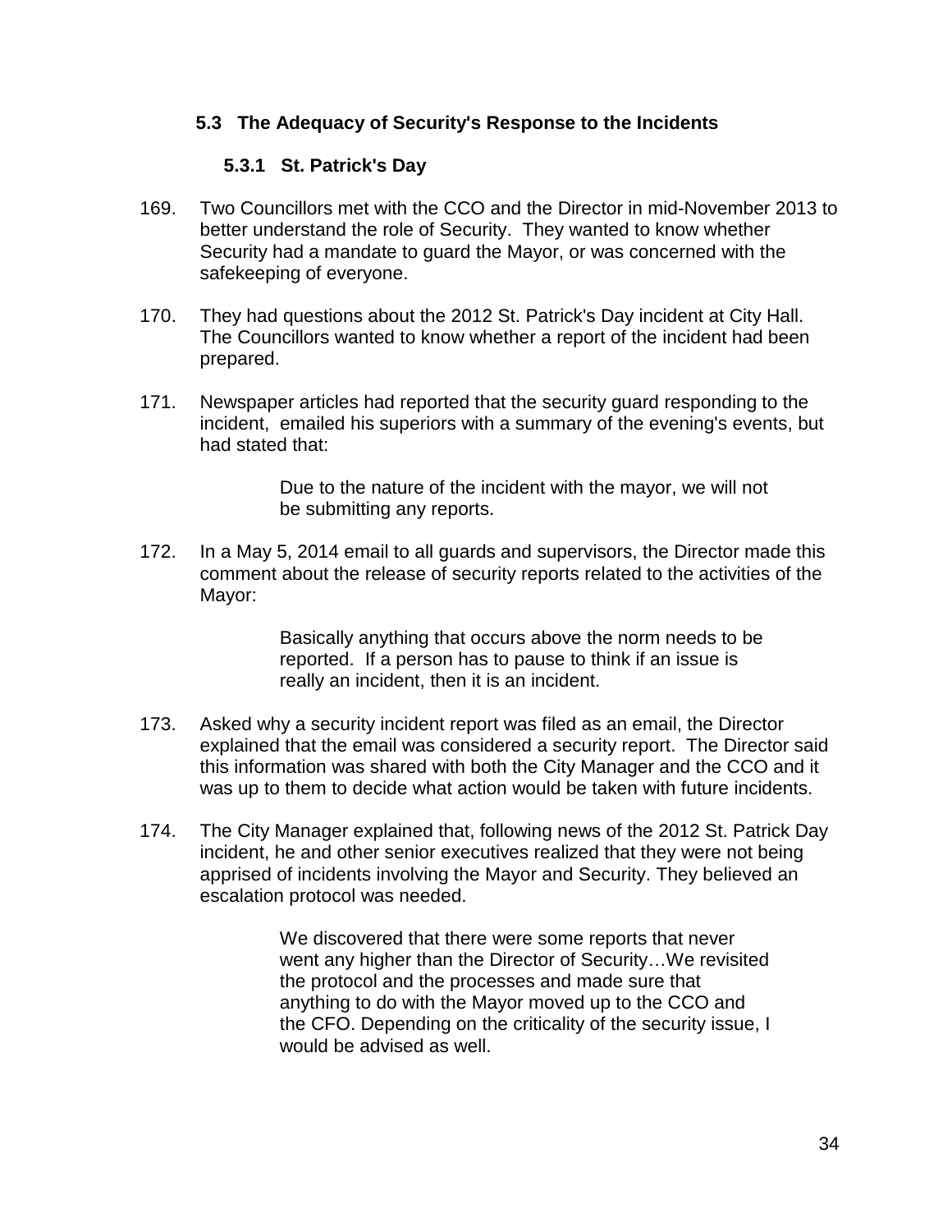### 5.3 The Adequacy of Security's Response to the Incidents

#### 5.3.1 St. Patrick's Day

169. Two Councillors met with the CCO and the Director in mid-November 2013 to better understand the role of Security. They wanted to know whether Security had a mandate to guard the Mayor, or was concerned with the safekeeping of everyone.

170. They had questions about the 2012 St. Patrick's Day incident at City Hall. The Councillors wanted to know whether a report of the incident had been prepared.

171. Newspaper articles had reported that the security guard responding to the incident, emailed his superiors with a summary of the evening's events, but had stated that:

> Due to the nature of the incident with the mayor, we will not be submitting any reports.

172. In a May 5, 2014 email to all guards and supervisors, the Director made this comment about the release of security reports related to the activities of the Mayor:

> Basically anything that occurs above the norm needs to be reported. If a person has to pause to think if an issue is really an incident, then it is an incident.

173. Asked why a security incident report was filed as an email, the Director explained that the email was considered a security report. The Director said this information was shared with both the City Manager and the CCO and it was up to them to decide what action would be taken with future incidents.

174. The City Manager explained that, following news of the 2012 St. Patrick Day incident, he and other senior executives realized that they were not being apprised of incidents involving the Mayor and Security. They believed an escalation protocol was needed.

> We discovered that there were some reports that never went any higher than the Director of Security…We revisited the protocol and the processes and made sure that anything to do with the Mayor moved up to the CCO and the CFO. Depending on the criticality of the security issue, I would be advised as well.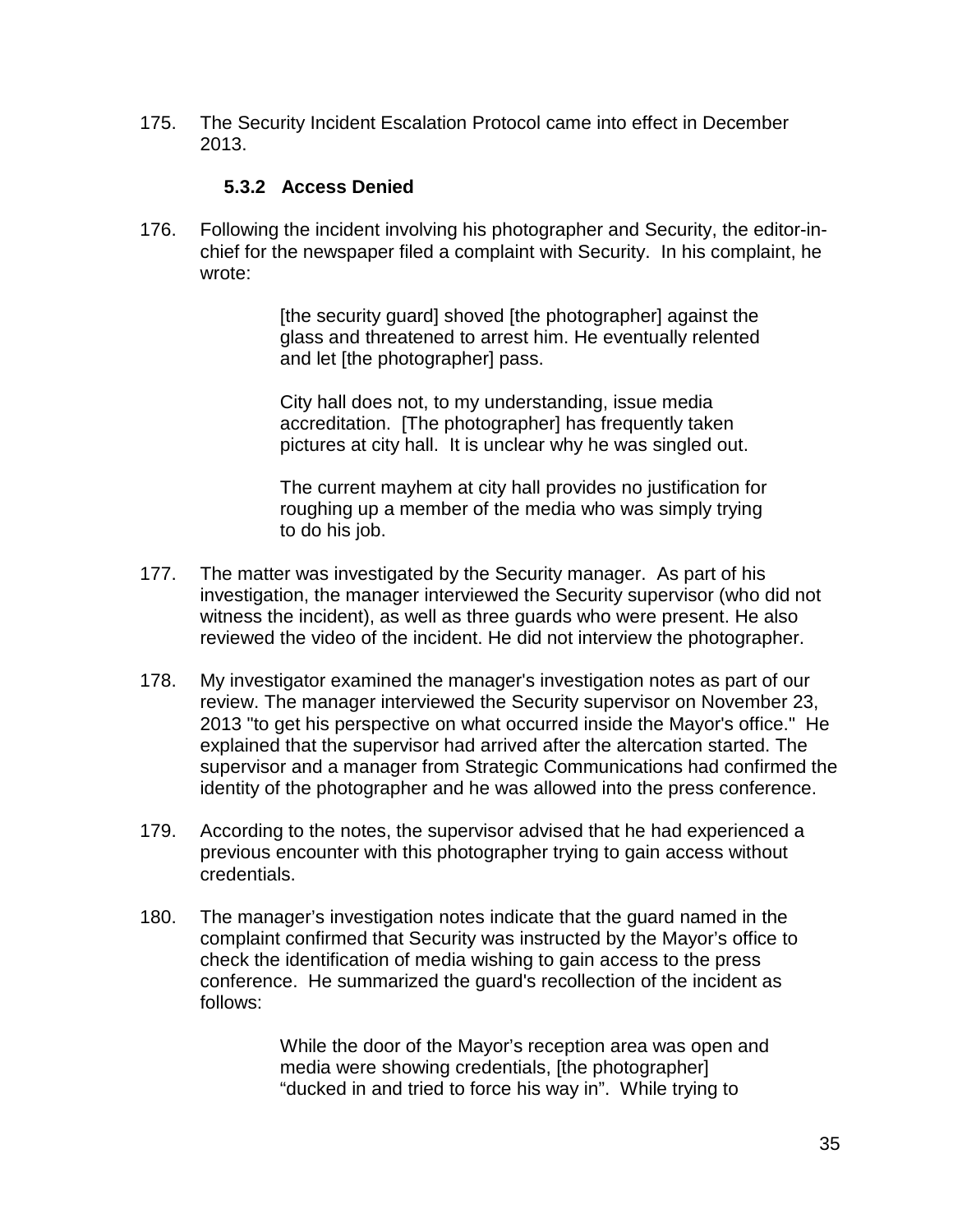175. The Security Incident Escalation Protocol came into effect in December 2013.

### 5.3.2 Access Denied

176. Following the incident involving his photographer and Security, the editor-in-chief for the newspaper filed a complaint with Security. In his complaint, he wrote:

> [the security guard] shoved [the photographer] against the glass and threatened to arrest him. He eventually relented and let [the photographer] pass.
>
> City hall does not, to my understanding, issue media accreditation. [The photographer] has frequently taken pictures at city hall. It is unclear why he was singled out.
>
> The current mayhem at city hall provides no justification for roughing up a member of the media who was simply trying to do his job.

177. The matter was investigated by the Security manager. As part of his investigation, the manager interviewed the Security supervisor (who did not witness the incident), as well as three guards who were present. He also reviewed the video of the incident. He did not interview the photographer.

178. My investigator examined the manager's investigation notes as part of our review. The manager interviewed the Security supervisor on November 23, 2013 "to get his perspective on what occurred inside the Mayor's office." He explained that the supervisor had arrived after the altercation started. The supervisor and a manager from Strategic Communications had confirmed the identity of the photographer and he was allowed into the press conference.

179. According to the notes, the supervisor advised that he had experienced a previous encounter with this photographer trying to gain access without credentials.

180. The manager's investigation notes indicate that the guard named in the complaint confirmed that Security was instructed by the Mayor's office to check the identification of media wishing to gain access to the press conference. He summarized the guard's recollection of the incident as follows:

> While the door of the Mayor's reception area was open and media were showing credentials, [the photographer] "ducked in and tried to force his way in". While trying to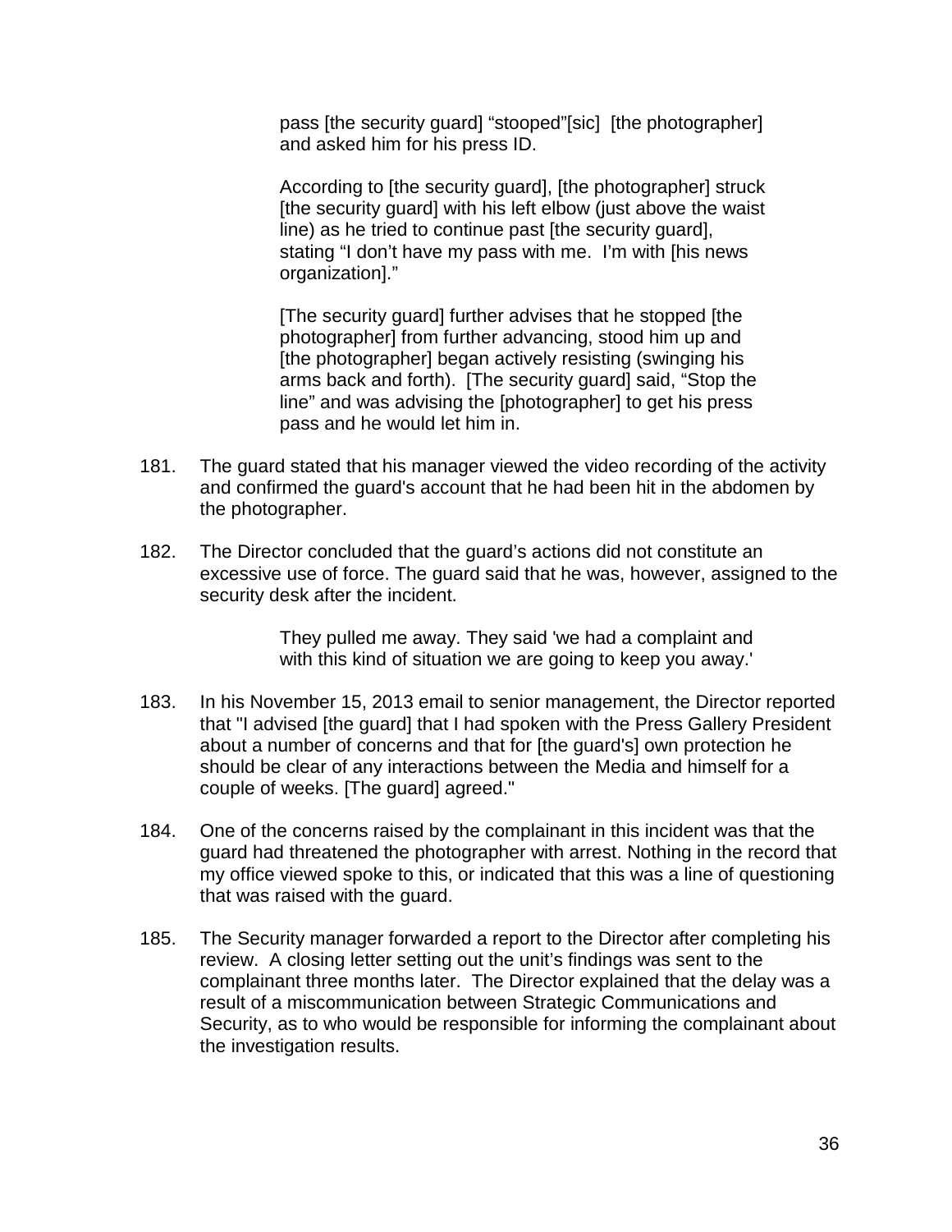> pass [the security guard] "stooped"[sic] [the photographer] and asked him for his press ID.
>
> According to [the security guard], [the photographer] struck [the security guard] with his left elbow (just above the waist line) as he tried to continue past [the security guard], stating "I don't have my pass with me. I'm with [his news organization]."
>
> [The security guard] further advises that he stopped [the photographer] from further advancing, stood him up and [the photographer] began actively resisting (swinging his arms back and forth). [The security guard] said, "Stop the line" and was advising the [photographer] to get his press pass and he would let him in.

181. The guard stated that his manager viewed the video recording of the activity and confirmed the guard's account that he had been hit in the abdomen by the photographer.

182. The Director concluded that the guard's actions did not constitute an excessive use of force. The guard said that he was, however, assigned to the security desk after the incident.

> They pulled me away. They said 'we had a complaint and with this kind of situation we are going to keep you away.'

183. In his November 15, 2013 email to senior management, the Director reported that "I advised [the guard] that I had spoken with the Press Gallery President about a number of concerns and that for [the guard's] own protection he should be clear of any interactions between the Media and himself for a couple of weeks. [The guard] agreed."

184. One of the concerns raised by the complainant in this incident was that the guard had threatened the photographer with arrest. Nothing in the record that my office viewed spoke to this, or indicated that this was a line of questioning that was raised with the guard.

185. The Security manager forwarded a report to the Director after completing his review. A closing letter setting out the unit's findings was sent to the complainant three months later. The Director explained that the delay was a result of a miscommunication between Strategic Communications and Security, as to who would be responsible for informing the complainant about the investigation results.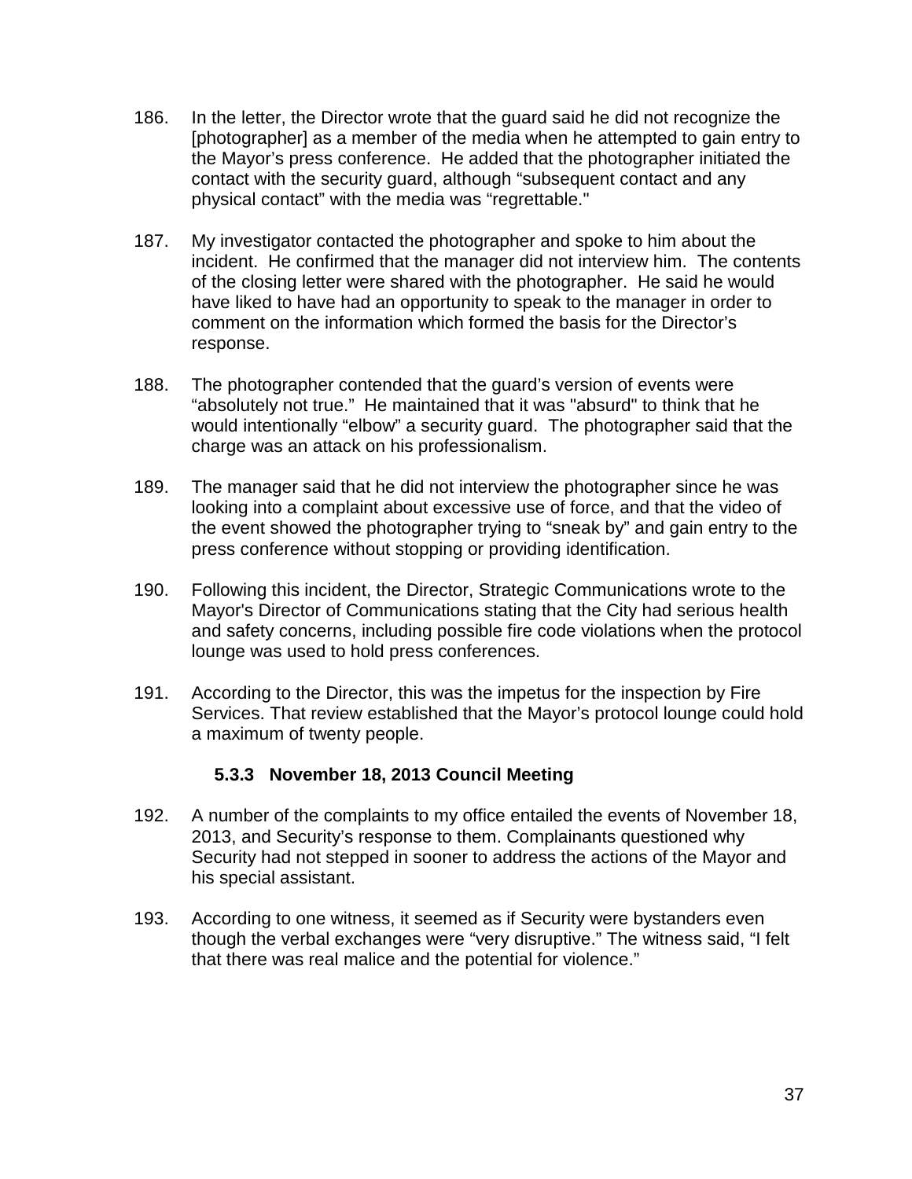186. In the letter, the Director wrote that the guard said he did not recognize the [photographer] as a member of the media when he attempted to gain entry to the Mayor's press conference. He added that the photographer initiated the contact with the security guard, although "subsequent contact and any physical contact" with the media was "regrettable."

187. My investigator contacted the photographer and spoke to him about the incident. He confirmed that the manager did not interview him. The contents of the closing letter were shared with the photographer. He said he would have liked to have had an opportunity to speak to the manager in order to comment on the information which formed the basis for the Director's response.

188. The photographer contended that the guard's version of events were "absolutely not true." He maintained that it was "absurd" to think that he would intentionally "elbow" a security guard. The photographer said that the charge was an attack on his professionalism.

189. The manager said that he did not interview the photographer since he was looking into a complaint about excessive use of force, and that the video of the event showed the photographer trying to "sneak by" and gain entry to the press conference without stopping or providing identification.

190. Following this incident, the Director, Strategic Communications wrote to the Mayor's Director of Communications stating that the City had serious health and safety concerns, including possible fire code violations when the protocol lounge was used to hold press conferences.

191. According to the Director, this was the impetus for the inspection by Fire Services. That review established that the Mayor's protocol lounge could hold a maximum of twenty people.

### 5.3.3 November 18, 2013 Council Meeting

192. A number of the complaints to my office entailed the events of November 18, 2013, and Security's response to them. Complainants questioned why Security had not stepped in sooner to address the actions of the Mayor and his special assistant.

193. According to one witness, it seemed as if Security were bystanders even though the verbal exchanges were "very disruptive." The witness said, "I felt that there was real malice and the potential for violence."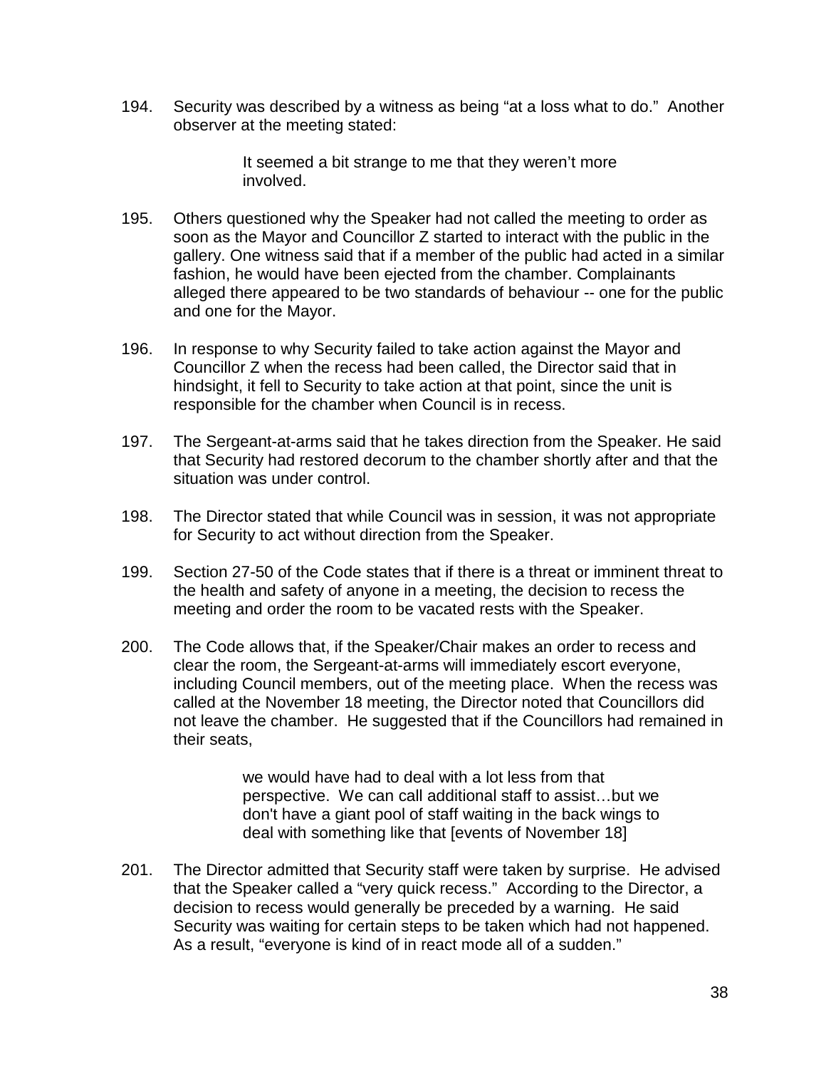194. Security was described by a witness as being “at a loss what to do.” Another observer at the meeting stated:

> It seemed a bit strange to me that they weren’t more involved.

195. Others questioned why the Speaker had not called the meeting to order as soon as the Mayor and Councillor Z started to interact with the public in the gallery. One witness said that if a member of the public had acted in a similar fashion, he would have been ejected from the chamber. Complainants alleged there appeared to be two standards of behaviour -- one for the public and one for the Mayor.

196. In response to why Security failed to take action against the Mayor and Councillor Z when the recess had been called, the Director said that in hindsight, it fell to Security to take action at that point, since the unit is responsible for the chamber when Council is in recess.

197. The Sergeant-at-arms said that he takes direction from the Speaker. He said that Security had restored decorum to the chamber shortly after and that the situation was under control.

198. The Director stated that while Council was in session, it was not appropriate for Security to act without direction from the Speaker.

199. Section 27-50 of the Code states that if there is a threat or imminent threat to the health and safety of anyone in a meeting, the decision to recess the meeting and order the room to be vacated rests with the Speaker.

200. The Code allows that, if the Speaker/Chair makes an order to recess and clear the room, the Sergeant-at-arms will immediately escort everyone, including Council members, out of the meeting place. When the recess was called at the November 18 meeting, the Director noted that Councillors did not leave the chamber. He suggested that if the Councillors had remained in their seats,

> we would have had to deal with a lot less from that perspective. We can call additional staff to assist…but we don't have a giant pool of staff waiting in the back wings to deal with something like that [events of November 18]

201. The Director admitted that Security staff were taken by surprise. He advised that the Speaker called a “very quick recess.” According to the Director, a decision to recess would generally be preceded by a warning. He said Security was waiting for certain steps to be taken which had not happened. As a result, “everyone is kind of in react mode all of a sudden.”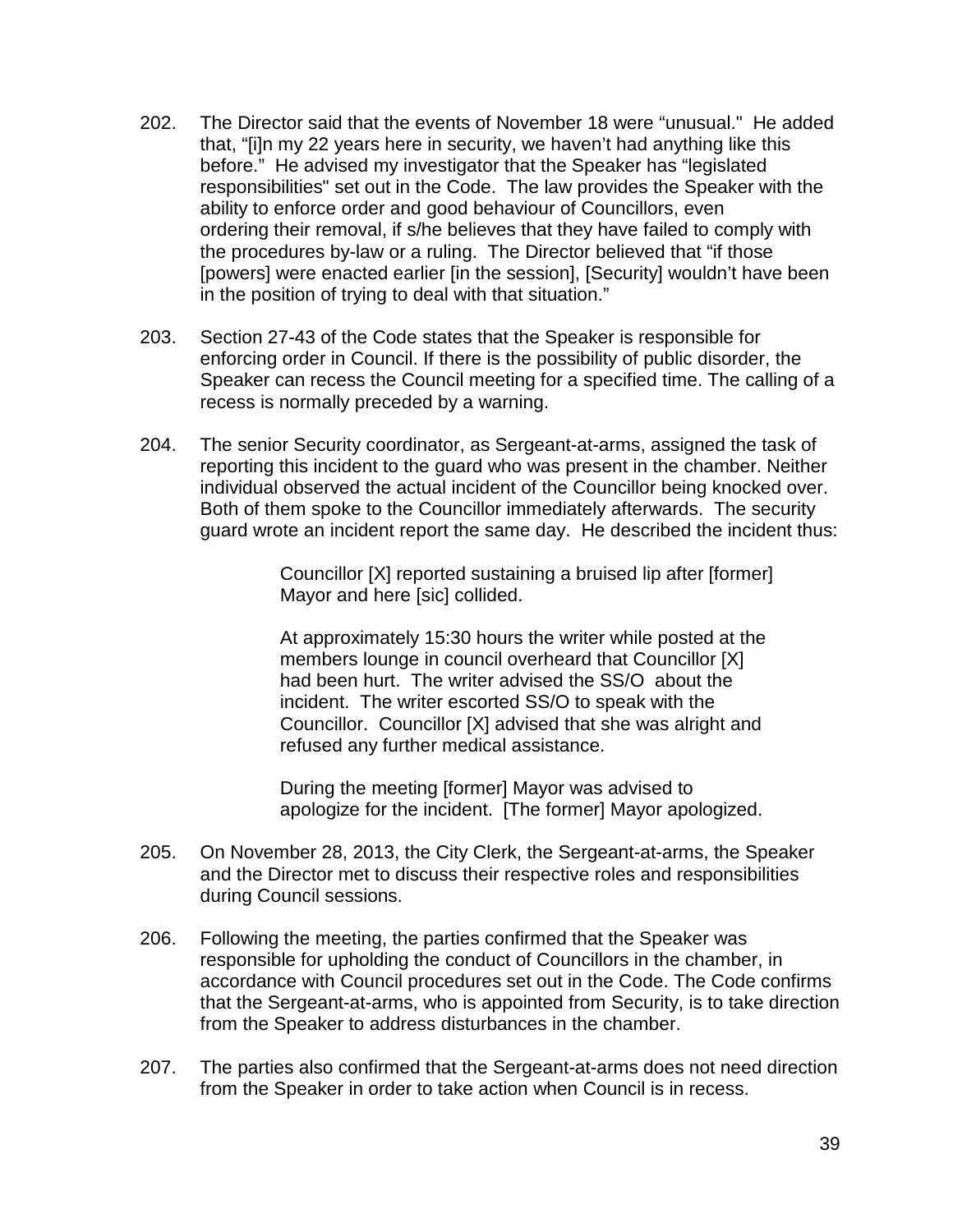202. The Director said that the events of November 18 were "unusual." He added that, "[i]n my 22 years here in security, we haven't had anything like this before." He advised my investigator that the Speaker has "legislated responsibilities" set out in the Code. The law provides the Speaker with the ability to enforce order and good behaviour of Councillors, even ordering their removal, if s/he believes that they have failed to comply with the procedures by-law or a ruling. The Director believed that "if those [powers] were enacted earlier [in the session], [Security] wouldn't have been in the position of trying to deal with that situation."

203. Section 27-43 of the Code states that the Speaker is responsible for enforcing order in Council. If there is the possibility of public disorder, the Speaker can recess the Council meeting for a specified time. The calling of a recess is normally preceded by a warning.

204. The senior Security coordinator, as Sergeant-at-arms, assigned the task of reporting this incident to the guard who was present in the chamber. Neither individual observed the actual incident of the Councillor being knocked over. Both of them spoke to the Councillor immediately afterwards. The security guard wrote an incident report the same day. He described the incident thus:

> Councillor [X] reported sustaining a bruised lip after [former] Mayor and here [sic] collided.
>
> At approximately 15:30 hours the writer while posted at the members lounge in council overheard that Councillor [X] had been hurt. The writer advised the SS/O about the incident. The writer escorted SS/O to speak with the Councillor. Councillor [X] advised that she was alright and refused any further medical assistance.
>
> During the meeting [former] Mayor was advised to apologize for the incident. [The former] Mayor apologized.

205. On November 28, 2013, the City Clerk, the Sergeant-at-arms, the Speaker and the Director met to discuss their respective roles and responsibilities during Council sessions.

206. Following the meeting, the parties confirmed that the Speaker was responsible for upholding the conduct of Councillors in the chamber, in accordance with Council procedures set out in the Code. The Code confirms that the Sergeant-at-arms, who is appointed from Security, is to take direction from the Speaker to address disturbances in the chamber.

207. The parties also confirmed that the Sergeant-at-arms does not need direction from the Speaker in order to take action when Council is in recess.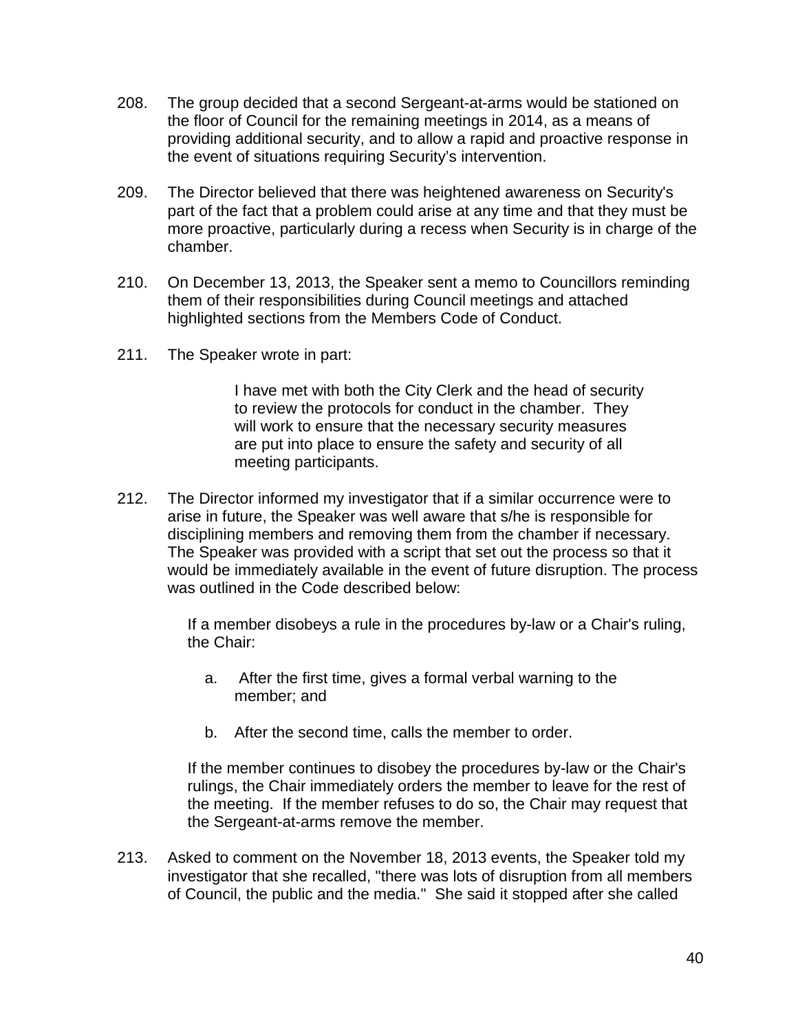208. The group decided that a second Sergeant-at-arms would be stationed on the floor of Council for the remaining meetings in 2014, as a means of providing additional security, and to allow a rapid and proactive response in the event of situations requiring Security's intervention.

209. The Director believed that there was heightened awareness on Security's part of the fact that a problem could arise at any time and that they must be more proactive, particularly during a recess when Security is in charge of the chamber.

210. On December 13, 2013, the Speaker sent a memo to Councillors reminding them of their responsibilities during Council meetings and attached highlighted sections from the Members Code of Conduct.

211. The Speaker wrote in part:

> I have met with both the City Clerk and the head of security to review the protocols for conduct in the chamber. They will work to ensure that the necessary security measures are put into place to ensure the safety and security of all meeting participants.

212. The Director informed my investigator that if a similar occurrence were to arise in future, the Speaker was well aware that s/he is responsible for disciplining members and removing them from the chamber if necessary. The Speaker was provided with a script that set out the process so that it would be immediately available in the event of future disruption. The process was outlined in the Code described below:

> If a member disobeys a rule in the procedures by-law or a Chair's ruling, the Chair:
>
> a. After the first time, gives a formal verbal warning to the member; and
>
> b. After the second time, calls the member to order.
>
> If the member continues to disobey the procedures by-law or the Chair's rulings, the Chair immediately orders the member to leave for the rest of the meeting. If the member refuses to do so, the Chair may request that the Sergeant-at-arms remove the member.

213. Asked to comment on the November 18, 2013 events, the Speaker told my investigator that she recalled, "there was lots of disruption from all members of Council, the public and the media." She said it stopped after she called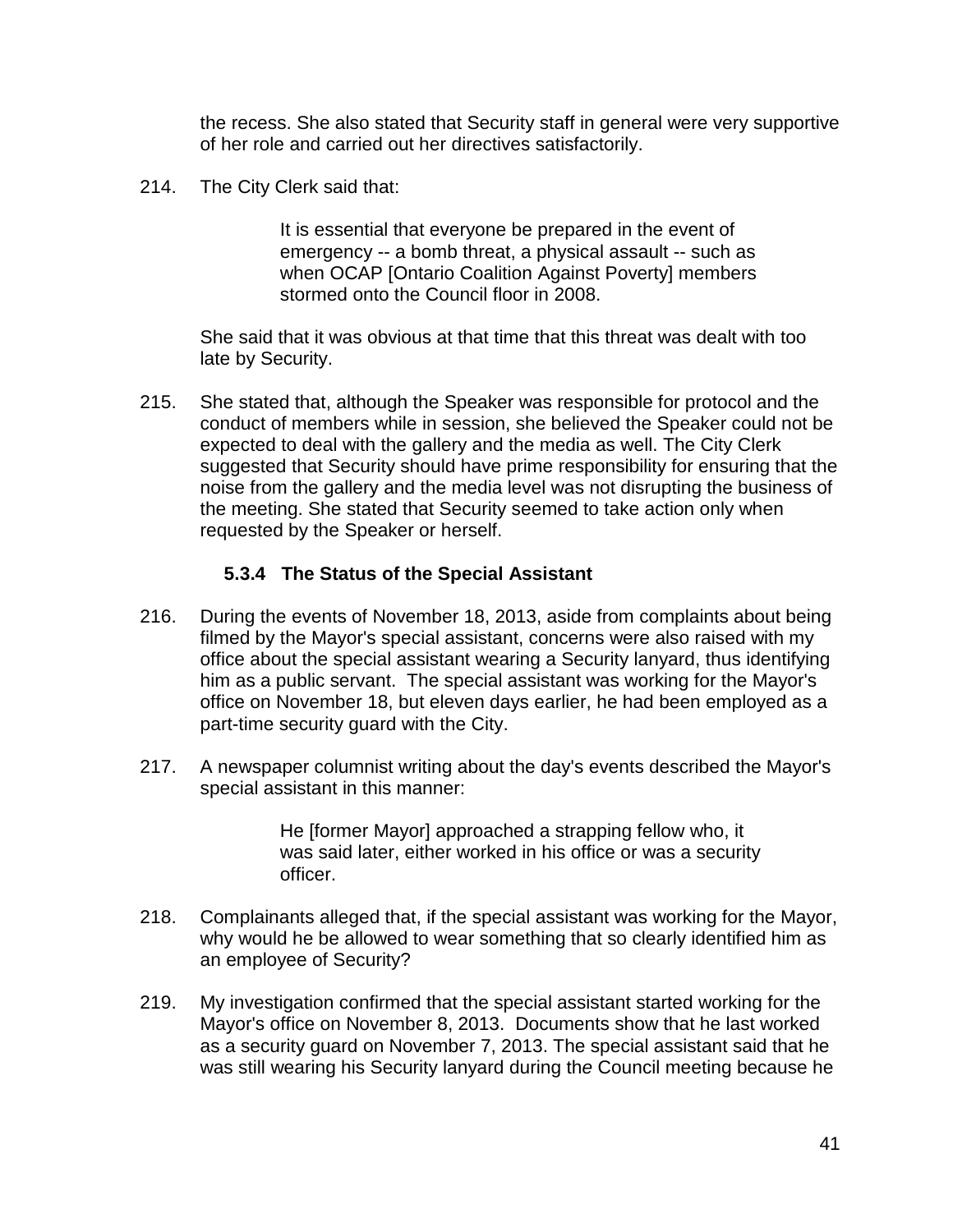the recess. She also stated that Security staff in general were very supportive of her role and carried out her directives satisfactorily.

214. The City Clerk said that:

> It is essential that everyone be prepared in the event of emergency -- a bomb threat, a physical assault -- such as when OCAP [Ontario Coalition Against Poverty] members stormed onto the Council floor in 2008.

She said that it was obvious at that time that this threat was dealt with too late by Security.

215. She stated that, although the Speaker was responsible for protocol and the conduct of members while in session, she believed the Speaker could not be expected to deal with the gallery and the media as well. The City Clerk suggested that Security should have prime responsibility for ensuring that the noise from the gallery and the media level was not disrupting the business of the meeting. She stated that Security seemed to take action only when requested by the Speaker or herself.

### 5.3.4 The Status of the Special Assistant

216. During the events of November 18, 2013, aside from complaints about being filmed by the Mayor's special assistant, concerns were also raised with my office about the special assistant wearing a Security lanyard, thus identifying him as a public servant. The special assistant was working for the Mayor's office on November 18, but eleven days earlier, he had been employed as a part-time security guard with the City.

217. A newspaper columnist writing about the day's events described the Mayor's special assistant in this manner:

> He [former Mayor] approached a strapping fellow who, it was said later, either worked in his office or was a security officer.

218. Complainants alleged that, if the special assistant was working for the Mayor, why would he be allowed to wear something that so clearly identified him as an employee of Security?

219. My investigation confirmed that the special assistant started working for the Mayor's office on November 8, 2013. Documents show that he last worked as a security guard on November 7, 2013. The special assistant said that he was still wearing his Security lanyard during the Council meeting because he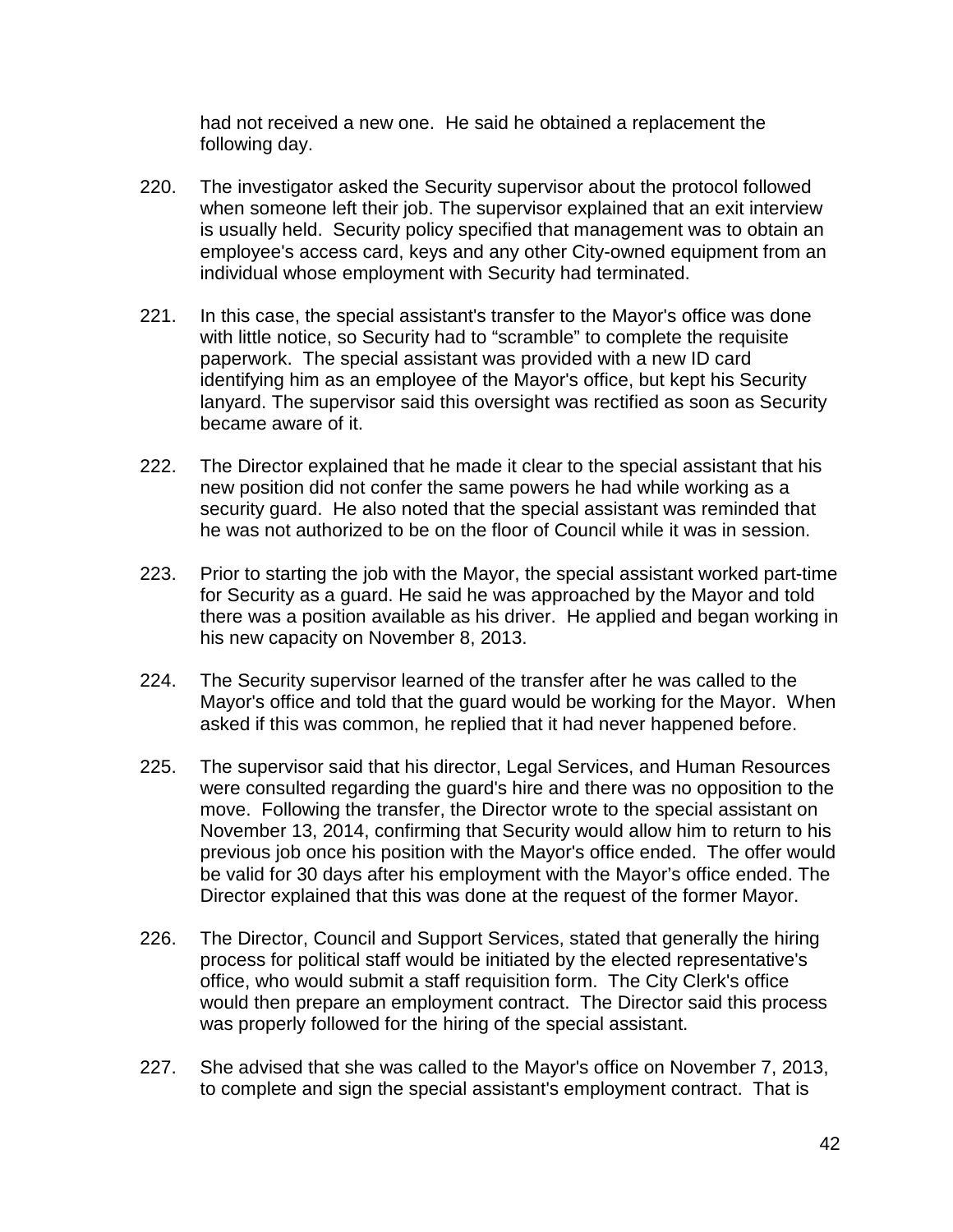had not received a new one. He said he obtained a replacement the following day.

220. The investigator asked the Security supervisor about the protocol followed when someone left their job. The supervisor explained that an exit interview is usually held. Security policy specified that management was to obtain an employee's access card, keys and any other City-owned equipment from an individual whose employment with Security had terminated.

221. In this case, the special assistant's transfer to the Mayor's office was done with little notice, so Security had to "scramble" to complete the requisite paperwork. The special assistant was provided with a new ID card identifying him as an employee of the Mayor's office, but kept his Security lanyard. The supervisor said this oversight was rectified as soon as Security became aware of it.

222. The Director explained that he made it clear to the special assistant that his new position did not confer the same powers he had while working as a security guard. He also noted that the special assistant was reminded that he was not authorized to be on the floor of Council while it was in session.

223. Prior to starting the job with the Mayor, the special assistant worked part-time for Security as a guard. He said he was approached by the Mayor and told there was a position available as his driver. He applied and began working in his new capacity on November 8, 2013.

224. The Security supervisor learned of the transfer after he was called to the Mayor's office and told that the guard would be working for the Mayor. When asked if this was common, he replied that it had never happened before.

225. The supervisor said that his director, Legal Services, and Human Resources were consulted regarding the guard's hire and there was no opposition to the move. Following the transfer, the Director wrote to the special assistant on November 13, 2014, confirming that Security would allow him to return to his previous job once his position with the Mayor's office ended. The offer would be valid for 30 days after his employment with the Mayor's office ended. The Director explained that this was done at the request of the former Mayor.

226. The Director, Council and Support Services, stated that generally the hiring process for political staff would be initiated by the elected representative's office, who would submit a staff requisition form. The City Clerk's office would then prepare an employment contract. The Director said this process was properly followed for the hiring of the special assistant.

227. She advised that she was called to the Mayor's office on November 7, 2013, to complete and sign the special assistant's employment contract. That is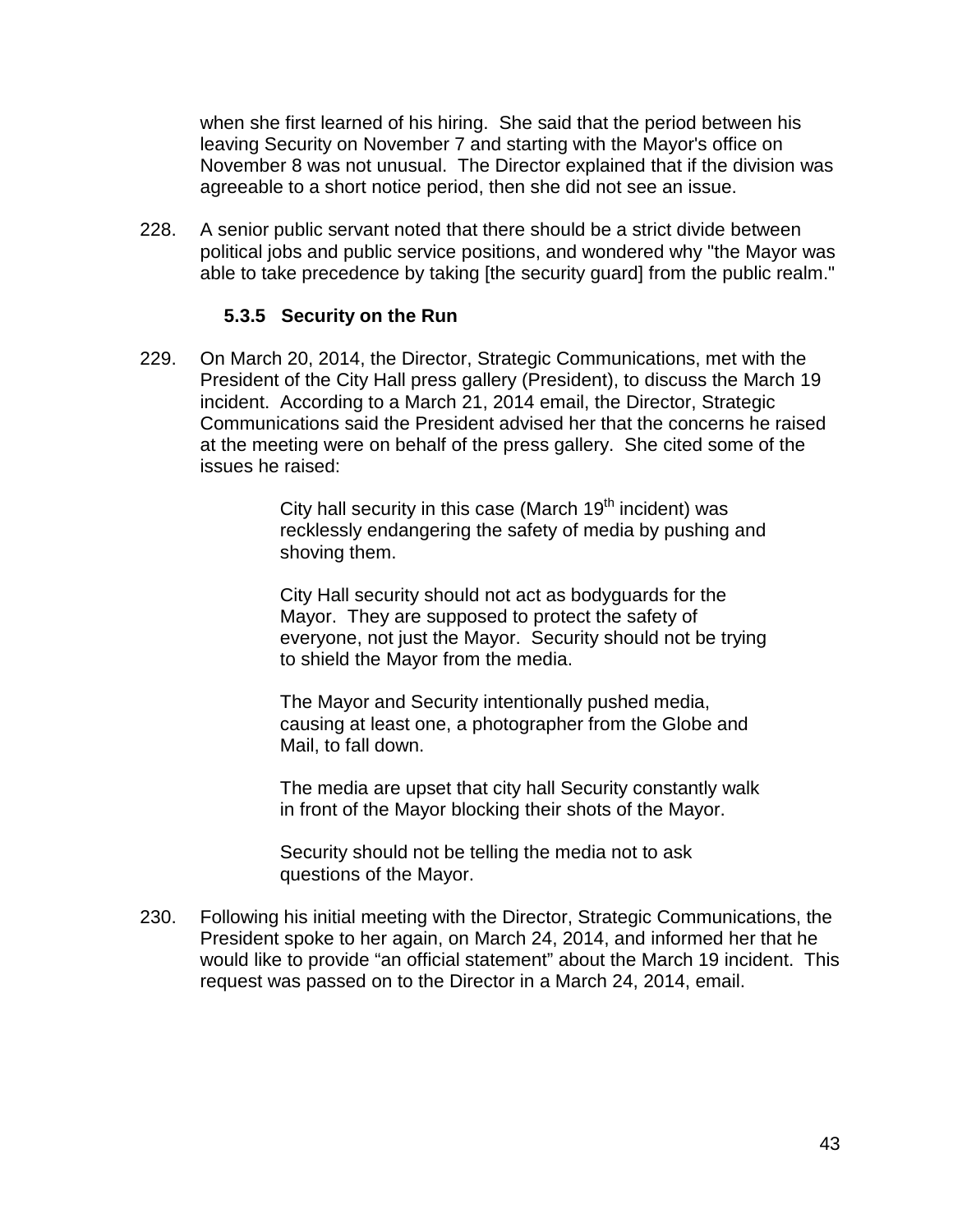when she first learned of his hiring. She said that the period between his leaving Security on November 7 and starting with the Mayor's office on November 8 was not unusual. The Director explained that if the division was agreeable to a short notice period, then she did not see an issue.

228. A senior public servant noted that there should be a strict divide between political jobs and public service positions, and wondered why "the Mayor was able to take precedence by taking [the security guard] from the public realm."

### 5.3.5 Security on the Run

229. On March 20, 2014, the Director, Strategic Communications, met with the President of the City Hall press gallery (President), to discuss the March 19 incident. According to a March 21, 2014 email, the Director, Strategic Communications said the President advised her that the concerns he raised at the meeting were on behalf of the press gallery. She cited some of the issues he raised:

> City hall security in this case (March 19th incident) was recklessly endangering the safety of media by pushing and shoving them.
>
> City Hall security should not act as bodyguards for the Mayor. They are supposed to protect the safety of everyone, not just the Mayor. Security should not be trying to shield the Mayor from the media.
>
> The Mayor and Security intentionally pushed media, causing at least one, a photographer from the Globe and Mail, to fall down.
>
> The media are upset that city hall Security constantly walk in front of the Mayor blocking their shots of the Mayor.
>
> Security should not be telling the media not to ask questions of the Mayor.

230. Following his initial meeting with the Director, Strategic Communications, the President spoke to her again, on March 24, 2014, and informed her that he would like to provide "an official statement" about the March 19 incident. This request was passed on to the Director in a March 24, 2014, email.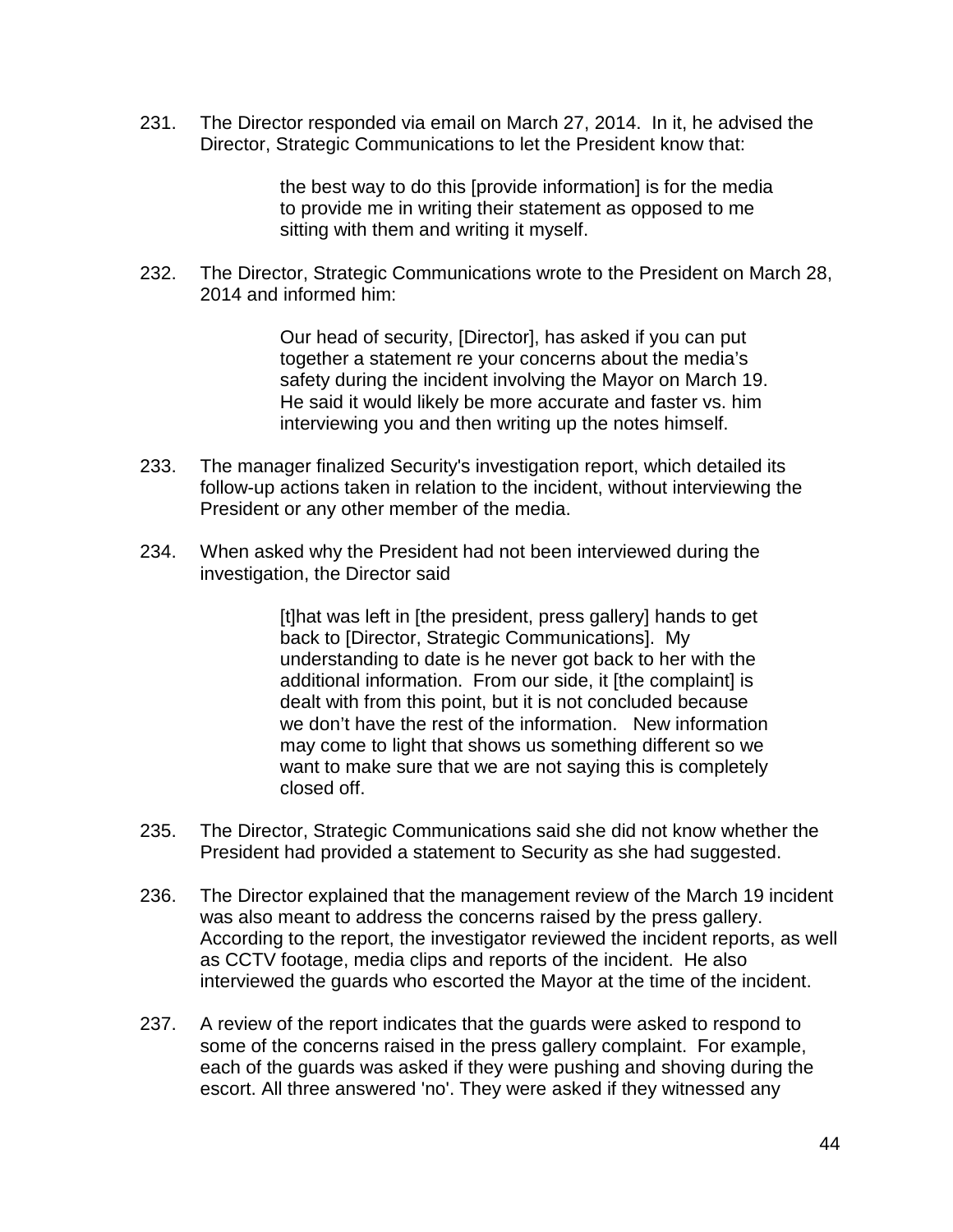231. The Director responded via email on March 27, 2014. In it, he advised the Director, Strategic Communications to let the President know that:

> the best way to do this [provide information] is for the media to provide me in writing their statement as opposed to me sitting with them and writing it myself.

232. The Director, Strategic Communications wrote to the President on March 28, 2014 and informed him:

> Our head of security, [Director], has asked if you can put together a statement re your concerns about the media's safety during the incident involving the Mayor on March 19. He said it would likely be more accurate and faster vs. him interviewing you and then writing up the notes himself.

233. The manager finalized Security's investigation report, which detailed its follow-up actions taken in relation to the incident, without interviewing the President or any other member of the media.

234. When asked why the President had not been interviewed during the investigation, the Director said

> [t]hat was left in [the president, press gallery] hands to get back to [Director, Strategic Communications]. My understanding to date is he never got back to her with the additional information. From our side, it [the complaint] is dealt with from this point, but it is not concluded because we don't have the rest of the information. New information may come to light that shows us something different so we want to make sure that we are not saying this is completely closed off.

235. The Director, Strategic Communications said she did not know whether the President had provided a statement to Security as she had suggested.

236. The Director explained that the management review of the March 19 incident was also meant to address the concerns raised by the press gallery. According to the report, the investigator reviewed the incident reports, as well as CCTV footage, media clips and reports of the incident. He also interviewed the guards who escorted the Mayor at the time of the incident.

237. A review of the report indicates that the guards were asked to respond to some of the concerns raised in the press gallery complaint. For example, each of the guards was asked if they were pushing and shoving during the escort. All three answered 'no'. They were asked if they witnessed any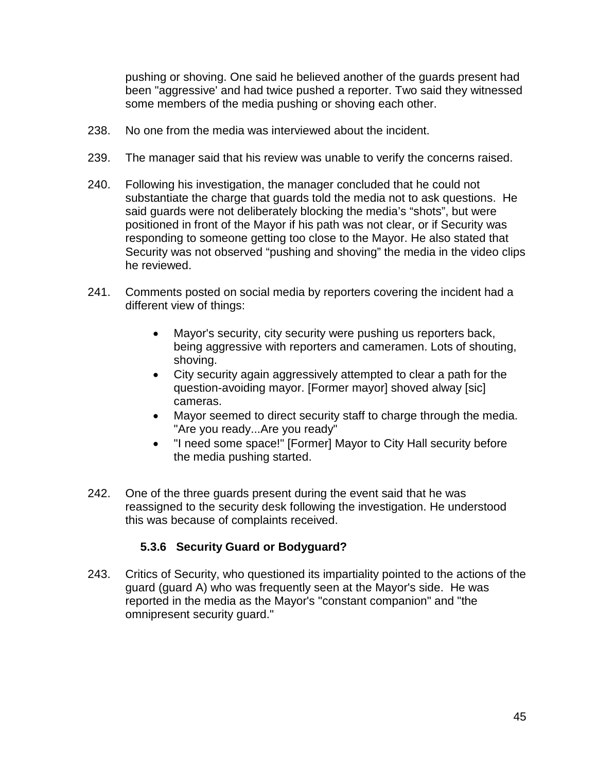pushing or shoving. One said he believed another of the guards present had been "aggressive' and had twice pushed a reporter. Two said they witnessed some members of the media pushing or shoving each other.

238. No one from the media was interviewed about the incident.

239. The manager said that his review was unable to verify the concerns raised.

240. Following his investigation, the manager concluded that he could not substantiate the charge that guards told the media not to ask questions. He said guards were not deliberately blocking the media's "shots", but were positioned in front of the Mayor if his path was not clear, or if Security was responding to someone getting too close to the Mayor. He also stated that Security was not observed "pushing and shoving" the media in the video clips he reviewed.

241. Comments posted on social media by reporters covering the incident had a different view of things:

- Mayor's security, city security were pushing us reporters back, being aggressive with reporters and cameramen. Lots of shouting, shoving.
- City security again aggressively attempted to clear a path for the question-avoiding mayor. [Former mayor] shoved alway [sic] cameras.
- Mayor seemed to direct security staff to charge through the media. "Are you ready...Are you ready"
- "I need some space!" [Former] Mayor to City Hall security before the media pushing started.

242. One of the three guards present during the event said that he was reassigned to the security desk following the investigation. He understood this was because of complaints received.

### 5.3.6 Security Guard or Bodyguard?

243. Critics of Security, who questioned its impartiality pointed to the actions of the guard (guard A) who was frequently seen at the Mayor's side. He was reported in the media as the Mayor's "constant companion" and "the omnipresent security guard."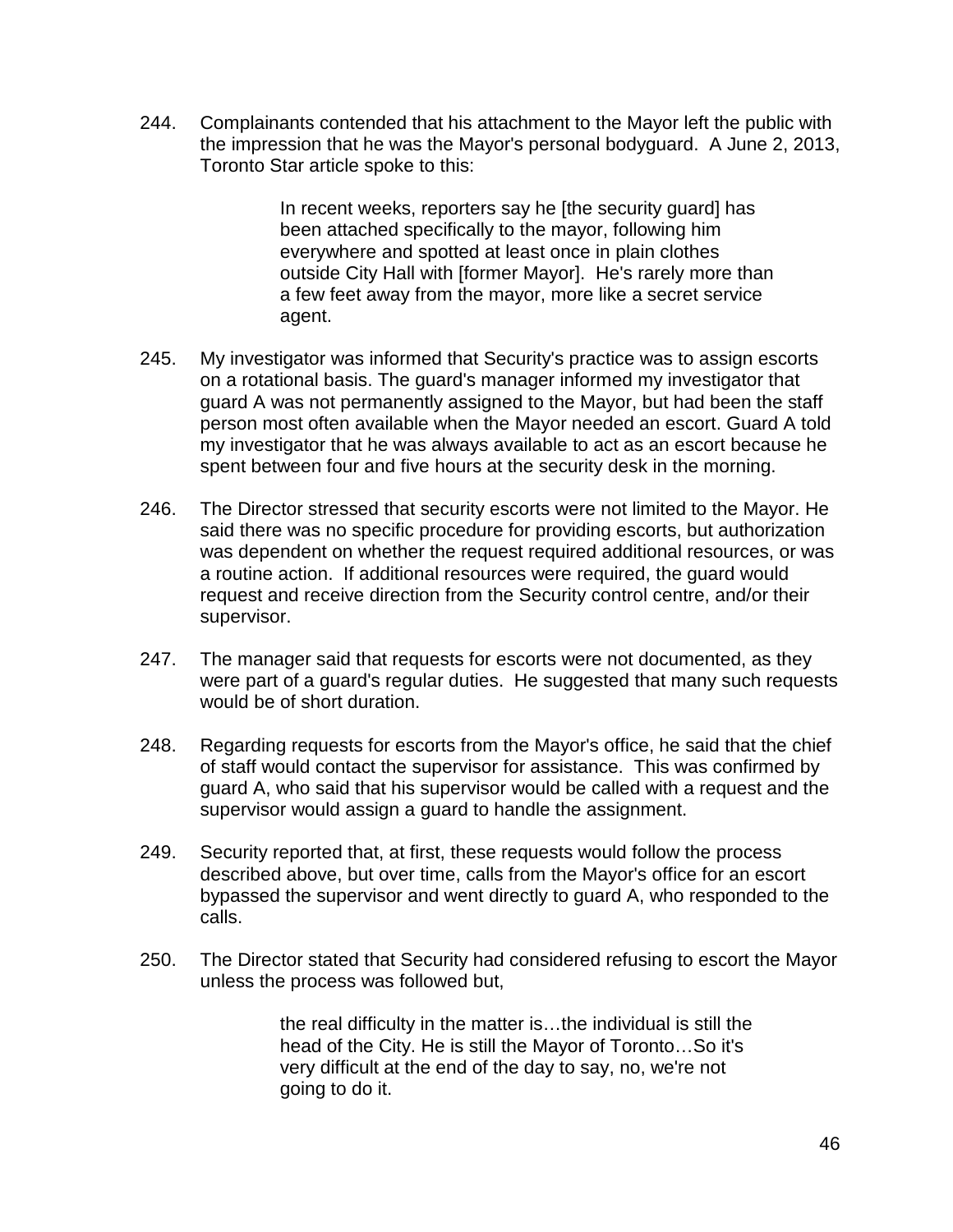244. Complainants contended that his attachment to the Mayor left the public with the impression that he was the Mayor's personal bodyguard. A June 2, 2013, Toronto Star article spoke to this:

> In recent weeks, reporters say he [the security guard] has been attached specifically to the mayor, following him everywhere and spotted at least once in plain clothes outside City Hall with [former Mayor]. He's rarely more than a few feet away from the mayor, more like a secret service agent.

245. My investigator was informed that Security's practice was to assign escorts on a rotational basis. The guard's manager informed my investigator that guard A was not permanently assigned to the Mayor, but had been the staff person most often available when the Mayor needed an escort. Guard A told my investigator that he was always available to act as an escort because he spent between four and five hours at the security desk in the morning.

246. The Director stressed that security escorts were not limited to the Mayor. He said there was no specific procedure for providing escorts, but authorization was dependent on whether the request required additional resources, or was a routine action. If additional resources were required, the guard would request and receive direction from the Security control centre, and/or their supervisor.

247. The manager said that requests for escorts were not documented, as they were part of a guard's regular duties. He suggested that many such requests would be of short duration.

248. Regarding requests for escorts from the Mayor's office, he said that the chief of staff would contact the supervisor for assistance. This was confirmed by guard A, who said that his supervisor would be called with a request and the supervisor would assign a guard to handle the assignment.

249. Security reported that, at first, these requests would follow the process described above, but over time, calls from the Mayor's office for an escort bypassed the supervisor and went directly to guard A, who responded to the calls.

250. The Director stated that Security had considered refusing to escort the Mayor unless the process was followed but,

> the real difficulty in the matter is…the individual is still the head of the City. He is still the Mayor of Toronto…So it's very difficult at the end of the day to say, no, we're not going to do it.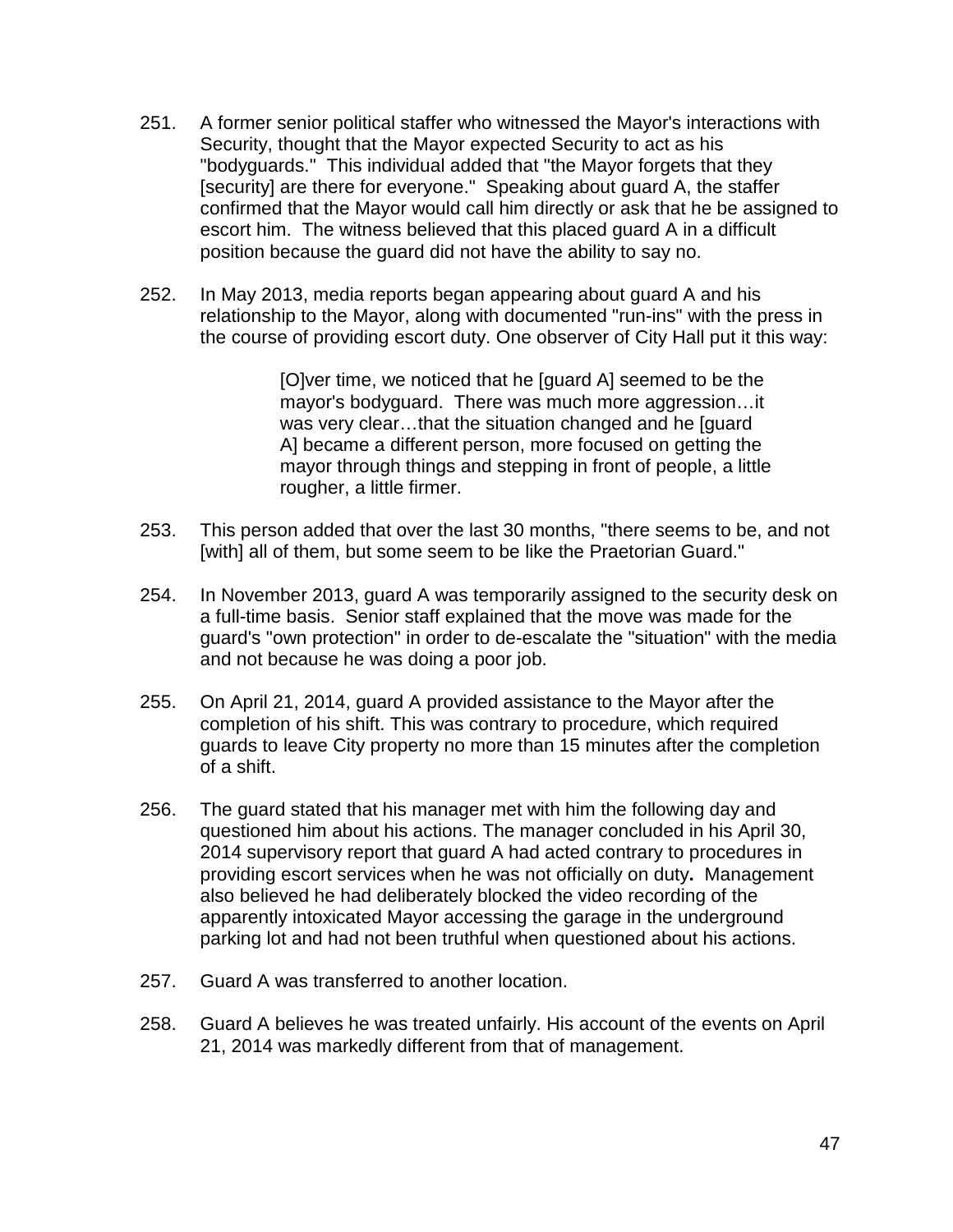251. A former senior political staffer who witnessed the Mayor's interactions with Security, thought that the Mayor expected Security to act as his "bodyguards." This individual added that "the Mayor forgets that they [security] are there for everyone." Speaking about guard A, the staffer confirmed that the Mayor would call him directly or ask that he be assigned to escort him. The witness believed that this placed guard A in a difficult position because the guard did not have the ability to say no.

252. In May 2013, media reports began appearing about guard A and his relationship to the Mayor, along with documented "run-ins" with the press in the course of providing escort duty. One observer of City Hall put it this way:

> [O]ver time, we noticed that he [guard A] seemed to be the mayor's bodyguard. There was much more aggression…it was very clear…that the situation changed and he [guard A] became a different person, more focused on getting the mayor through things and stepping in front of people, a little rougher, a little firmer.

253. This person added that over the last 30 months, "there seems to be, and not [with] all of them, but some seem to be like the Praetorian Guard."

254. In November 2013, guard A was temporarily assigned to the security desk on a full-time basis. Senior staff explained that the move was made for the guard's "own protection" in order to de-escalate the "situation" with the media and not because he was doing a poor job.

255. On April 21, 2014, guard A provided assistance to the Mayor after the completion of his shift. This was contrary to procedure, which required guards to leave City property no more than 15 minutes after the completion of a shift.

256. The guard stated that his manager met with him the following day and questioned him about his actions. The manager concluded in his April 30, 2014 supervisory report that guard A had acted contrary to procedures in providing escort services when he was not officially on duty**.** Management also believed he had deliberately blocked the video recording of the apparently intoxicated Mayor accessing the garage in the underground parking lot and had not been truthful when questioned about his actions.

257. Guard A was transferred to another location.

258. Guard A believes he was treated unfairly. His account of the events on April 21, 2014 was markedly different from that of management.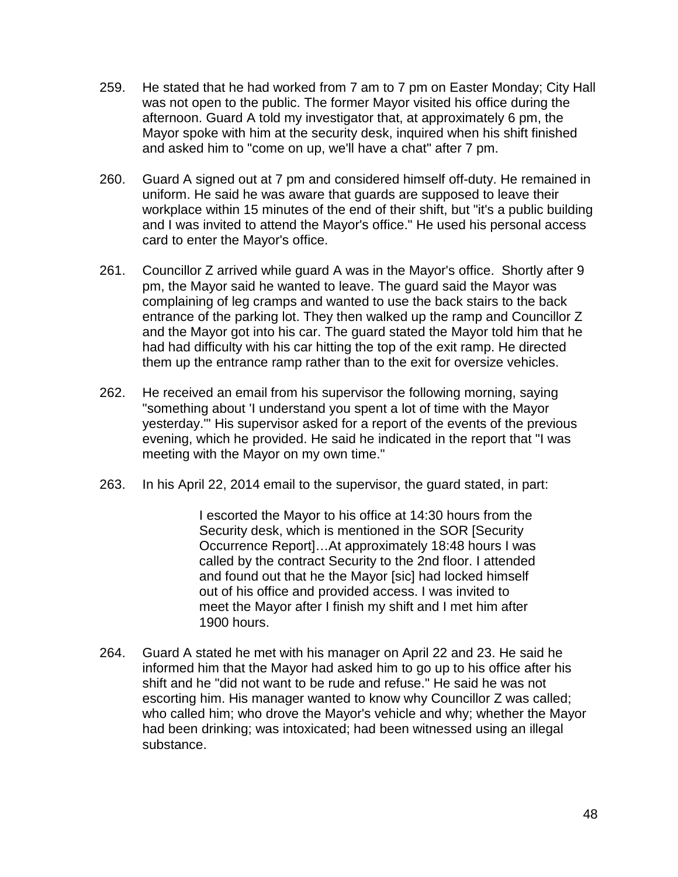259. He stated that he had worked from 7 am to 7 pm on Easter Monday; City Hall was not open to the public. The former Mayor visited his office during the afternoon. Guard A told my investigator that, at approximately 6 pm, the Mayor spoke with him at the security desk, inquired when his shift finished and asked him to "come on up, we'll have a chat" after 7 pm.

260. Guard A signed out at 7 pm and considered himself off-duty. He remained in uniform. He said he was aware that guards are supposed to leave their workplace within 15 minutes of the end of their shift, but "it's a public building and I was invited to attend the Mayor's office." He used his personal access card to enter the Mayor's office.

261. Councillor Z arrived while guard A was in the Mayor's office. Shortly after 9 pm, the Mayor said he wanted to leave. The guard said the Mayor was complaining of leg cramps and wanted to use the back stairs to the back entrance of the parking lot. They then walked up the ramp and Councillor Z and the Mayor got into his car. The guard stated the Mayor told him that he had had difficulty with his car hitting the top of the exit ramp. He directed them up the entrance ramp rather than to the exit for oversize vehicles.

262. He received an email from his supervisor the following morning, saying "something about 'I understand you spent a lot of time with the Mayor yesterday.'" His supervisor asked for a report of the events of the previous evening, which he provided. He said he indicated in the report that "I was meeting with the Mayor on my own time."

263. In his April 22, 2014 email to the supervisor, the guard stated, in part:

> I escorted the Mayor to his office at 14:30 hours from the Security desk, which is mentioned in the SOR [Security Occurrence Report]…At approximately 18:48 hours I was called by the contract Security to the 2nd floor. I attended and found out that he the Mayor [sic] had locked himself out of his office and provided access. I was invited to meet the Mayor after I finish my shift and I met him after 1900 hours.

264. Guard A stated he met with his manager on April 22 and 23. He said he informed him that the Mayor had asked him to go up to his office after his shift and he "did not want to be rude and refuse." He said he was not escorting him. His manager wanted to know why Councillor Z was called; who called him; who drove the Mayor's vehicle and why; whether the Mayor had been drinking; was intoxicated; had been witnessed using an illegal substance.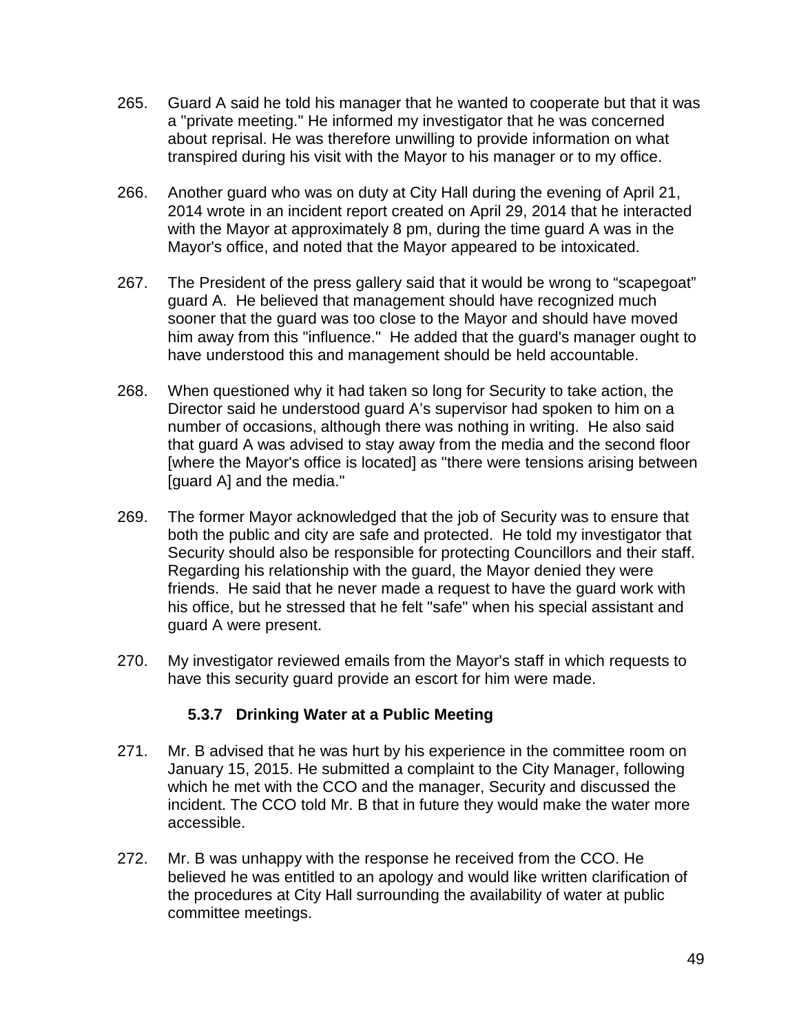265. Guard A said he told his manager that he wanted to cooperate but that it was a "private meeting." He informed my investigator that he was concerned about reprisal. He was therefore unwilling to provide information on what transpired during his visit with the Mayor to his manager or to my office.

266. Another guard who was on duty at City Hall during the evening of April 21, 2014 wrote in an incident report created on April 29, 2014 that he interacted with the Mayor at approximately 8 pm, during the time guard A was in the Mayor's office, and noted that the Mayor appeared to be intoxicated.

267. The President of the press gallery said that it would be wrong to "scapegoat" guard A. He believed that management should have recognized much sooner that the guard was too close to the Mayor and should have moved him away from this "influence." He added that the guard's manager ought to have understood this and management should be held accountable.

268. When questioned why it had taken so long for Security to take action, the Director said he understood guard A's supervisor had spoken to him on a number of occasions, although there was nothing in writing. He also said that guard A was advised to stay away from the media and the second floor [where the Mayor's office is located] as "there were tensions arising between [guard A] and the media."

269. The former Mayor acknowledged that the job of Security was to ensure that both the public and city are safe and protected. He told my investigator that Security should also be responsible for protecting Councillors and their staff. Regarding his relationship with the guard, the Mayor denied they were friends. He said that he never made a request to have the guard work with his office, but he stressed that he felt "safe" when his special assistant and guard A were present.

270. My investigator reviewed emails from the Mayor's staff in which requests to have this security guard provide an escort for him were made.

### 5.3.7 Drinking Water at a Public Meeting

271. Mr. B advised that he was hurt by his experience in the committee room on January 15, 2015. He submitted a complaint to the City Manager, following which he met with the CCO and the manager, Security and discussed the incident. The CCO told Mr. B that in future they would make the water more accessible.

272. Mr. B was unhappy with the response he received from the CCO. He believed he was entitled to an apology and would like written clarification of the procedures at City Hall surrounding the availability of water at public committee meetings.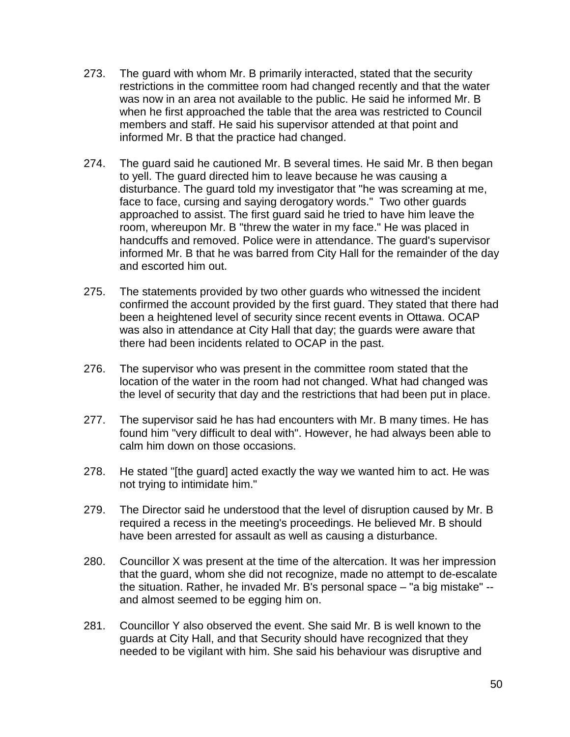273. The guard with whom Mr. B primarily interacted, stated that the security restrictions in the committee room had changed recently and that the water was now in an area not available to the public. He said he informed Mr. B when he first approached the table that the area was restricted to Council members and staff. He said his supervisor attended at that point and informed Mr. B that the practice had changed.

274. The guard said he cautioned Mr. B several times. He said Mr. B then began to yell. The guard directed him to leave because he was causing a disturbance. The guard told my investigator that "he was screaming at me, face to face, cursing and saying derogatory words." Two other guards approached to assist. The first guard said he tried to have him leave the room, whereupon Mr. B "threw the water in my face." He was placed in handcuffs and removed. Police were in attendance. The guard's supervisor informed Mr. B that he was barred from City Hall for the remainder of the day and escorted him out.

275. The statements provided by two other guards who witnessed the incident confirmed the account provided by the first guard. They stated that there had been a heightened level of security since recent events in Ottawa. OCAP was also in attendance at City Hall that day; the guards were aware that there had been incidents related to OCAP in the past.

276. The supervisor who was present in the committee room stated that the location of the water in the room had not changed. What had changed was the level of security that day and the restrictions that had been put in place.

277. The supervisor said he has had encounters with Mr. B many times. He has found him "very difficult to deal with". However, he had always been able to calm him down on those occasions.

278. He stated "[the guard] acted exactly the way we wanted him to act. He was not trying to intimidate him."

279. The Director said he understood that the level of disruption caused by Mr. B required a recess in the meeting's proceedings. He believed Mr. B should have been arrested for assault as well as causing a disturbance.

280. Councillor X was present at the time of the altercation. It was her impression that the guard, whom she did not recognize, made no attempt to de-escalate the situation. Rather, he invaded Mr. B's personal space – "a big mistake" -- and almost seemed to be egging him on.

281. Councillor Y also observed the event. She said Mr. B is well known to the guards at City Hall, and that Security should have recognized that they needed to be vigilant with him. She said his behaviour was disruptive and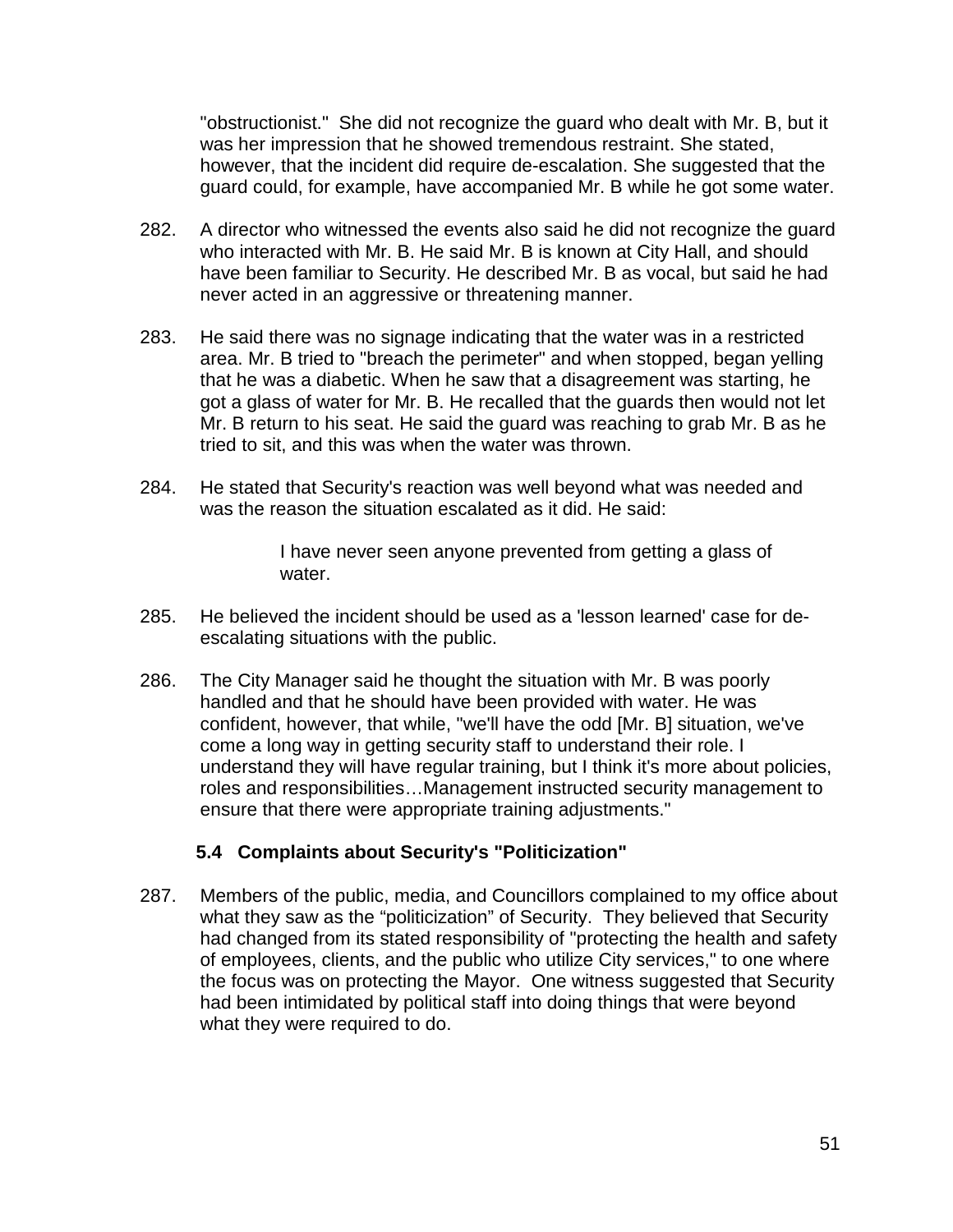"obstructionist." She did not recognize the guard who dealt with Mr. B, but it was her impression that he showed tremendous restraint. She stated, however, that the incident did require de-escalation. She suggested that the guard could, for example, have accompanied Mr. B while he got some water.

282. A director who witnessed the events also said he did not recognize the guard who interacted with Mr. B. He said Mr. B is known at City Hall, and should have been familiar to Security. He described Mr. B as vocal, but said he had never acted in an aggressive or threatening manner.

283. He said there was no signage indicating that the water was in a restricted area. Mr. B tried to "breach the perimeter" and when stopped, began yelling that he was a diabetic. When he saw that a disagreement was starting, he got a glass of water for Mr. B. He recalled that the guards then would not let Mr. B return to his seat. He said the guard was reaching to grab Mr. B as he tried to sit, and this was when the water was thrown.

284. He stated that Security's reaction was well beyond what was needed and was the reason the situation escalated as it did. He said:

> I have never seen anyone prevented from getting a glass of water.

285. He believed the incident should be used as a 'lesson learned' case for de-escalating situations with the public.

286. The City Manager said he thought the situation with Mr. B was poorly handled and that he should have been provided with water. He was confident, however, that while, "we'll have the odd [Mr. B] situation, we've come a long way in getting security staff to understand their role. I understand they will have regular training, but I think it's more about policies, roles and responsibilities…Management instructed security management to ensure that there were appropriate training adjustments."

### 5.4 Complaints about Security's "Politicization"

287. Members of the public, media, and Councillors complained to my office about what they saw as the "politicization" of Security. They believed that Security had changed from its stated responsibility of "protecting the health and safety of employees, clients, and the public who utilize City services," to one where the focus was on protecting the Mayor. One witness suggested that Security had been intimidated by political staff into doing things that were beyond what they were required to do.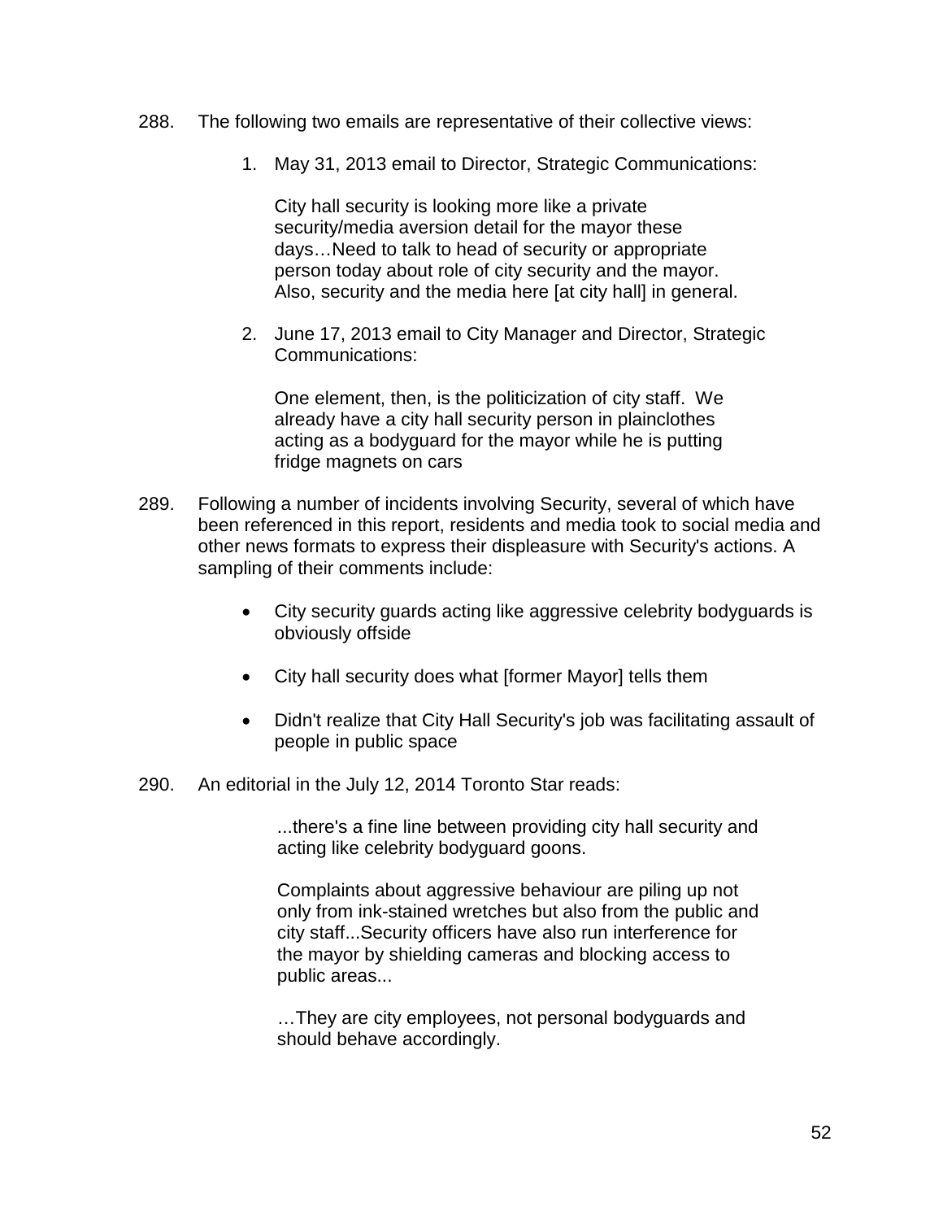288. The following two emails are representative of their collective views:

   1. May 31, 2013 email to Director, Strategic Communications:

      > City hall security is looking more like a private security/media aversion detail for the mayor these days…Need to talk to head of security or appropriate person today about role of city security and the mayor. Also, security and the media here [at city hall] in general.

   2. June 17, 2013 email to City Manager and Director, Strategic Communications:

      > One element, then, is the politicization of city staff. We already have a city hall security person in plainclothes acting as a bodyguard for the mayor while he is putting fridge magnets on cars

289. Following a number of incidents involving Security, several of which have been referenced in this report, residents and media took to social media and other news formats to express their displeasure with Security's actions. A sampling of their comments include:

   - City security guards acting like aggressive celebrity bodyguards is obviously offside
   - City hall security does what [former Mayor] tells them
   - Didn't realize that City Hall Security's job was facilitating assault of people in public space

290. An editorial in the July 12, 2014 Toronto Star reads:

   > ...there's a fine line between providing city hall security and acting like celebrity bodyguard goons.
   >
   > Complaints about aggressive behaviour are piling up not only from ink-stained wretches but also from the public and city staff...Security officers have also run interference for the mayor by shielding cameras and blocking access to public areas...
   >
   > …They are city employees, not personal bodyguards and should behave accordingly.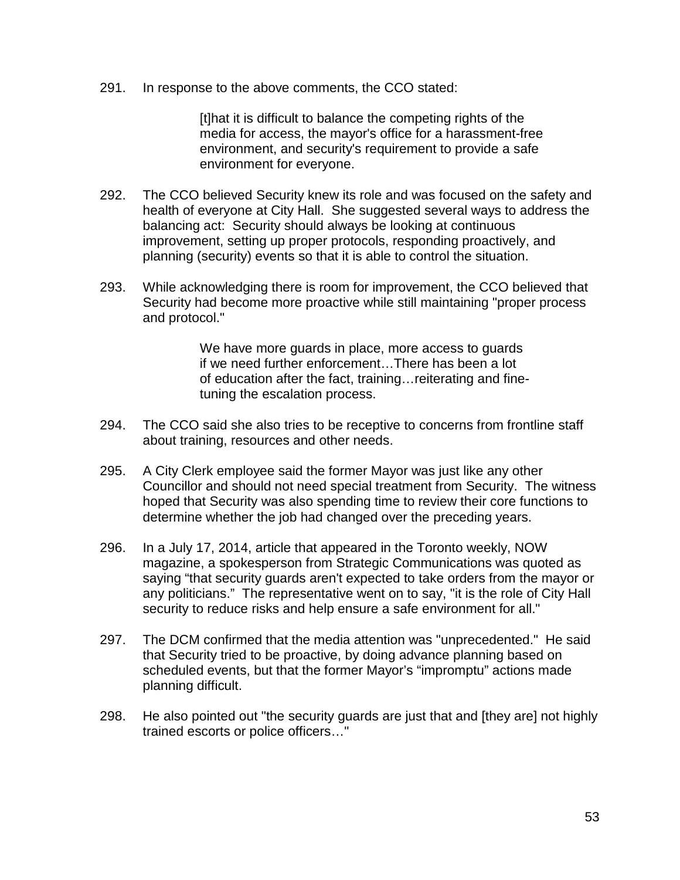291. In response to the above comments, the CCO stated:

> [t]hat it is difficult to balance the competing rights of the media for access, the mayor's office for a harassment-free environment, and security's requirement to provide a safe environment for everyone.

292. The CCO believed Security knew its role and was focused on the safety and health of everyone at City Hall. She suggested several ways to address the balancing act: Security should always be looking at continuous improvement, setting up proper protocols, responding proactively, and planning (security) events so that it is able to control the situation.

293. While acknowledging there is room for improvement, the CCO believed that Security had become more proactive while still maintaining "proper process and protocol."

> We have more guards in place, more access to guards if we need further enforcement…There has been a lot of education after the fact, training…reiterating and fine-tuning the escalation process.

294. The CCO said she also tries to be receptive to concerns from frontline staff about training, resources and other needs.

295. A City Clerk employee said the former Mayor was just like any other Councillor and should not need special treatment from Security. The witness hoped that Security was also spending time to review their core functions to determine whether the job had changed over the preceding years.

296. In a July 17, 2014, article that appeared in the Toronto weekly, NOW magazine, a spokesperson from Strategic Communications was quoted as saying "that security guards aren't expected to take orders from the mayor or any politicians." The representative went on to say, "it is the role of City Hall security to reduce risks and help ensure a safe environment for all."

297. The DCM confirmed that the media attention was "unprecedented." He said that Security tried to be proactive, by doing advance planning based on scheduled events, but that the former Mayor's "impromptu" actions made planning difficult.

298. He also pointed out "the security guards are just that and [they are] not highly trained escorts or police officers…"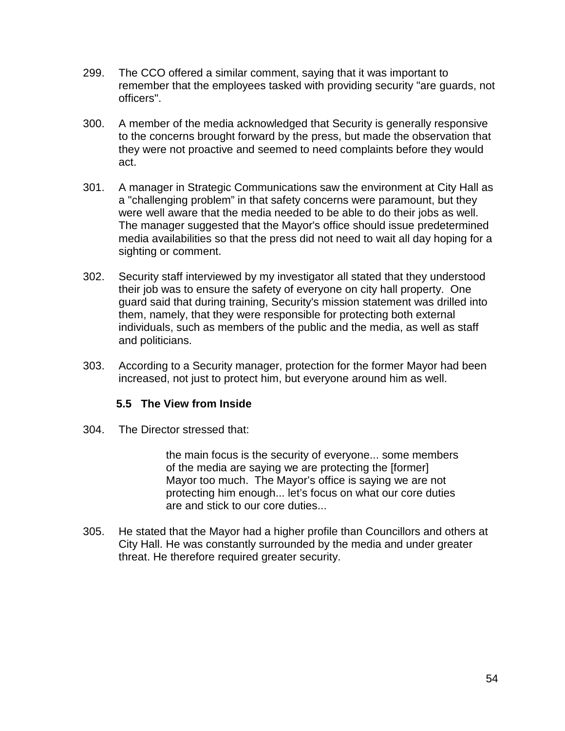299. The CCO offered a similar comment, saying that it was important to remember that the employees tasked with providing security "are guards, not officers".

300. A member of the media acknowledged that Security is generally responsive to the concerns brought forward by the press, but made the observation that they were not proactive and seemed to need complaints before they would act.

301. A manager in Strategic Communications saw the environment at City Hall as a "challenging problem" in that safety concerns were paramount, but they were well aware that the media needed to be able to do their jobs as well. The manager suggested that the Mayor's office should issue predetermined media availabilities so that the press did not need to wait all day hoping for a sighting or comment.

302. Security staff interviewed by my investigator all stated that they understood their job was to ensure the safety of everyone on city hall property. One guard said that during training, Security's mission statement was drilled into them, namely, that they were responsible for protecting both external individuals, such as members of the public and the media, as well as staff and politicians.

303. According to a Security manager, protection for the former Mayor had been increased, not just to protect him, but everyone around him as well.

### 5.5 The View from Inside

304. The Director stressed that:

> the main focus is the security of everyone... some members of the media are saying we are protecting the [former] Mayor too much. The Mayor's office is saying we are not protecting him enough... let's focus on what our core duties are and stick to our core duties...

305. He stated that the Mayor had a higher profile than Councillors and others at City Hall. He was constantly surrounded by the media and under greater threat. He therefore required greater security.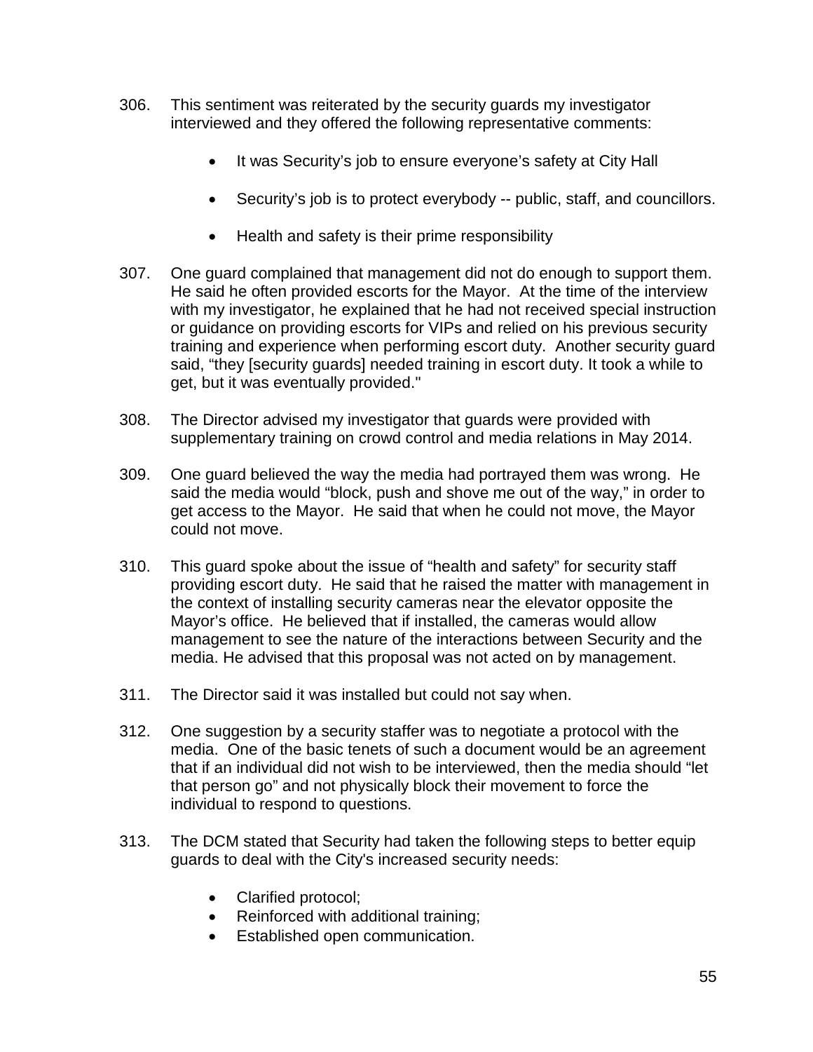306. This sentiment was reiterated by the security guards my investigator interviewed and they offered the following representative comments:

- It was Security's job to ensure everyone's safety at City Hall
- Security's job is to protect everybody -- public, staff, and councillors.
- Health and safety is their prime responsibility

307. One guard complained that management did not do enough to support them. He said he often provided escorts for the Mayor. At the time of the interview with my investigator, he explained that he had not received special instruction or guidance on providing escorts for VIPs and relied on his previous security training and experience when performing escort duty. Another security guard said, "they [security guards] needed training in escort duty. It took a while to get, but it was eventually provided."

308. The Director advised my investigator that guards were provided with supplementary training on crowd control and media relations in May 2014.

309. One guard believed the way the media had portrayed them was wrong. He said the media would "block, push and shove me out of the way," in order to get access to the Mayor. He said that when he could not move, the Mayor could not move.

310. This guard spoke about the issue of "health and safety" for security staff providing escort duty. He said that he raised the matter with management in the context of installing security cameras near the elevator opposite the Mayor's office. He believed that if installed, the cameras would allow management to see the nature of the interactions between Security and the media. He advised that this proposal was not acted on by management.

311. The Director said it was installed but could not say when.

312. One suggestion by a security staffer was to negotiate a protocol with the media. One of the basic tenets of such a document would be an agreement that if an individual did not wish to be interviewed, then the media should "let that person go" and not physically block their movement to force the individual to respond to questions.

313. The DCM stated that Security had taken the following steps to better equip guards to deal with the City's increased security needs:

- Clarified protocol;
- Reinforced with additional training;
- Established open communication.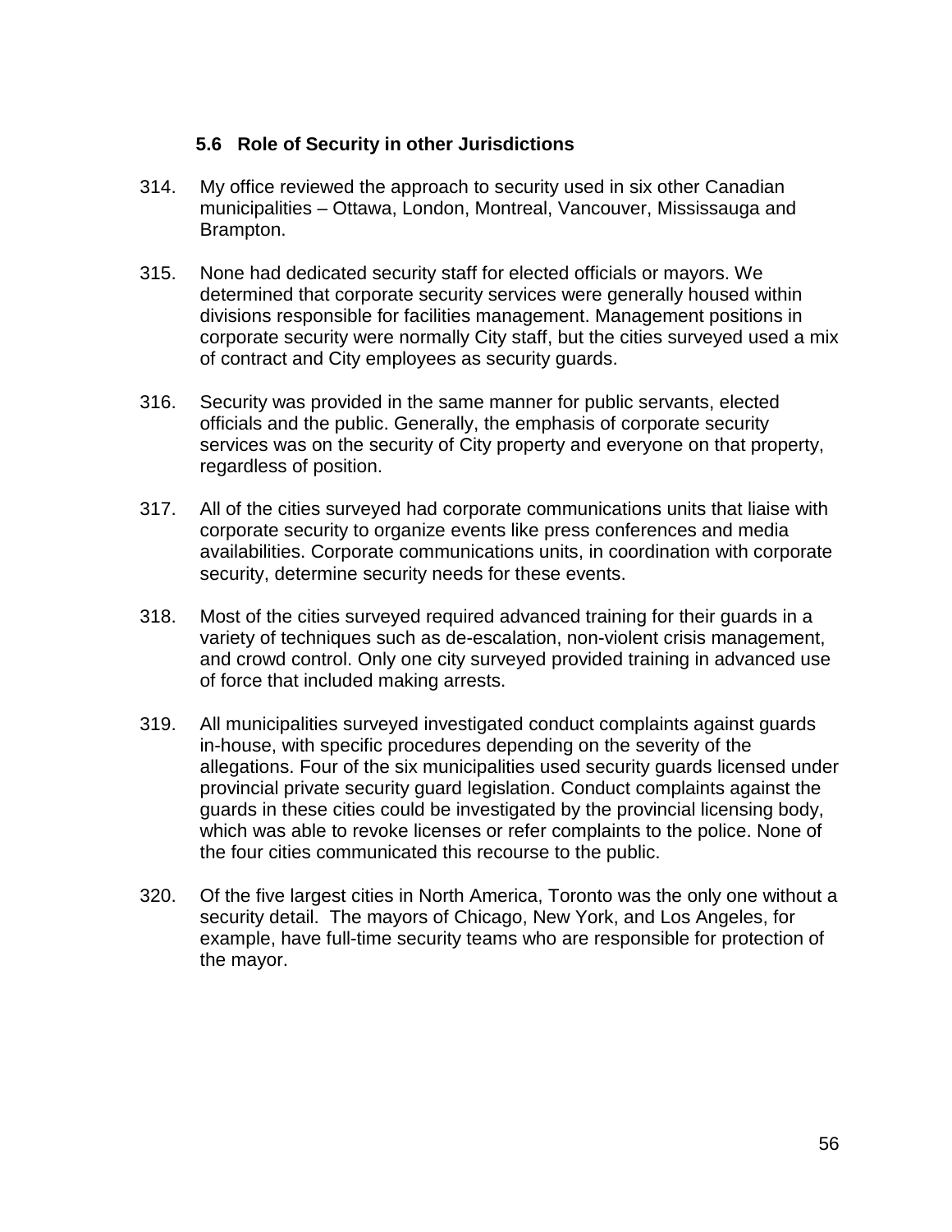### 5.6 Role of Security in other Jurisdictions

314. My office reviewed the approach to security used in six other Canadian municipalities – Ottawa, London, Montreal, Vancouver, Mississauga and Brampton.

315. None had dedicated security staff for elected officials or mayors. We determined that corporate security services were generally housed within divisions responsible for facilities management. Management positions in corporate security were normally City staff, but the cities surveyed used a mix of contract and City employees as security guards.

316. Security was provided in the same manner for public servants, elected officials and the public. Generally, the emphasis of corporate security services was on the security of City property and everyone on that property, regardless of position.

317. All of the cities surveyed had corporate communications units that liaise with corporate security to organize events like press conferences and media availabilities. Corporate communications units, in coordination with corporate security, determine security needs for these events.

318. Most of the cities surveyed required advanced training for their guards in a variety of techniques such as de-escalation, non-violent crisis management, and crowd control. Only one city surveyed provided training in advanced use of force that included making arrests.

319. All municipalities surveyed investigated conduct complaints against guards in-house, with specific procedures depending on the severity of the allegations. Four of the six municipalities used security guards licensed under provincial private security guard legislation. Conduct complaints against the guards in these cities could be investigated by the provincial licensing body, which was able to revoke licenses or refer complaints to the police. None of the four cities communicated this recourse to the public.

320. Of the five largest cities in North America, Toronto was the only one without a security detail. The mayors of Chicago, New York, and Los Angeles, for example, have full-time security teams who are responsible for protection of the mayor.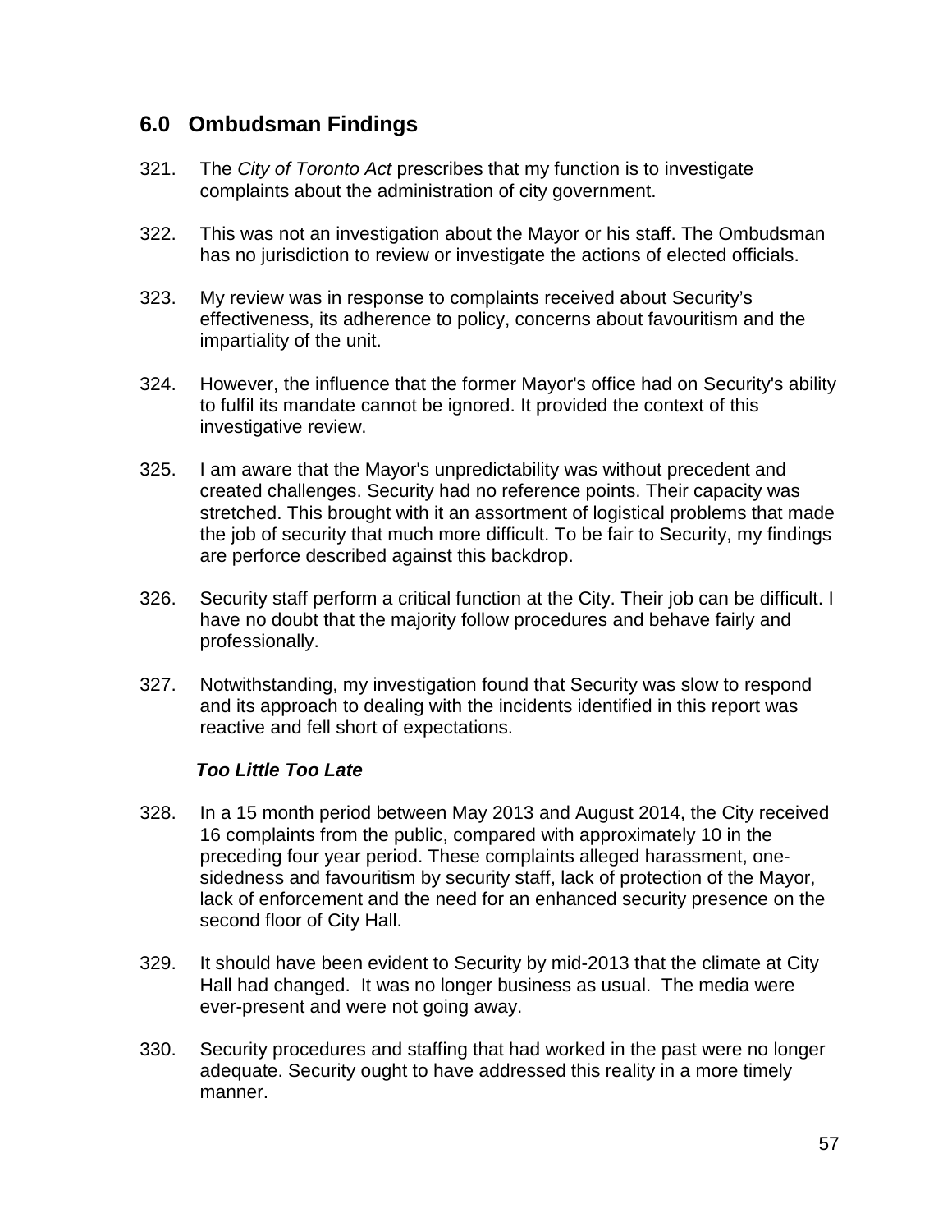## 6.0 Ombudsman Findings

321. The *City of Toronto Act* prescribes that my function is to investigate complaints about the administration of city government.

322. This was not an investigation about the Mayor or his staff. The Ombudsman has no jurisdiction to review or investigate the actions of elected officials.

323. My review was in response to complaints received about Security's effectiveness, its adherence to policy, concerns about favouritism and the impartiality of the unit.

324. However, the influence that the former Mayor's office had on Security's ability to fulfil its mandate cannot be ignored. It provided the context of this investigative review.

325. I am aware that the Mayor's unpredictability was without precedent and created challenges. Security had no reference points. Their capacity was stretched. This brought with it an assortment of logistical problems that made the job of security that much more difficult. To be fair to Security, my findings are perforce described against this backdrop.

326. Security staff perform a critical function at the City. Their job can be difficult. I have no doubt that the majority follow procedures and behave fairly and professionally.

327. Notwithstanding, my investigation found that Security was slow to respond and its approach to dealing with the incidents identified in this report was reactive and fell short of expectations.

***Too Little Too Late***

328. In a 15 month period between May 2013 and August 2014, the City received 16 complaints from the public, compared with approximately 10 in the preceding four year period. These complaints alleged harassment, one-sidedness and favouritism by security staff, lack of protection of the Mayor, lack of enforcement and the need for an enhanced security presence on the second floor of City Hall.

329. It should have been evident to Security by mid-2013 that the climate at City Hall had changed. It was no longer business as usual. The media were ever-present and were not going away.

330. Security procedures and staffing that had worked in the past were no longer adequate. Security ought to have addressed this reality in a more timely manner.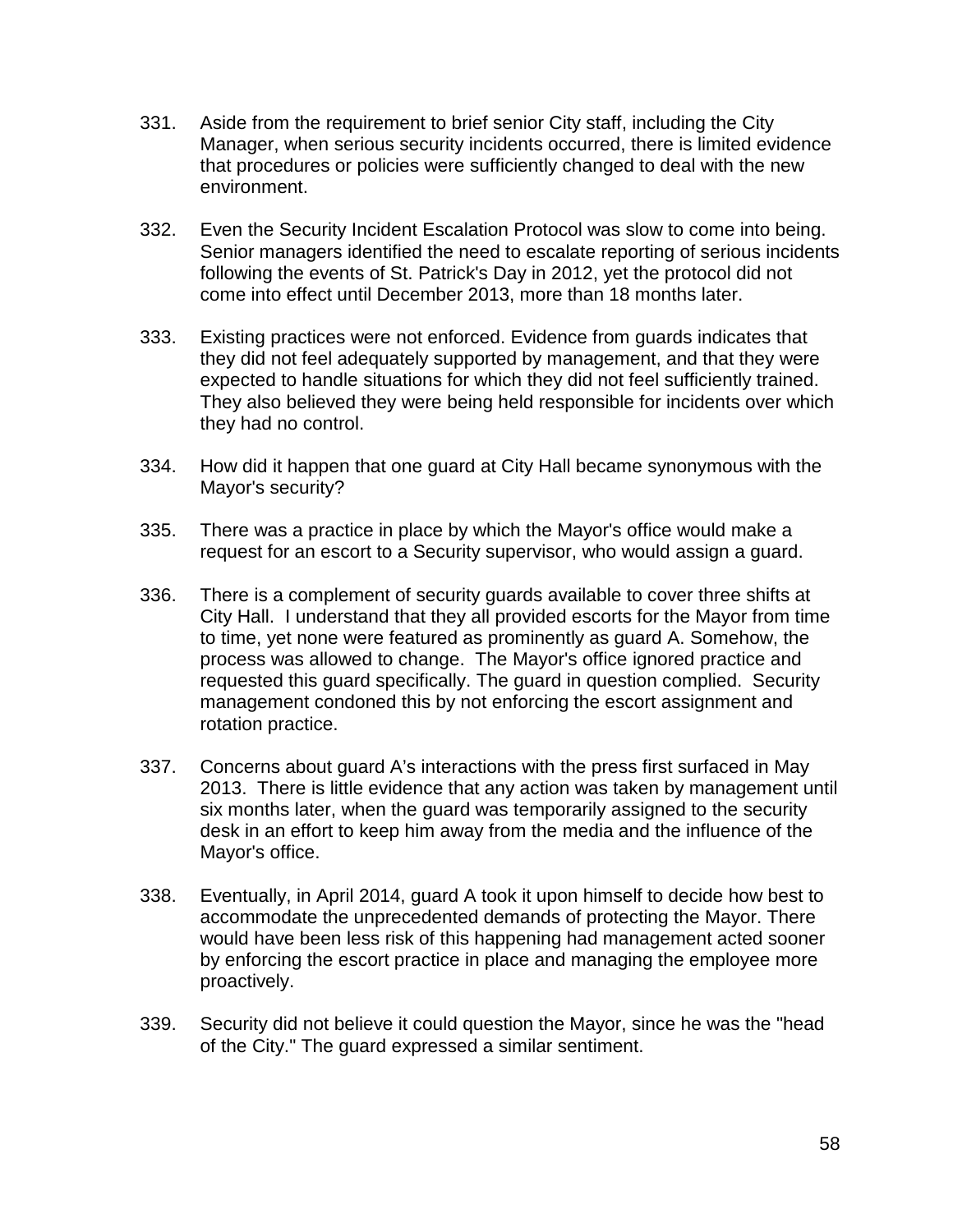331. Aside from the requirement to brief senior City staff, including the City Manager, when serious security incidents occurred, there is limited evidence that procedures or policies were sufficiently changed to deal with the new environment.

332. Even the Security Incident Escalation Protocol was slow to come into being. Senior managers identified the need to escalate reporting of serious incidents following the events of St. Patrick's Day in 2012, yet the protocol did not come into effect until December 2013, more than 18 months later.

333. Existing practices were not enforced. Evidence from guards indicates that they did not feel adequately supported by management, and that they were expected to handle situations for which they did not feel sufficiently trained. They also believed they were being held responsible for incidents over which they had no control.

334. How did it happen that one guard at City Hall became synonymous with the Mayor's security?

335. There was a practice in place by which the Mayor's office would make a request for an escort to a Security supervisor, who would assign a guard.

336. There is a complement of security guards available to cover three shifts at City Hall. I understand that they all provided escorts for the Mayor from time to time, yet none were featured as prominently as guard A. Somehow, the process was allowed to change. The Mayor's office ignored practice and requested this guard specifically. The guard in question complied. Security management condoned this by not enforcing the escort assignment and rotation practice.

337. Concerns about guard A's interactions with the press first surfaced in May 2013. There is little evidence that any action was taken by management until six months later, when the guard was temporarily assigned to the security desk in an effort to keep him away from the media and the influence of the Mayor's office.

338. Eventually, in April 2014, guard A took it upon himself to decide how best to accommodate the unprecedented demands of protecting the Mayor. There would have been less risk of this happening had management acted sooner by enforcing the escort practice in place and managing the employee more proactively.

339. Security did not believe it could question the Mayor, since he was the "head of the City." The guard expressed a similar sentiment.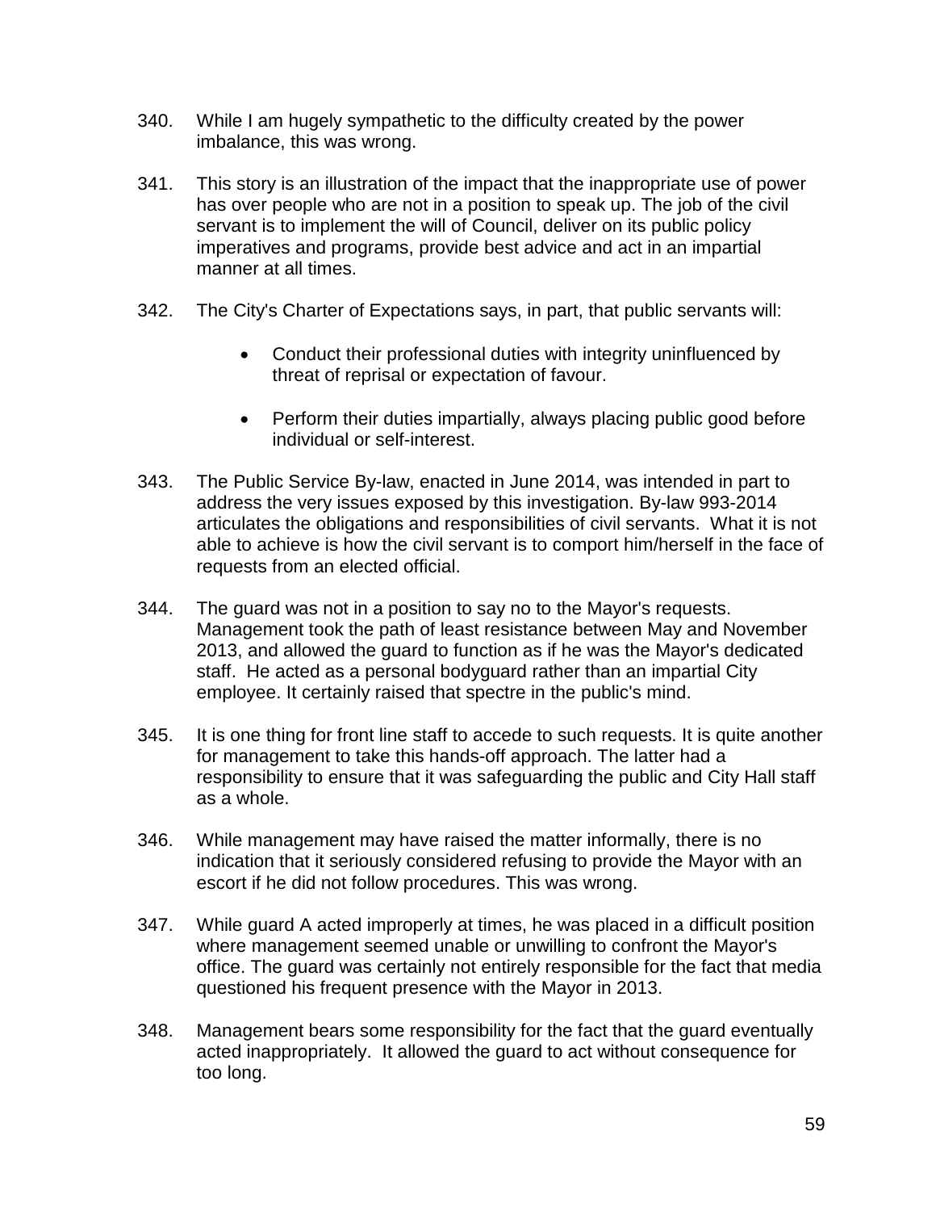340. While I am hugely sympathetic to the difficulty created by the power imbalance, this was wrong.

341. This story is an illustration of the impact that the inappropriate use of power has over people who are not in a position to speak up. The job of the civil servant is to implement the will of Council, deliver on its public policy imperatives and programs, provide best advice and act in an impartial manner at all times.

342. The City's Charter of Expectations says, in part, that public servants will:

    - Conduct their professional duties with integrity uninfluenced by threat of reprisal or expectation of favour.

    - Perform their duties impartially, always placing public good before individual or self-interest.

343. The Public Service By-law, enacted in June 2014, was intended in part to address the very issues exposed by this investigation. By-law 993-2014 articulates the obligations and responsibilities of civil servants. What it is not able to achieve is how the civil servant is to comport him/herself in the face of requests from an elected official.

344. The guard was not in a position to say no to the Mayor's requests. Management took the path of least resistance between May and November 2013, and allowed the guard to function as if he was the Mayor's dedicated staff. He acted as a personal bodyguard rather than an impartial City employee. It certainly raised that spectre in the public's mind.

345. It is one thing for front line staff to accede to such requests. It is quite another for management to take this hands-off approach. The latter had a responsibility to ensure that it was safeguarding the public and City Hall staff as a whole.

346. While management may have raised the matter informally, there is no indication that it seriously considered refusing to provide the Mayor with an escort if he did not follow procedures. This was wrong.

347. While guard A acted improperly at times, he was placed in a difficult position where management seemed unable or unwilling to confront the Mayor's office. The guard was certainly not entirely responsible for the fact that media questioned his frequent presence with the Mayor in 2013.

348. Management bears some responsibility for the fact that the guard eventually acted inappropriately. It allowed the guard to act without consequence for too long.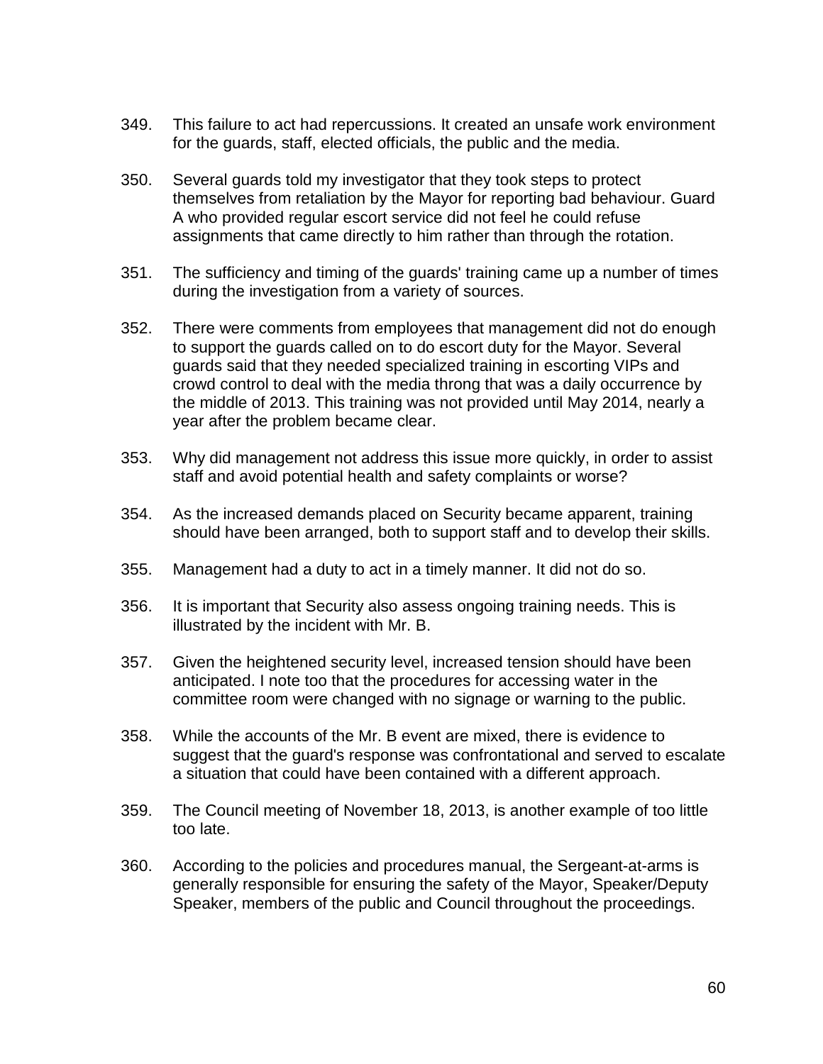349. This failure to act had repercussions. It created an unsafe work environment for the guards, staff, elected officials, the public and the media.

350. Several guards told my investigator that they took steps to protect themselves from retaliation by the Mayor for reporting bad behaviour. Guard A who provided regular escort service did not feel he could refuse assignments that came directly to him rather than through the rotation.

351. The sufficiency and timing of the guards' training came up a number of times during the investigation from a variety of sources.

352. There were comments from employees that management did not do enough to support the guards called on to do escort duty for the Mayor. Several guards said that they needed specialized training in escorting VIPs and crowd control to deal with the media throng that was a daily occurrence by the middle of 2013. This training was not provided until May 2014, nearly a year after the problem became clear.

353. Why did management not address this issue more quickly, in order to assist staff and avoid potential health and safety complaints or worse?

354. As the increased demands placed on Security became apparent, training should have been arranged, both to support staff and to develop their skills.

355. Management had a duty to act in a timely manner. It did not do so.

356. It is important that Security also assess ongoing training needs. This is illustrated by the incident with Mr. B.

357. Given the heightened security level, increased tension should have been anticipated. I note too that the procedures for accessing water in the committee room were changed with no signage or warning to the public.

358. While the accounts of the Mr. B event are mixed, there is evidence to suggest that the guard's response was confrontational and served to escalate a situation that could have been contained with a different approach.

359. The Council meeting of November 18, 2013, is another example of too little too late.

360. According to the policies and procedures manual, the Sergeant-at-arms is generally responsible for ensuring the safety of the Mayor, Speaker/Deputy Speaker, members of the public and Council throughout the proceedings.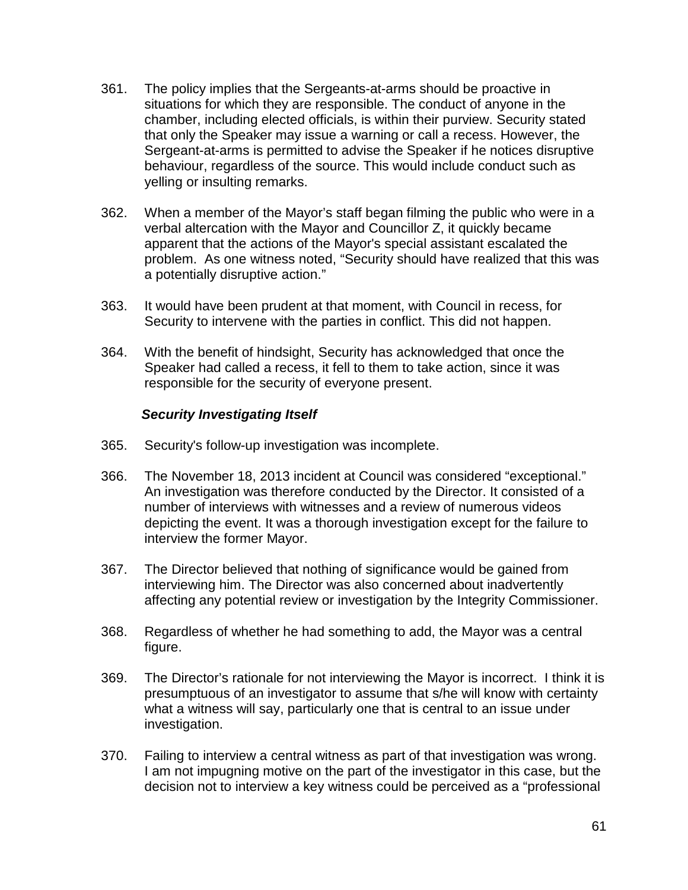361. The policy implies that the Sergeants-at-arms should be proactive in situations for which they are responsible. The conduct of anyone in the chamber, including elected officials, is within their purview. Security stated that only the Speaker may issue a warning or call a recess. However, the Sergeant-at-arms is permitted to advise the Speaker if he notices disruptive behaviour, regardless of the source. This would include conduct such as yelling or insulting remarks.

362. When a member of the Mayor's staff began filming the public who were in a verbal altercation with the Mayor and Councillor Z, it quickly became apparent that the actions of the Mayor's special assistant escalated the problem. As one witness noted, "Security should have realized that this was a potentially disruptive action."

363. It would have been prudent at that moment, with Council in recess, for Security to intervene with the parties in conflict. This did not happen.

364. With the benefit of hindsight, Security has acknowledged that once the Speaker had called a recess, it fell to them to take action, since it was responsible for the security of everyone present.

### *Security Investigating Itself*

365. Security's follow-up investigation was incomplete.

366. The November 18, 2013 incident at Council was considered "exceptional." An investigation was therefore conducted by the Director. It consisted of a number of interviews with witnesses and a review of numerous videos depicting the event. It was a thorough investigation except for the failure to interview the former Mayor.

367. The Director believed that nothing of significance would be gained from interviewing him. The Director was also concerned about inadvertently affecting any potential review or investigation by the Integrity Commissioner.

368. Regardless of whether he had something to add, the Mayor was a central figure.

369. The Director's rationale for not interviewing the Mayor is incorrect. I think it is presumptuous of an investigator to assume that s/he will know with certainty what a witness will say, particularly one that is central to an issue under investigation.

370. Failing to interview a central witness as part of that investigation was wrong. I am not impugning motive on the part of the investigator in this case, but the decision not to interview a key witness could be perceived as a "professional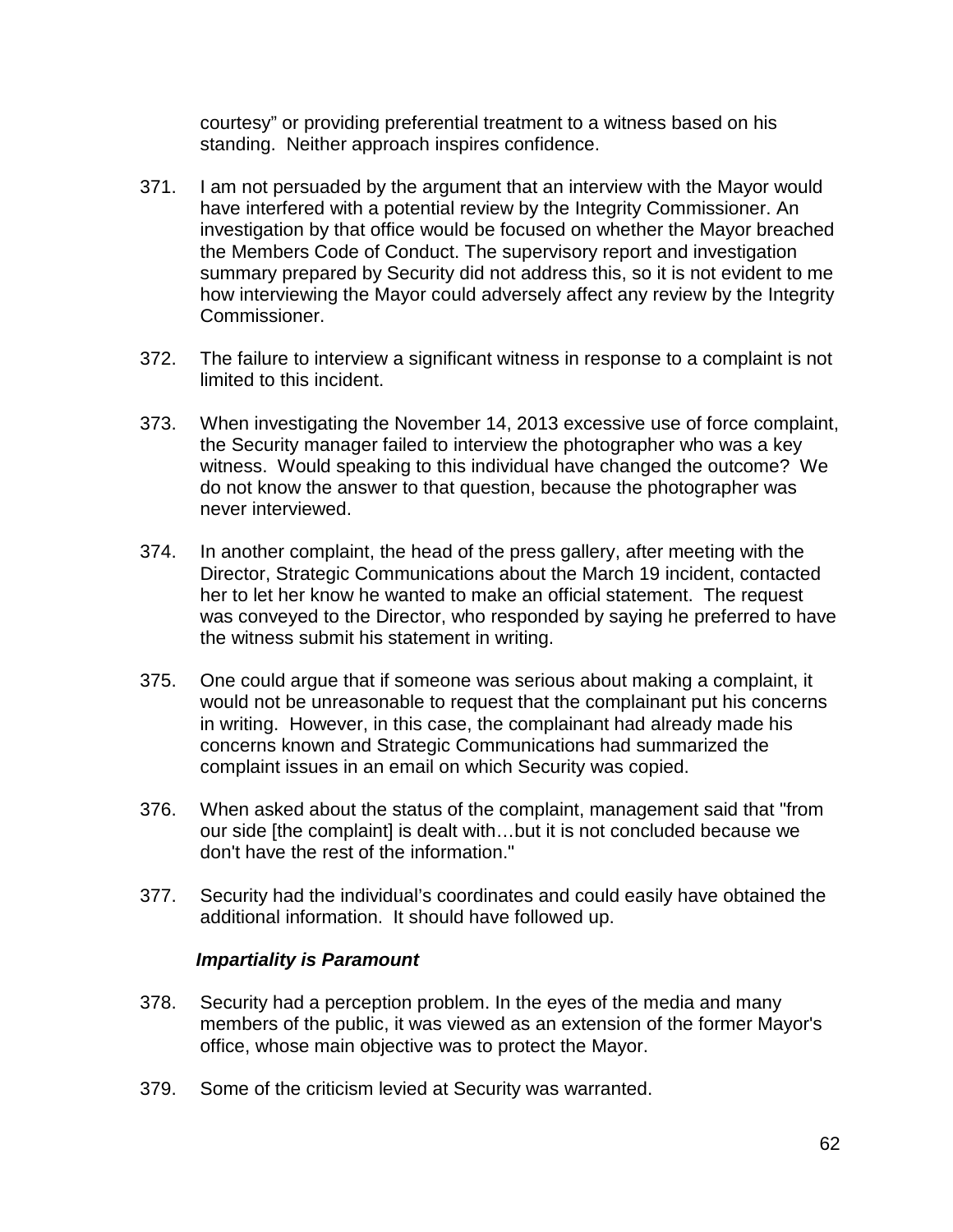courtesy" or providing preferential treatment to a witness based on his standing. Neither approach inspires confidence.

371. I am not persuaded by the argument that an interview with the Mayor would have interfered with a potential review by the Integrity Commissioner. An investigation by that office would be focused on whether the Mayor breached the Members Code of Conduct. The supervisory report and investigation summary prepared by Security did not address this, so it is not evident to me how interviewing the Mayor could adversely affect any review by the Integrity Commissioner.

372. The failure to interview a significant witness in response to a complaint is not limited to this incident.

373. When investigating the November 14, 2013 excessive use of force complaint, the Security manager failed to interview the photographer who was a key witness. Would speaking to this individual have changed the outcome? We do not know the answer to that question, because the photographer was never interviewed.

374. In another complaint, the head of the press gallery, after meeting with the Director, Strategic Communications about the March 19 incident, contacted her to let her know he wanted to make an official statement. The request was conveyed to the Director, who responded by saying he preferred to have the witness submit his statement in writing.

375. One could argue that if someone was serious about making a complaint, it would not be unreasonable to request that the complainant put his concerns in writing. However, in this case, the complainant had already made his concerns known and Strategic Communications had summarized the complaint issues in an email on which Security was copied.

376. When asked about the status of the complaint, management said that "from our side [the complaint] is dealt with…but it is not concluded because we don't have the rest of the information."

377. Security had the individual's coordinates and could easily have obtained the additional information. It should have followed up.

### *Impartiality is Paramount*

378. Security had a perception problem. In the eyes of the media and many members of the public, it was viewed as an extension of the former Mayor's office, whose main objective was to protect the Mayor.

379. Some of the criticism levied at Security was warranted.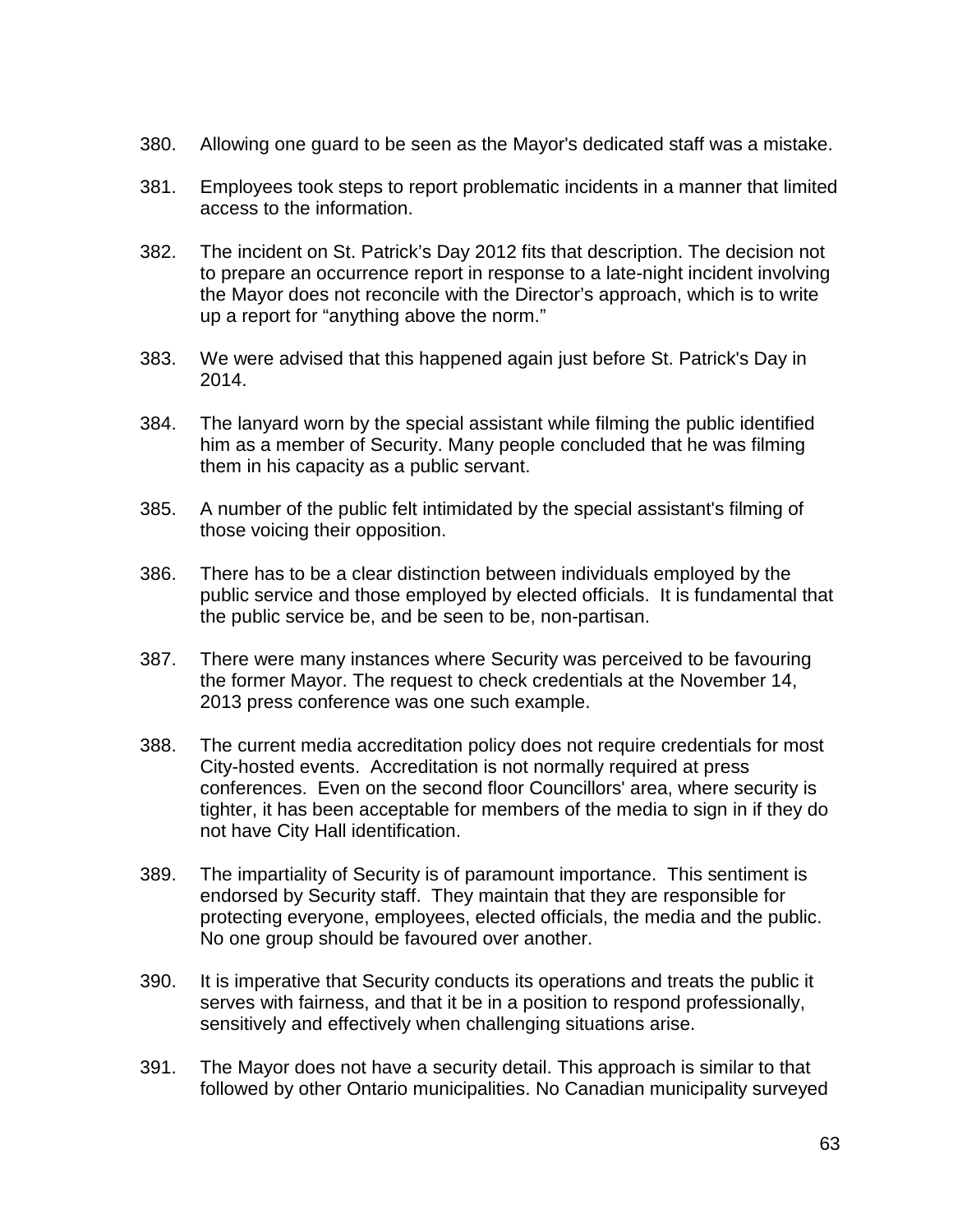380. Allowing one guard to be seen as the Mayor's dedicated staff was a mistake.

381. Employees took steps to report problematic incidents in a manner that limited access to the information.

382. The incident on St. Patrick’s Day 2012 fits that description. The decision not to prepare an occurrence report in response to a late-night incident involving the Mayor does not reconcile with the Director’s approach, which is to write up a report for “anything above the norm.”

383. We were advised that this happened again just before St. Patrick's Day in 2014.

384. The lanyard worn by the special assistant while filming the public identified him as a member of Security. Many people concluded that he was filming them in his capacity as a public servant.

385. A number of the public felt intimidated by the special assistant's filming of those voicing their opposition.

386. There has to be a clear distinction between individuals employed by the public service and those employed by elected officials. It is fundamental that the public service be, and be seen to be, non-partisan.

387. There were many instances where Security was perceived to be favouring the former Mayor. The request to check credentials at the November 14, 2013 press conference was one such example.

388. The current media accreditation policy does not require credentials for most City-hosted events. Accreditation is not normally required at press conferences. Even on the second floor Councillors' area, where security is tighter, it has been acceptable for members of the media to sign in if they do not have City Hall identification.

389. The impartiality of Security is of paramount importance. This sentiment is endorsed by Security staff. They maintain that they are responsible for protecting everyone, employees, elected officials, the media and the public. No one group should be favoured over another.

390. It is imperative that Security conducts its operations and treats the public it serves with fairness, and that it be in a position to respond professionally, sensitively and effectively when challenging situations arise.

391. The Mayor does not have a security detail. This approach is similar to that followed by other Ontario municipalities. No Canadian municipality surveyed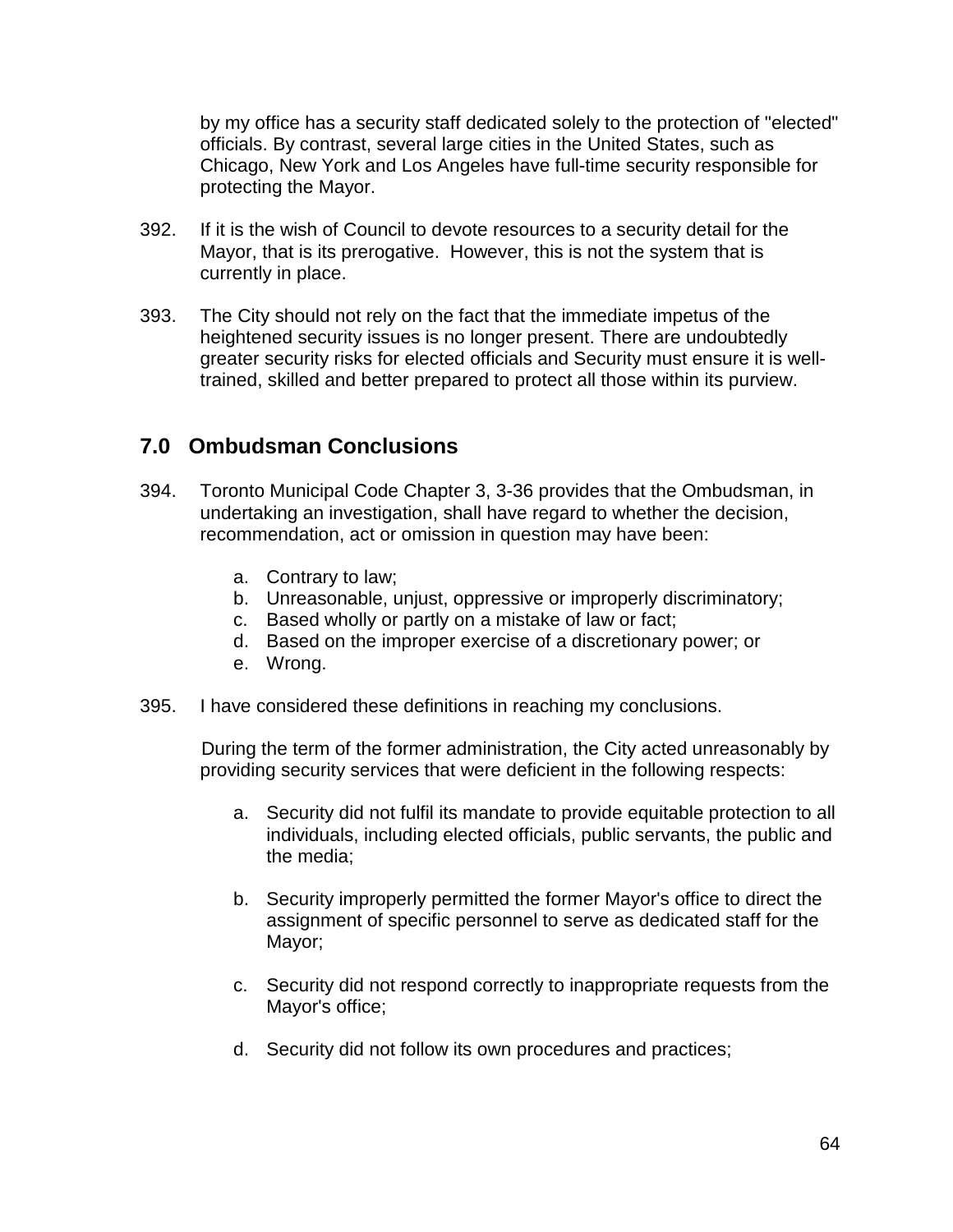by my office has a security staff dedicated solely to the protection of "elected" officials. By contrast, several large cities in the United States, such as Chicago, New York and Los Angeles have full-time security responsible for protecting the Mayor.

392. If it is the wish of Council to devote resources to a security detail for the Mayor, that is its prerogative. However, this is not the system that is currently in place.

393. The City should not rely on the fact that the immediate impetus of the heightened security issues is no longer present. There are undoubtedly greater security risks for elected officials and Security must ensure it is well-trained, skilled and better prepared to protect all those within its purview.

## 7.0 Ombudsman Conclusions

394. Toronto Municipal Code Chapter 3, 3-36 provides that the Ombudsman, in undertaking an investigation, shall have regard to whether the decision, recommendation, act or omission in question may have been:

   a. Contrary to law;
   b. Unreasonable, unjust, oppressive or improperly discriminatory;
   c. Based wholly or partly on a mistake of law or fact;
   d. Based on the improper exercise of a discretionary power; or
   e. Wrong.

395. I have considered these definitions in reaching my conclusions.

During the term of the former administration, the City acted unreasonably by providing security services that were deficient in the following respects:

   a. Security did not fulfil its mandate to provide equitable protection to all individuals, including elected officials, public servants, the public and the media;

   b. Security improperly permitted the former Mayor's office to direct the assignment of specific personnel to serve as dedicated staff for the Mayor;

   c. Security did not respond correctly to inappropriate requests from the Mayor's office;

   d. Security did not follow its own procedures and practices;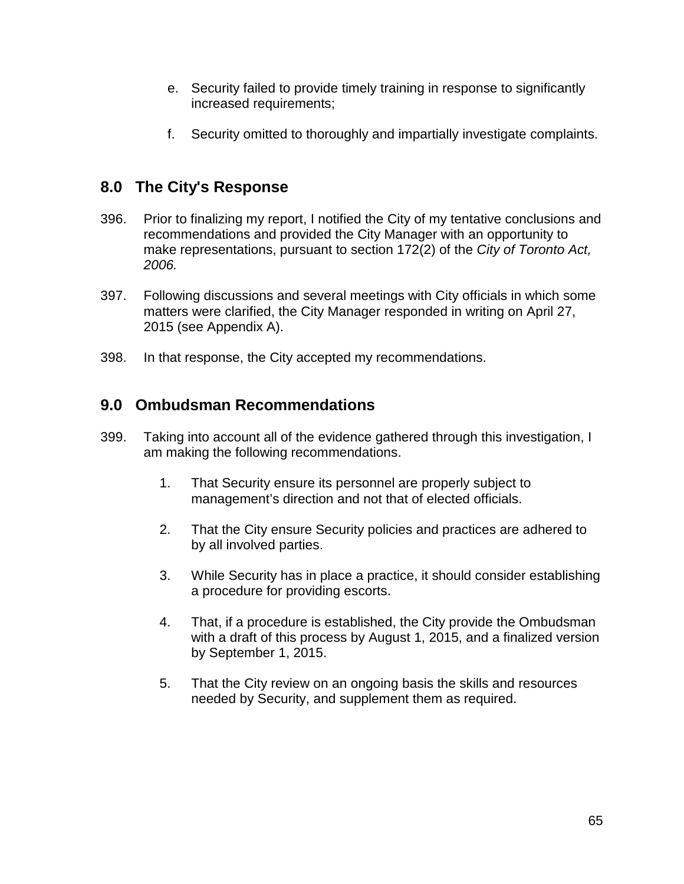e. Security failed to provide timely training in response to significantly increased requirements;

f. Security omitted to thoroughly and impartially investigate complaints.

## 8.0 The City's Response

396. Prior to finalizing my report, I notified the City of my tentative conclusions and recommendations and provided the City Manager with an opportunity to make representations, pursuant to section 172(2) of the *City of Toronto Act, 2006.*

397. Following discussions and several meetings with City officials in which some matters were clarified, the City Manager responded in writing on April 27, 2015 (see Appendix A).

398. In that response, the City accepted my recommendations.

## 9.0 Ombudsman Recommendations

399. Taking into account all of the evidence gathered through this investigation, I am making the following recommendations.

1. That Security ensure its personnel are properly subject to management's direction and not that of elected officials.

2. That the City ensure Security policies and practices are adhered to by all involved parties.

3. While Security has in place a practice, it should consider establishing a procedure for providing escorts.

4. That, if a procedure is established, the City provide the Ombudsman with a draft of this process by August 1, 2015, and a finalized version by September 1, 2015.

5. That the City review on an ongoing basis the skills and resources needed by Security, and supplement them as required.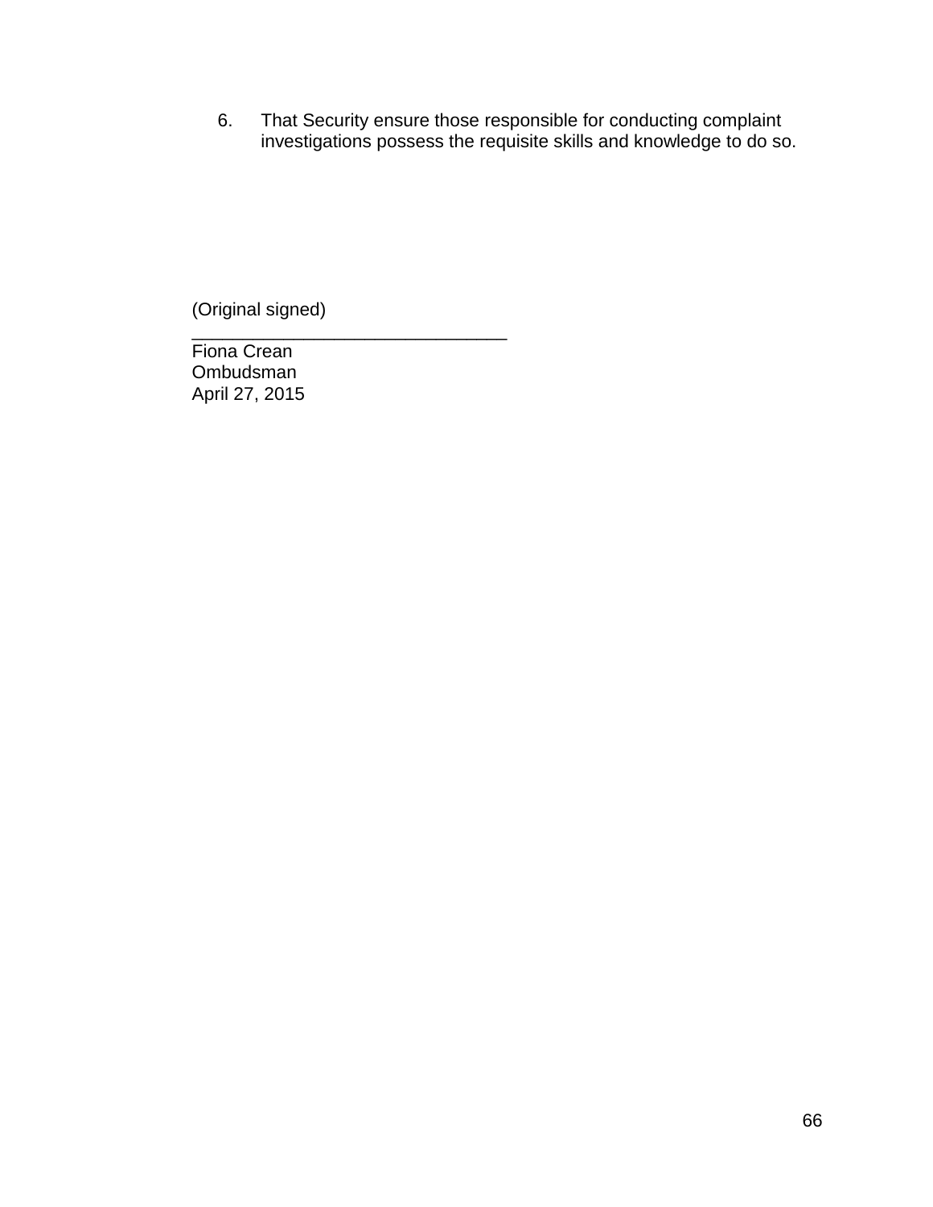6. That Security ensure those responsible for conducting complaint investigations possess the requisite skills and knowledge to do so.

(Original signed)

\_\_\_\_\_\_\_\_\_\_\_\_\_\_\_\_\_\_\_\_\_\_\_\_\_\_\_\_\_\_\_\_

Fiona Crean  
Ombudsman  
April 27, 2015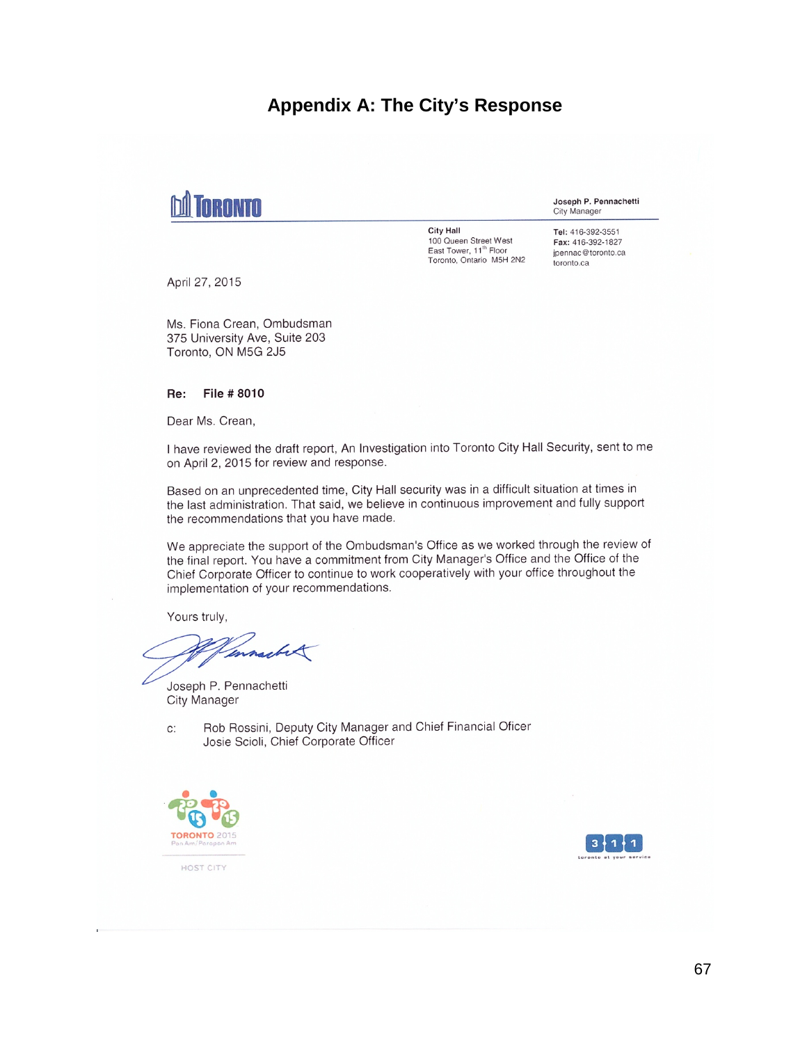# Appendix A: The City's Response

TORONTO

**Joseph P. Pennachetti**
City Manager

**City Hall**
100 Queen Street West
East Tower, 11th Floor
Toronto, Ontario M5H 2N2

**Tel:** 416-392-3551
**Fax:** 416-392-1827
jpennac@toronto.ca
toronto.ca

April 27, 2015

Ms. Fiona Crean, Ombudsman
375 University Ave, Suite 203
Toronto, ON M5G 2J5

**Re: File # 8010**

Dear Ms. Crean,

I have reviewed the draft report, An Investigation into Toronto City Hall Security, sent to me on April 2, 2015 for review and response.

Based on an unprecedented time, City Hall security was in a difficult situation at times in the last administration. That said, we believe in continuous improvement and fully support the recommendations that you have made.

We appreciate the support of the Ombudsman's Office as we worked through the review of the final report. You have a commitment from City Manager's Office and the Office of the Chief Corporate Officer to continue to work cooperatively with your office throughout the implementation of your recommendations.

Yours truly,

Joseph P. Pennachetti
City Manager

c: Rob Rossini, Deputy City Manager and Chief Financial Oficer
Josie Scioli, Chief Corporate Officer

TORONTO 2015
Pan Am/Parapan Am
HOST CITY

311 toronto at your service